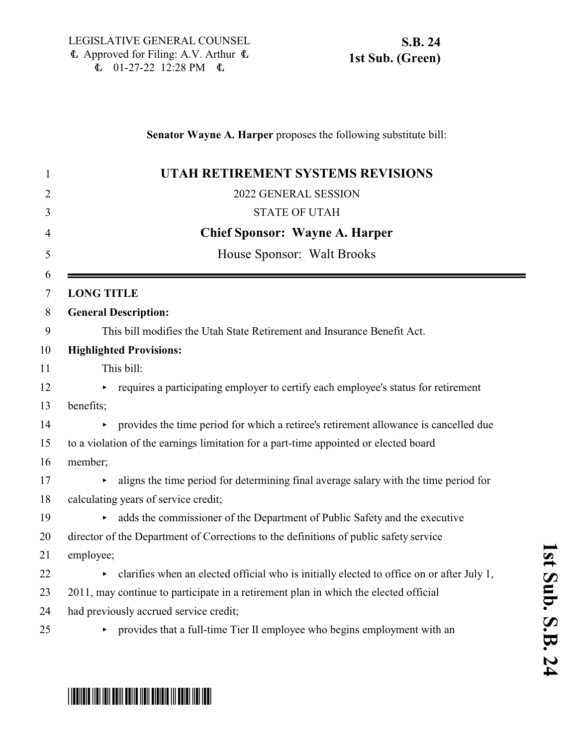LEGISLATIVE GENERAL COUNSEL
Approved for Filing: A.V. Arthur
01-27-22 12:28 PM

**S.B. 24**
**1st Sub. (Green)**

**Senator Wayne A. Harper** proposes the following substitute bill:

# UTAH RETIREMENT SYSTEMS REVISIONS

2022 GENERAL SESSION

STATE OF UTAH

**Chief Sponsor: Wayne A. Harper**

House Sponsor: Walt Brooks

**LONG TITLE**

**General Description:**

This bill modifies the Utah State Retirement and Insurance Benefit Act.

**Highlighted Provisions:**

This bill:

- requires a participating employer to certify each employee's status for retirement benefits;
- provides the time period for which a retiree's retirement allowance is cancelled due to a violation of the earnings limitation for a part-time appointed or elected board member;
- aligns the time period for determining final average salary with the time period for calculating years of service credit;
- adds the commissioner of the Department of Public Safety and the executive director of the Department of Corrections to the definitions of public safety service employee;
- clarifies when an elected official who is initially elected to office on or after July 1, 2011, may continue to participate in a retirement plan in which the elected official had previously accrued service credit;
- provides that a full-time Tier II employee who begins employment with an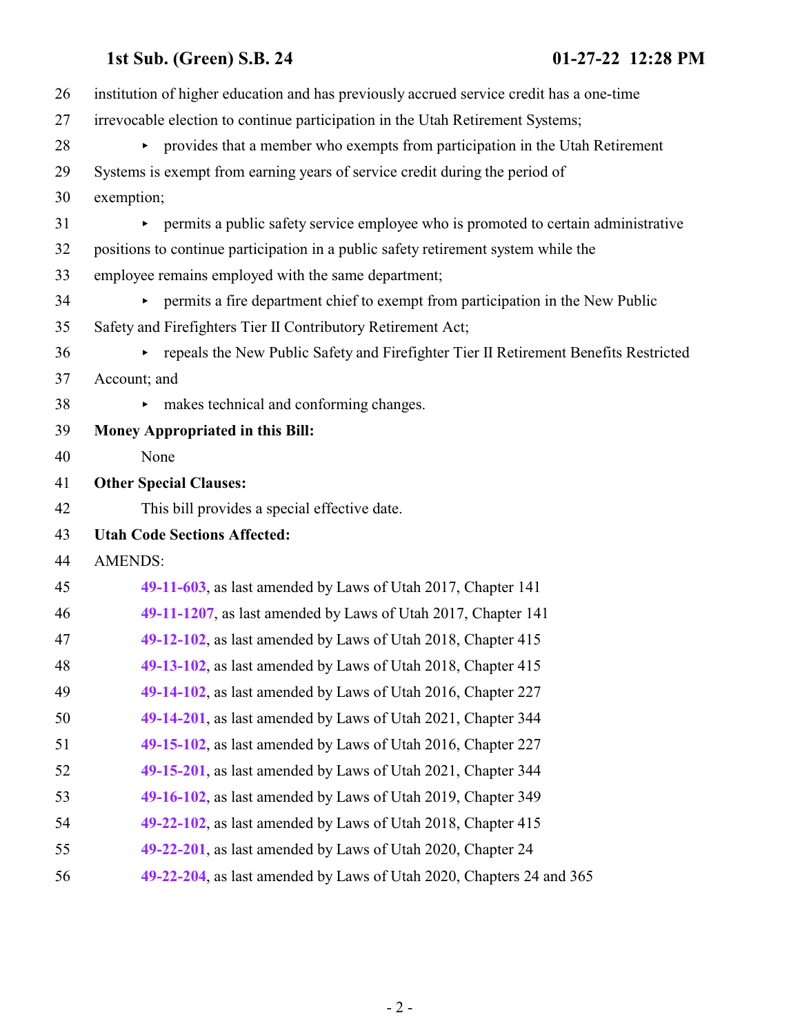institution of higher education and has previously accrued service credit has a one-time irrevocable election to continue participation in the Utah Retirement Systems;

- provides that a member who exempts from participation in the Utah Retirement Systems is exempt from earning years of service credit during the period of exemption;
- permits a public safety service employee who is promoted to certain administrative positions to continue participation in a public safety retirement system while the employee remains employed with the same department;
- permits a fire department chief to exempt from participation in the New Public Safety and Firefighters Tier II Contributory Retirement Act;
- repeals the New Public Safety and Firefighter Tier II Retirement Benefits Restricted Account; and
- makes technical and conforming changes.

**Money Appropriated in this Bill:**

None

**Other Special Clauses:**

This bill provides a special effective date.

**Utah Code Sections Affected:**

AMENDS:

**49-11-603**, as last amended by Laws of Utah 2017, Chapter 141

**49-11-1207**, as last amended by Laws of Utah 2017, Chapter 141

**49-12-102**, as last amended by Laws of Utah 2018, Chapter 415

**49-13-102**, as last amended by Laws of Utah 2018, Chapter 415

**49-14-102**, as last amended by Laws of Utah 2016, Chapter 227

**49-14-201**, as last amended by Laws of Utah 2021, Chapter 344

**49-15-102**, as last amended by Laws of Utah 2016, Chapter 227

**49-15-201**, as last amended by Laws of Utah 2021, Chapter 344

**49-16-102**, as last amended by Laws of Utah 2019, Chapter 349

**49-22-102**, as last amended by Laws of Utah 2018, Chapter 415

**49-22-201**, as last amended by Laws of Utah 2020, Chapter 24

**49-22-204**, as last amended by Laws of Utah 2020, Chapters 24 and 365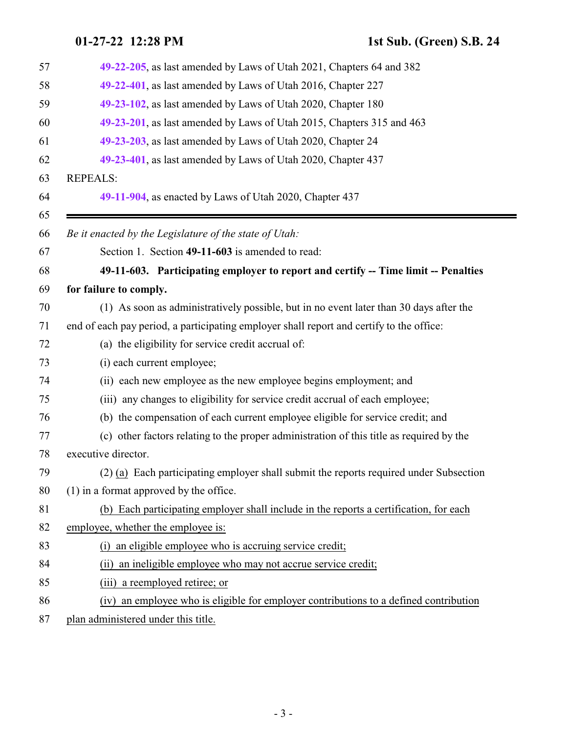49-22-205, as last amended by Laws of Utah 2021, Chapters 64 and 382

49-22-401, as last amended by Laws of Utah 2016, Chapter 227

49-23-102, as last amended by Laws of Utah 2020, Chapter 180

49-23-201, as last amended by Laws of Utah 2015, Chapters 315 and 463

49-23-203, as last amended by Laws of Utah 2020, Chapter 24

49-23-401, as last amended by Laws of Utah 2020, Chapter 437

REPEALS:

49-11-904, as enacted by Laws of Utah 2020, Chapter 437

---

*Be it enacted by the Legislature of the state of Utah:*

Section 1. Section **49-11-603** is amended to read:

**49-11-603. Participating employer to report and certify -- Time limit -- Penalties for failure to comply.**

(1) As soon as administratively possible, but in no event later than 30 days after the end of each pay period, a participating employer shall report and certify to the office:

(a) the eligibility for service credit accrual of:

(i) each current employee;

(ii) each new employee as the new employee begins employment; and

(iii) any changes to eligibility for service credit accrual of each employee;

(b) the compensation of each current employee eligible for service credit; and

(c) other factors relating to the proper administration of this title as required by the executive director.

(2) <u>(a)</u> Each participating employer shall submit the reports required under Subsection (1) in a format approved by the office.

<u>(b) Each participating employer shall include in the reports a certification, for each employee, whether the employee is:</u>

<u>(i) an eligible employee who is accruing service credit;</u>

<u>(ii) an ineligible employee who may not accrue service credit;</u>

<u>(iii) a reemployed retiree; or</u>

<u>(iv) an employee who is eligible for employer contributions to a defined contribution plan administered under this title.</u>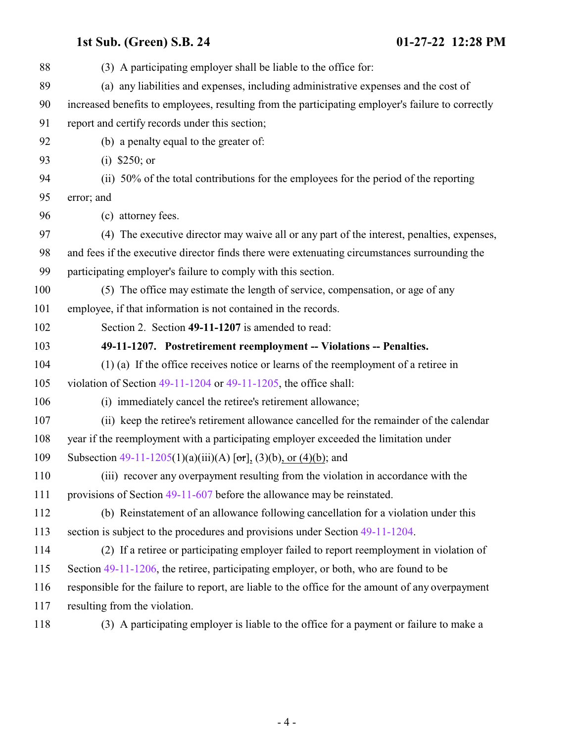(3) A participating employer shall be liable to the office for:

(a) any liabilities and expenses, including administrative expenses and the cost of increased benefits to employees, resulting from the participating employer's failure to correctly report and certify records under this section;

(b) a penalty equal to the greater of:

(i) $250; or

(ii) 50% of the total contributions for the employees for the period of the reporting error; and

(c) attorney fees.

(4) The executive director may waive all or any part of the interest, penalties, expenses, and fees if the executive director finds there were extenuating circumstances surrounding the participating employer's failure to comply with this section.

(5) The office may estimate the length of service, compensation, or age of any employee, if that information is not contained in the records.

Section 2. Section **49-11-1207** is amended to read:

**49-11-1207. Postretirement reemployment -- Violations -- Penalties.**

(1) (a) If the office receives notice or learns of the reemployment of a retiree in violation of Section 49-11-1204 or 49-11-1205, the office shall:

(i) immediately cancel the retiree's retirement allowance;

(ii) keep the retiree's retirement allowance cancelled for the remainder of the calendar year if the reemployment with a participating employer exceeded the limitation under Subsection 49-11-1205(1)(a)(iii)(A) [~~or~~], (3)(b), or (4)(b); and

(iii) recover any overpayment resulting from the violation in accordance with the provisions of Section 49-11-607 before the allowance may be reinstated.

(b) Reinstatement of an allowance following cancellation for a violation under this section is subject to the procedures and provisions under Section 49-11-1204.

(2) If a retiree or participating employer failed to report reemployment in violation of Section 49-11-1206, the retiree, participating employer, or both, who are found to be responsible for the failure to report, are liable to the office for the amount of any overpayment resulting from the violation.

(3) A participating employer is liable to the office for a payment or failure to make a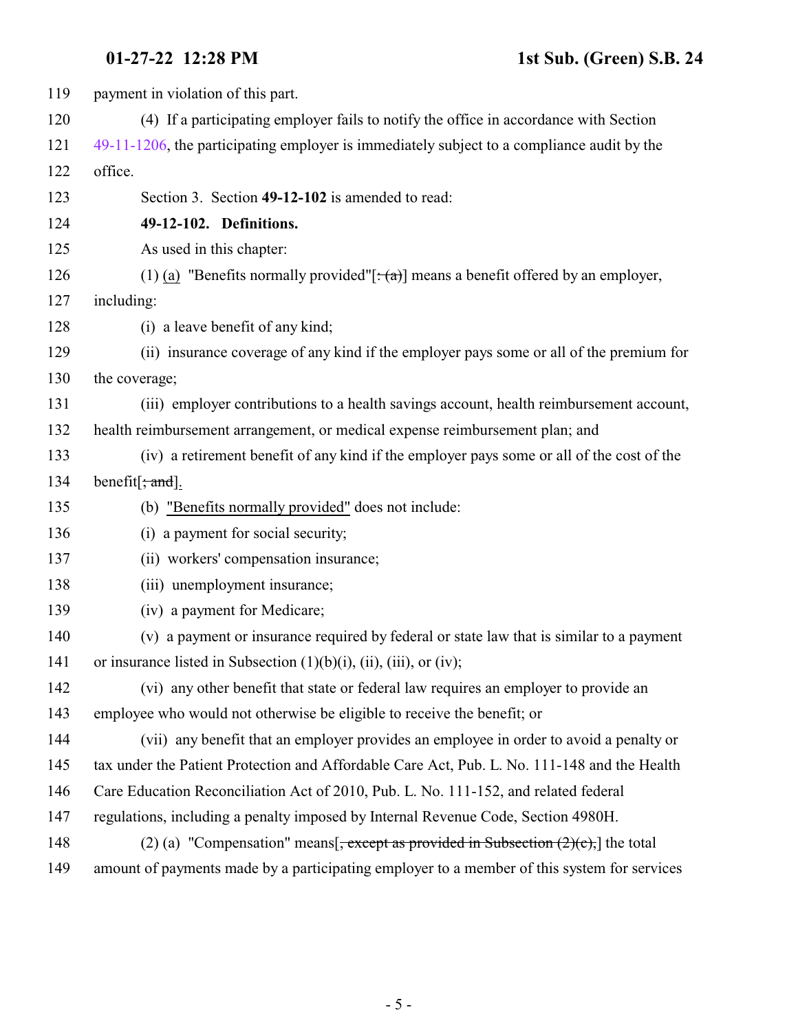payment in violation of this part.

(4) If a participating employer fails to notify the office in accordance with Section 49-11-1206, the participating employer is immediately subject to a compliance audit by the office.

Section 3. Section **49-12-102** is amended to read:

**49-12-102. Definitions.**

As used in this chapter:

(1) <u>(a)</u> "Benefits normally provided"[~~: (a)~~] means a benefit offered by an employer, including:

(i) a leave benefit of any kind;

(ii) insurance coverage of any kind if the employer pays some or all of the premium for the coverage;

(iii) employer contributions to a health savings account, health reimbursement account, health reimbursement arrangement, or medical expense reimbursement plan; and

(iv) a retirement benefit of any kind if the employer pays some or all of the cost of the benefit[~~; and~~]<u>.</u>

(b) <u>"Benefits normally provided"</u> does not include:

(i) a payment for social security;

(ii) workers' compensation insurance;

(iii) unemployment insurance;

(iv) a payment for Medicare;

(v) a payment or insurance required by federal or state law that is similar to a payment or insurance listed in Subsection (1)(b)(i), (ii), (iii), or (iv);

(vi) any other benefit that state or federal law requires an employer to provide an employee who would not otherwise be eligible to receive the benefit; or

(vii) any benefit that an employer provides an employee in order to avoid a penalty or tax under the Patient Protection and Affordable Care Act, Pub. L. No. 111-148 and the Health Care Education Reconciliation Act of 2010, Pub. L. No. 111-152, and related federal regulations, including a penalty imposed by Internal Revenue Code, Section 4980H.

(2) (a) "Compensation" means[~~, except as provided in Subsection (2)(c),~~] the total amount of payments made by a participating employer to a member of this system for services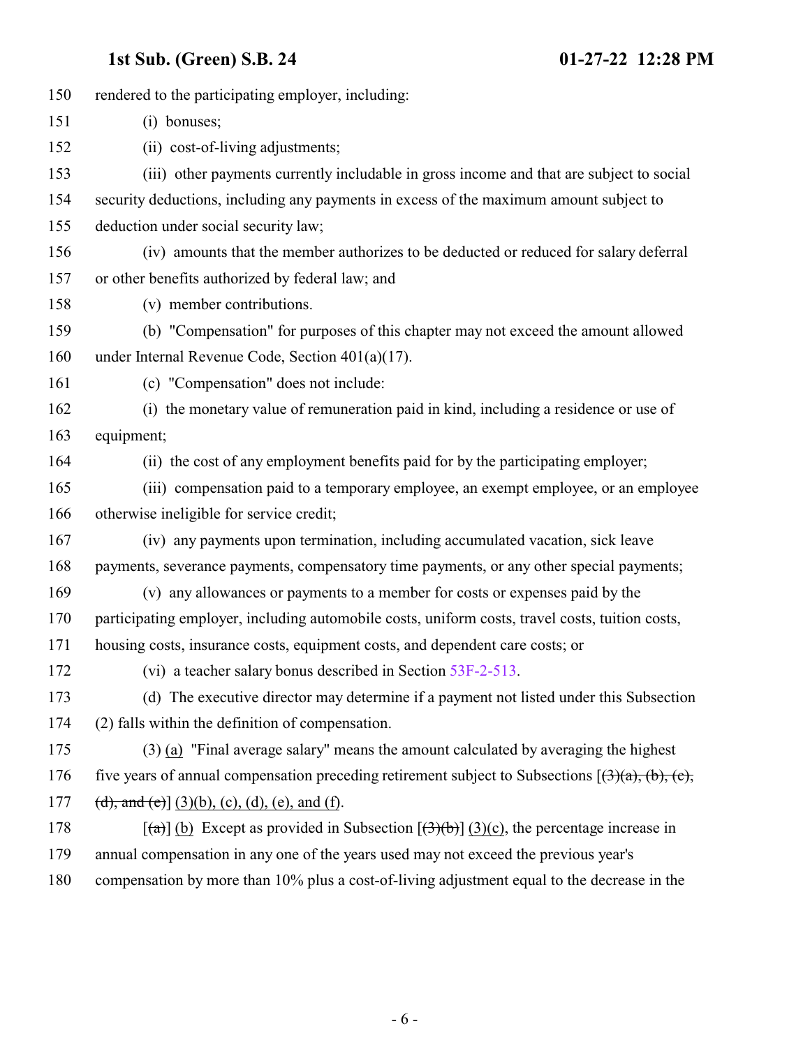150 rendered to the participating employer, including:

151 (i) bonuses;

152 (ii) cost-of-living adjustments;

153 (iii) other payments currently includable in gross income and that are subject to social
154 security deductions, including any payments in excess of the maximum amount subject to
155 deduction under social security law;

156 (iv) amounts that the member authorizes to be deducted or reduced for salary deferral
157 or other benefits authorized by federal law; and

158 (v) member contributions.

159 (b) "Compensation" for purposes of this chapter may not exceed the amount allowed
160 under Internal Revenue Code, Section 401(a)(17).

161 (c) "Compensation" does not include:

162 (i) the monetary value of remuneration paid in kind, including a residence or use of
163 equipment;

164 (ii) the cost of any employment benefits paid for by the participating employer;

165 (iii) compensation paid to a temporary employee, an exempt employee, or an employee
166 otherwise ineligible for service credit;

167 (iv) any payments upon termination, including accumulated vacation, sick leave
168 payments, severance payments, compensatory time payments, or any other special payments;

169 (v) any allowances or payments to a member for costs or expenses paid by the
170 participating employer, including automobile costs, uniform costs, travel costs, tuition costs,
171 housing costs, insurance costs, equipment costs, and dependent care costs; or

172 (vi) a teacher salary bonus described in Section 53F-2-513.

173 (d) The executive director may determine if a payment not listed under this Subsection
174 (2) falls within the definition of compensation.

175 (3) (a) "Final average salary" means the amount calculated by averaging the highest
176 five years of annual compensation preceding retirement subject to Subsections [~~(3)(a), (b), (c),~~
177 ~~(d), and (e)~~] (3)(b), (c), (d), (e), and (f).

178 [~~(a)~~] (b) Except as provided in Subsection [~~(3)(b)~~] (3)(c), the percentage increase in
179 annual compensation in any one of the years used may not exceed the previous year's
180 compensation by more than 10% plus a cost-of-living adjustment equal to the decrease in the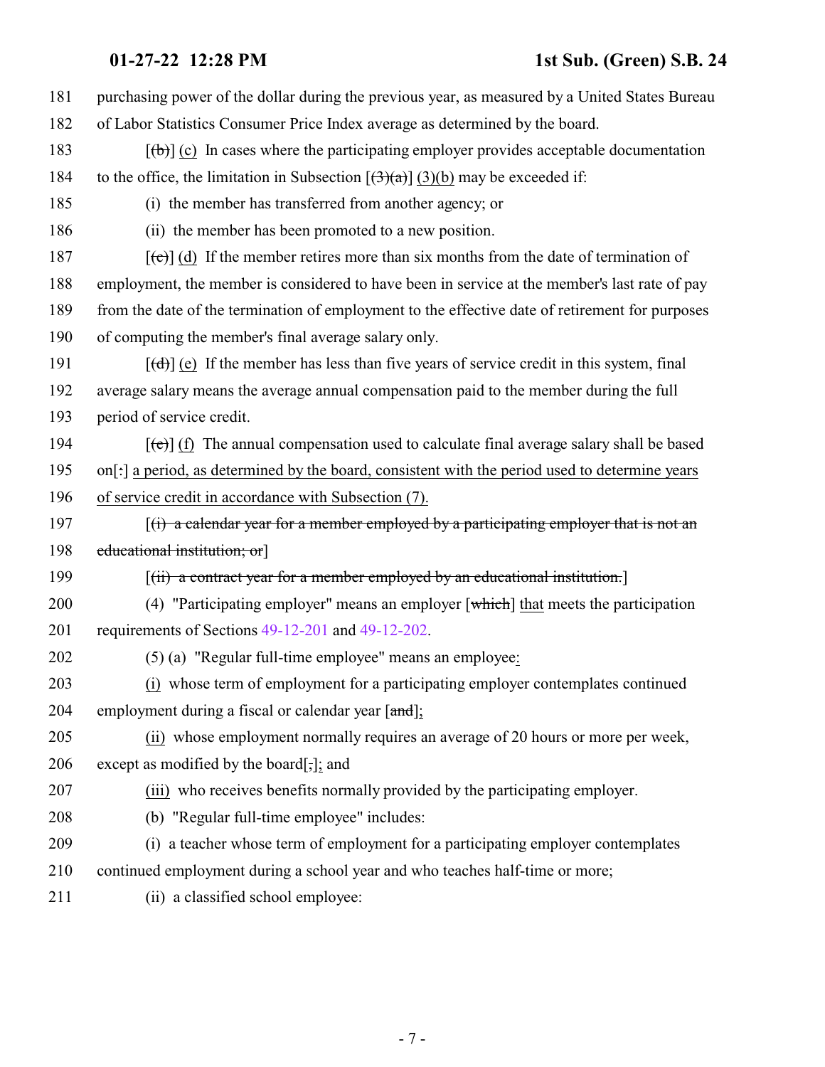181 purchasing power of the dollar during the previous year, as measured by a United States Bureau
182 of Labor Statistics Consumer Price Index average as determined by the board.

183 [~~(b)~~] (c) In cases where the participating employer provides acceptable documentation
184 to the office, the limitation in Subsection [~~(3)(a)~~] (3)(b) may be exceeded if:

185 (i) the member has transferred from another agency; or

186 (ii) the member has been promoted to a new position.

187 [~~(c)~~] (d) If the member retires more than six months from the date of termination of
188 employment, the member is considered to have been in service at the member's last rate of pay
189 from the date of the termination of employment to the effective date of retirement for purposes
190 of computing the member's final average salary only.

191 [~~(d)~~] (e) If the member has less than five years of service credit in this system, final
192 average salary means the average annual compensation paid to the member during the full
193 period of service credit.

194 [~~(e)~~] (f) The annual compensation used to calculate final average salary shall be based
195 on[~~:~~] a period, as determined by the board, consistent with the period used to determine years
196 of service credit in accordance with Subsection (7).

197 [~~(i) a calendar year for a member employed by a participating employer that is not an~~
198 ~~educational institution; or~~]

199 [~~(ii) a contract year for a member employed by an educational institution.~~]

200 (4) "Participating employer" means an employer [~~which~~] that meets the participation
201 requirements of Sections 49-12-201 and 49-12-202.

202 (5) (a) "Regular full-time employee" means an employee:

203 (i) whose term of employment for a participating employer contemplates continued
204 employment during a fiscal or calendar year [~~and~~];

205 (ii) whose employment normally requires an average of 20 hours or more per week,
206 except as modified by the board[~~,~~]; and

207 (iii) who receives benefits normally provided by the participating employer.

208 (b) "Regular full-time employee" includes:

209 (i) a teacher whose term of employment for a participating employer contemplates
210 continued employment during a school year and who teaches half-time or more;

211 (ii) a classified school employee: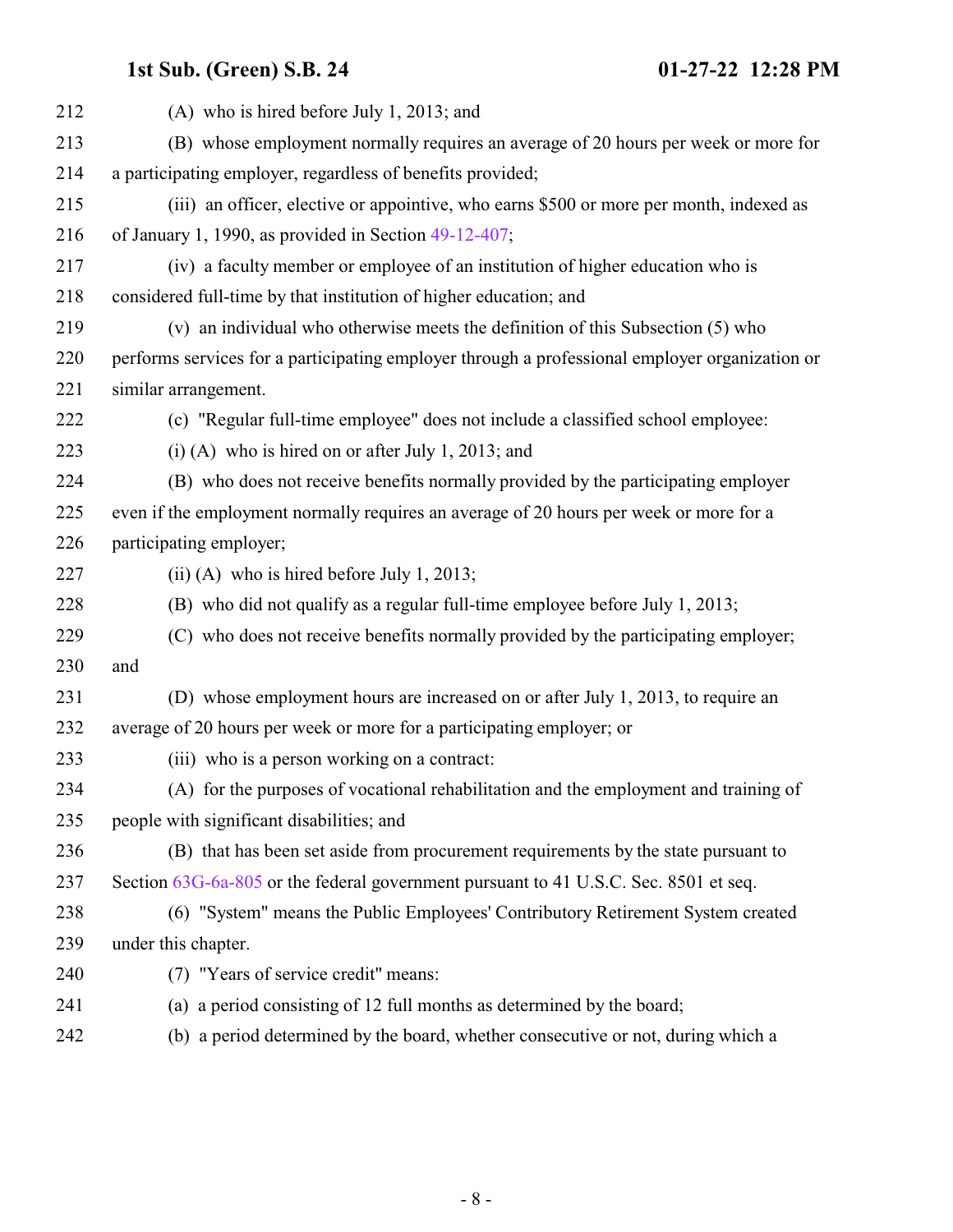(A) who is hired before July 1, 2013; and

(B) whose employment normally requires an average of 20 hours per week or more for a participating employer, regardless of benefits provided;

(iii) an officer, elective or appointive, who earns $500 or more per month, indexed as of January 1, 1990, as provided in Section 49-12-407;

(iv) a faculty member or employee of an institution of higher education who is considered full-time by that institution of higher education; and

(v) an individual who otherwise meets the definition of this Subsection (5) who performs services for a participating employer through a professional employer organization or similar arrangement.

(c) "Regular full-time employee" does not include a classified school employee:

(i) (A) who is hired on or after July 1, 2013; and

(B) who does not receive benefits normally provided by the participating employer even if the employment normally requires an average of 20 hours per week or more for a participating employer;

(ii) (A) who is hired before July 1, 2013;

(B) who did not qualify as a regular full-time employee before July 1, 2013;

(C) who does not receive benefits normally provided by the participating employer; and

(D) whose employment hours are increased on or after July 1, 2013, to require an average of 20 hours per week or more for a participating employer; or

(iii) who is a person working on a contract:

(A) for the purposes of vocational rehabilitation and the employment and training of people with significant disabilities; and

(B) that has been set aside from procurement requirements by the state pursuant to Section 63G-6a-805 or the federal government pursuant to 41 U.S.C. Sec. 8501 et seq.

(6) "System" means the Public Employees' Contributory Retirement System created under this chapter.

(7) "Years of service credit" means:

(a) a period consisting of 12 full months as determined by the board;

(b) a period determined by the board, whether consecutive or not, during which a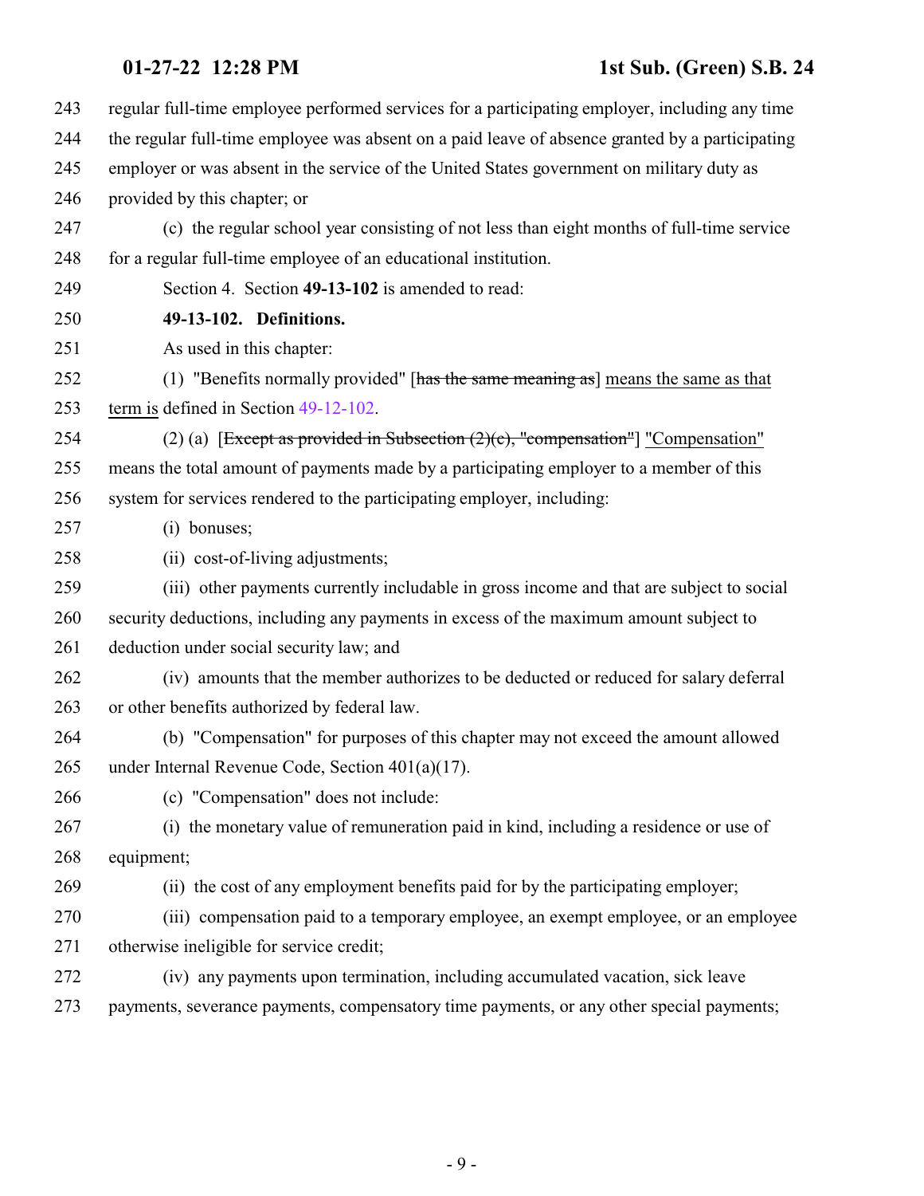regular full-time employee performed services for a participating employer, including any time the regular full-time employee was absent on a paid leave of absence granted by a participating employer or was absent in the service of the United States government on military duty as provided by this chapter; or

(c) the regular school year consisting of not less than eight months of full-time service for a regular full-time employee of an educational institution.

Section 4. Section **49-13-102** is amended to read:

**49-13-102. Definitions.**

As used in this chapter:

(1) "Benefits normally provided" [~~has the same meaning as~~] <u>means the same as that term is</u> defined in Section 49-12-102.

(2) (a) [~~Except as provided in Subsection (2)(c), "compensation"~~] <u>"Compensation"</u> means the total amount of payments made by a participating employer to a member of this system for services rendered to the participating employer, including:

(i) bonuses;

(ii) cost-of-living adjustments;

(iii) other payments currently includable in gross income and that are subject to social security deductions, including any payments in excess of the maximum amount subject to deduction under social security law; and

(iv) amounts that the member authorizes to be deducted or reduced for salary deferral or other benefits authorized by federal law.

(b) "Compensation" for purposes of this chapter may not exceed the amount allowed under Internal Revenue Code, Section 401(a)(17).

(c) "Compensation" does not include:

(i) the monetary value of remuneration paid in kind, including a residence or use of equipment;

(ii) the cost of any employment benefits paid for by the participating employer;

(iii) compensation paid to a temporary employee, an exempt employee, or an employee otherwise ineligible for service credit;

(iv) any payments upon termination, including accumulated vacation, sick leave payments, severance payments, compensatory time payments, or any other special payments;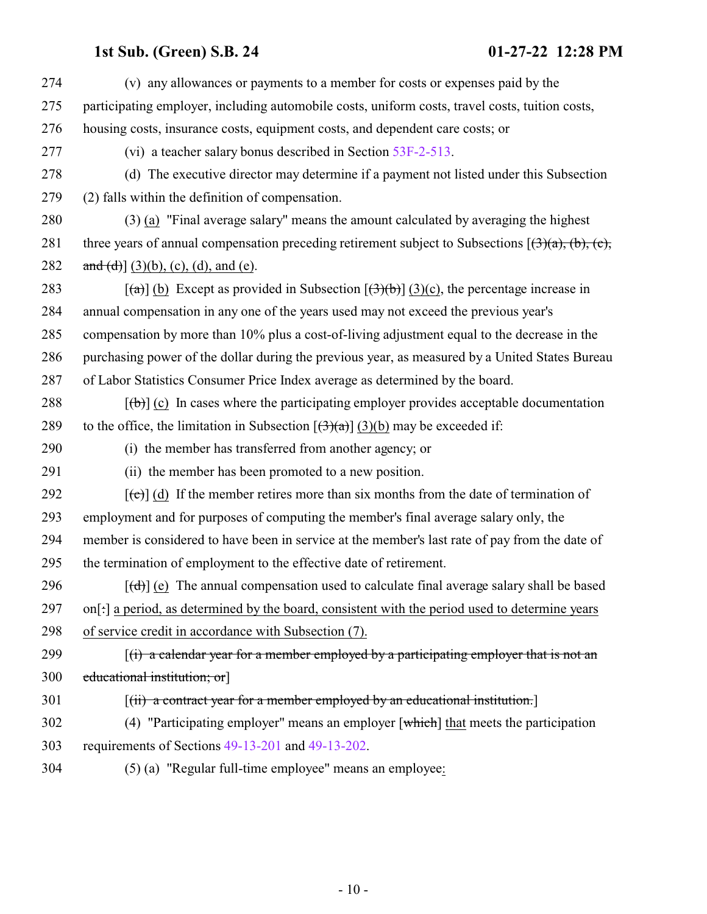(v) any allowances or payments to a member for costs or expenses paid by the participating employer, including automobile costs, uniform costs, travel costs, tuition costs, housing costs, insurance costs, equipment costs, and dependent care costs; or

(vi) a teacher salary bonus described in Section 53F-2-513.

(d) The executive director may determine if a payment not listed under this Subsection (2) falls within the definition of compensation.

(3) (a) "Final average salary" means the amount calculated by averaging the highest three years of annual compensation preceding retirement subject to Subsections [~~(3)(a), (b), (c), and (d)~~] (3)(b), (c), (d), and (e).

[~~(a)~~] (b) Except as provided in Subsection [~~(3)(b)~~] (3)(c), the percentage increase in annual compensation in any one of the years used may not exceed the previous year's compensation by more than 10% plus a cost-of-living adjustment equal to the decrease in the purchasing power of the dollar during the previous year, as measured by a United States Bureau of Labor Statistics Consumer Price Index average as determined by the board.

[~~(b)~~] (c) In cases where the participating employer provides acceptable documentation to the office, the limitation in Subsection [~~(3)(a)~~] (3)(b) may be exceeded if:

(i) the member has transferred from another agency; or

(ii) the member has been promoted to a new position.

[~~(c)~~] (d) If the member retires more than six months from the date of termination of employment and for purposes of computing the member's final average salary only, the member is considered to have been in service at the member's last rate of pay from the date of the termination of employment to the effective date of retirement.

[~~(d)~~] (e) The annual compensation used to calculate final average salary shall be based on[~~:~~] a period, as determined by the board, consistent with the period used to determine years of service credit in accordance with Subsection (7).

[~~(i) a calendar year for a member employed by a participating employer that is not an educational institution; or~~]

[~~(ii) a contract year for a member employed by an educational institution.~~]

(4) "Participating employer" means an employer [~~which~~] that meets the participation requirements of Sections 49-13-201 and 49-13-202.

(5) (a) "Regular full-time employee" means an employee: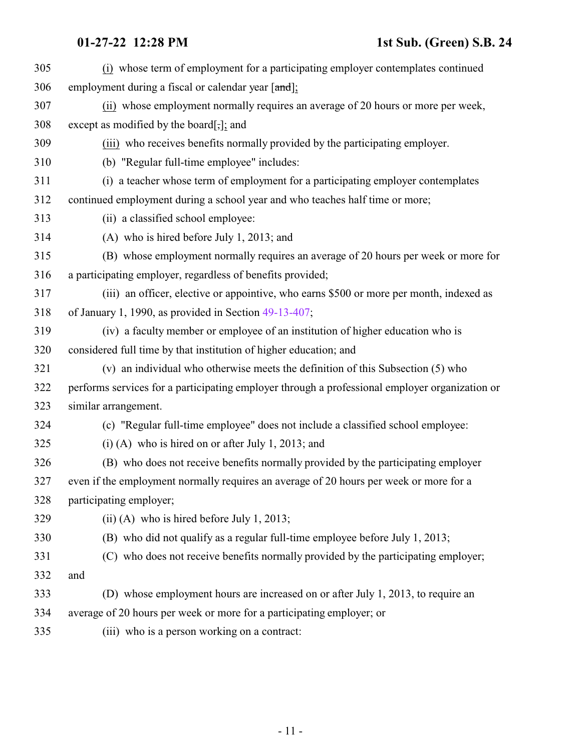305 (i) whose term of employment for a participating employer contemplates continued
306 employment during a fiscal or calendar year [and];
307 (ii) whose employment normally requires an average of 20 hours or more per week,
308 except as modified by the board[,]; and
309 (iii) who receives benefits normally provided by the participating employer.
310 (b) "Regular full-time employee" includes:
311 (i) a teacher whose term of employment for a participating employer contemplates
312 continued employment during a school year and who teaches half time or more;
313 (ii) a classified school employee:
314 (A) who is hired before July 1, 2013; and
315 (B) whose employment normally requires an average of 20 hours per week or more for
316 a participating employer, regardless of benefits provided;
317 (iii) an officer, elective or appointive, who earns $500 or more per month, indexed as
318 of January 1, 1990, as provided in Section 49-13-407;
319 (iv) a faculty member or employee of an institution of higher education who is
320 considered full time by that institution of higher education; and
321 (v) an individual who otherwise meets the definition of this Subsection (5) who
322 performs services for a participating employer through a professional employer organization or
323 similar arrangement.
324 (c) "Regular full-time employee" does not include a classified school employee:
325 (i) (A) who is hired on or after July 1, 2013; and
326 (B) who does not receive benefits normally provided by the participating employer
327 even if the employment normally requires an average of 20 hours per week or more for a
328 participating employer;
329 (ii) (A) who is hired before July 1, 2013;
330 (B) who did not qualify as a regular full-time employee before July 1, 2013;
331 (C) who does not receive benefits normally provided by the participating employer;
332 and
333 (D) whose employment hours are increased on or after July 1, 2013, to require an
334 average of 20 hours per week or more for a participating employer; or
335 (iii) who is a person working on a contract: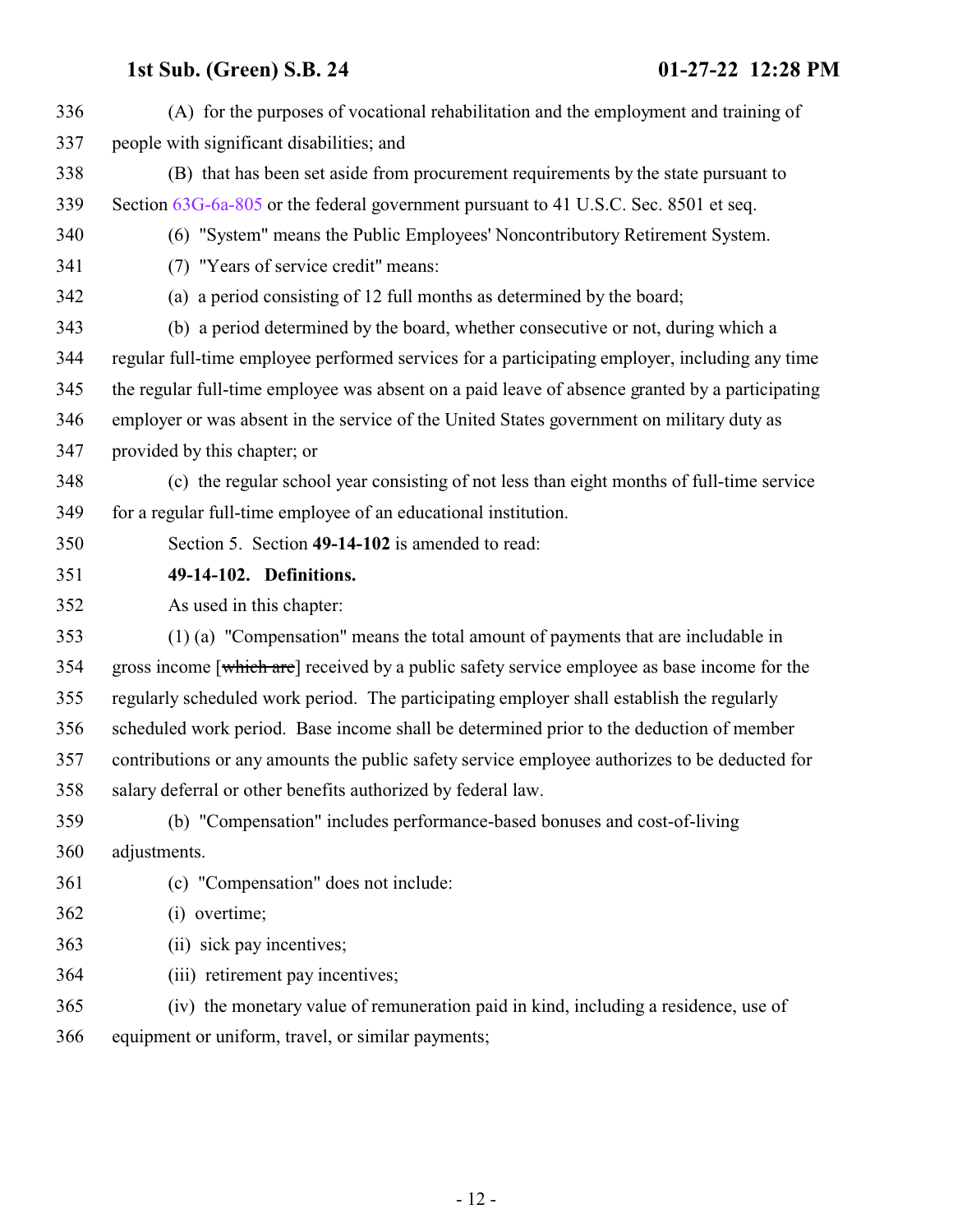(A) for the purposes of vocational rehabilitation and the employment and training of people with significant disabilities; and

(B) that has been set aside from procurement requirements by the state pursuant to Section 63G-6a-805 or the federal government pursuant to 41 U.S.C. Sec. 8501 et seq.

(6) "System" means the Public Employees' Noncontributory Retirement System.

(7) "Years of service credit" means:

(a) a period consisting of 12 full months as determined by the board;

(b) a period determined by the board, whether consecutive or not, during which a regular full-time employee performed services for a participating employer, including any time the regular full-time employee was absent on a paid leave of absence granted by a participating employer or was absent in the service of the United States government on military duty as provided by this chapter; or

(c) the regular school year consisting of not less than eight months of full-time service for a regular full-time employee of an educational institution.

Section 5. Section **49-14-102** is amended to read:

**49-14-102. Definitions.**

As used in this chapter:

(1) (a) "Compensation" means the total amount of payments that are includable in gross income [~~which are~~] received by a public safety service employee as base income for the regularly scheduled work period. The participating employer shall establish the regularly scheduled work period. Base income shall be determined prior to the deduction of member contributions or any amounts the public safety service employee authorizes to be deducted for salary deferral or other benefits authorized by federal law.

(b) "Compensation" includes performance-based bonuses and cost-of-living adjustments.

(c) "Compensation" does not include:

(i) overtime;

(ii) sick pay incentives;

(iii) retirement pay incentives;

(iv) the monetary value of remuneration paid in kind, including a residence, use of equipment or uniform, travel, or similar payments;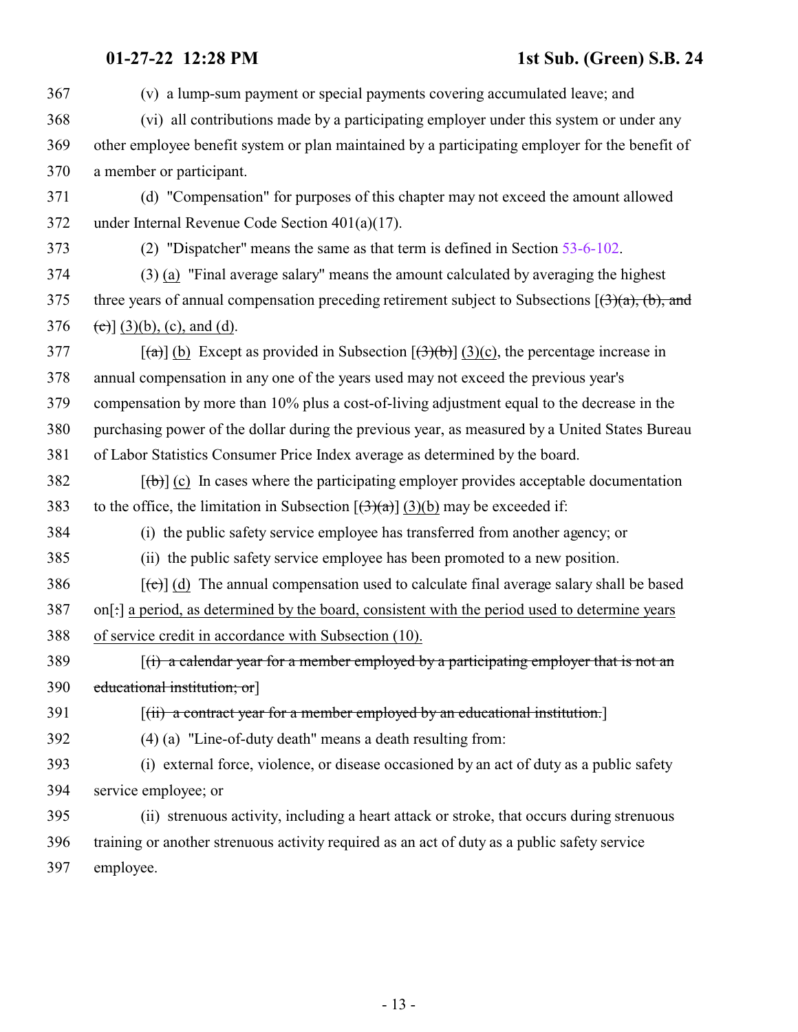367 (v) a lump-sum payment or special payments covering accumulated leave; and

368 (vi) all contributions made by a participating employer under this system or under any
369 other employee benefit system or plan maintained by a participating employer for the benefit of
370 a member or participant.

371 (d) "Compensation" for purposes of this chapter may not exceed the amount allowed
372 under Internal Revenue Code Section 401(a)(17).

373 (2) "Dispatcher" means the same as that term is defined in Section 53-6-102.

374 (3) <u>(a)</u> "Final average salary" means the amount calculated by averaging the highest
375 three years of annual compensation preceding retirement subject to Subsections [~~(3)(a), (b), and~~
376 ~~(c)~~] <u>(3)(b), (c), and (d)</u>.

377 [~~(a)~~] <u>(b)</u> Except as provided in Subsection [~~(3)(b)~~] <u>(3)(c)</u>, the percentage increase in
378 annual compensation in any one of the years used may not exceed the previous year's
379 compensation by more than 10% plus a cost-of-living adjustment equal to the decrease in the
380 purchasing power of the dollar during the previous year, as measured by a United States Bureau
381 of Labor Statistics Consumer Price Index average as determined by the board.

382 [~~(b)~~] <u>(c)</u> In cases where the participating employer provides acceptable documentation
383 to the office, the limitation in Subsection [~~(3)(a)~~] <u>(3)(b)</u> may be exceeded if:

384 (i) the public safety service employee has transferred from another agency; or

385 (ii) the public safety service employee has been promoted to a new position.

386 [~~(c)~~] <u>(d)</u> The annual compensation used to calculate final average salary shall be based
387 on[~~:~~] <u>a period, as determined by the board, consistent with the period used to determine years</u>
388 <u>of service credit in accordance with Subsection (10).</u>

389 [~~(i) a calendar year for a member employed by a participating employer that is not an~~
390 ~~educational institution; or~~]

391 [~~(ii) a contract year for a member employed by an educational institution.~~]

392 (4) (a) "Line-of-duty death" means a death resulting from:

393 (i) external force, violence, or disease occasioned by an act of duty as a public safety
394 service employee; or

395 (ii) strenuous activity, including a heart attack or stroke, that occurs during strenuous
396 training or another strenuous activity required as an act of duty as a public safety service
397 employee.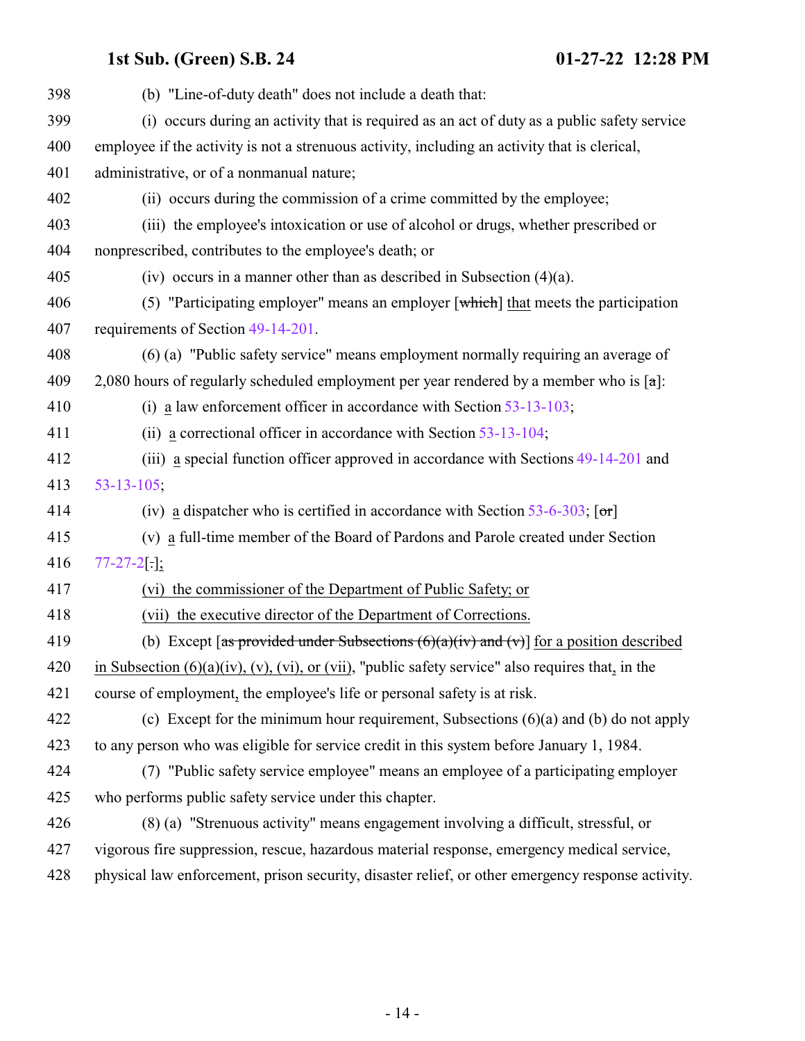398 (b) "Line-of-duty death" does not include a death that:

399 (i) occurs during an activity that is required as an act of duty as a public safety service

400 employee if the activity is not a strenuous activity, including an activity that is clerical,

401 administrative, or of a nonmanual nature;

402 (ii) occurs during the commission of a crime committed by the employee;

403 (iii) the employee's intoxication or use of alcohol or drugs, whether prescribed or

404 nonprescribed, contributes to the employee's death; or

405 (iv) occurs in a manner other than as described in Subsection (4)(a).

406 (5) "Participating employer" means an employer [~~which~~] <u>that</u> meets the participation

407 requirements of Section 49-14-201.

408 (6) (a) "Public safety service" means employment normally requiring an average of

409 2,080 hours of regularly scheduled employment per year rendered by a member who is [~~a~~]:

410 (i) <u>a</u> law enforcement officer in accordance with Section 53-13-103;

411 (ii) <u>a</u> correctional officer in accordance with Section 53-13-104;

412 (iii) <u>a</u> special function officer approved in accordance with Sections 49-14-201 and

413 53-13-105;

414 (iv) <u>a</u> dispatcher who is certified in accordance with Section 53-6-303; [~~or~~]

415 (v) <u>a</u> full-time member of the Board of Pardons and Parole created under Section

416 77-27-2[~~.~~]<u>;</u>

417 <u>(vi) the commissioner of the Department of Public Safety; or</u>

418 <u>(vii) the executive director of the Department of Corrections.</u>

419 (b) Except [~~as provided under Subsections (6)(a)(iv) and (v)~~] <u>for a position described</u>

420 <u>in Subsection (6)(a)(iv), (v), (vi), or (vii)</u>, "public safety service" also requires that<u>,</u> in the

421 course of employment<u>,</u> the employee's life or personal safety is at risk.

422 (c) Except for the minimum hour requirement, Subsections (6)(a) and (b) do not apply

423 to any person who was eligible for service credit in this system before January 1, 1984.

424 (7) "Public safety service employee" means an employee of a participating employer

425 who performs public safety service under this chapter.

426 (8) (a) "Strenuous activity" means engagement involving a difficult, stressful, or

427 vigorous fire suppression, rescue, hazardous material response, emergency medical service,

428 physical law enforcement, prison security, disaster relief, or other emergency response activity.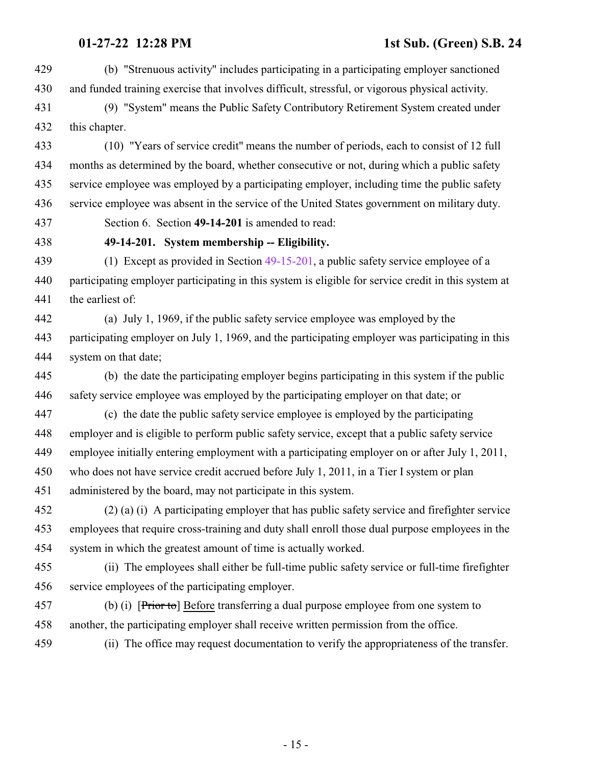(b) "Strenuous activity" includes participating in a participating employer sanctioned and funded training exercise that involves difficult, stressful, or vigorous physical activity.

(9) "System" means the Public Safety Contributory Retirement System created under this chapter.

(10) "Years of service credit" means the number of periods, each to consist of 12 full months as determined by the board, whether consecutive or not, during which a public safety service employee was employed by a participating employer, including time the public safety service employee was absent in the service of the United States government on military duty.

Section 6. Section **49-14-201** is amended to read:

**49-14-201. System membership -- Eligibility.**

(1) Except as provided in Section 49-15-201, a public safety service employee of a participating employer participating in this system is eligible for service credit in this system at the earliest of:

(a) July 1, 1969, if the public safety service employee was employed by the participating employer on July 1, 1969, and the participating employer was participating in this system on that date;

(b) the date the participating employer begins participating in this system if the public safety service employee was employed by the participating employer on that date; or

(c) the date the public safety service employee is employed by the participating employer and is eligible to perform public safety service, except that a public safety service employee initially entering employment with a participating employer on or after July 1, 2011, who does not have service credit accrued before July 1, 2011, in a Tier I system or plan administered by the board, may not participate in this system.

(2) (a) (i) A participating employer that has public safety service and firefighter service employees that require cross-training and duty shall enroll those dual purpose employees in the system in which the greatest amount of time is actually worked.

(ii) The employees shall either be full-time public safety service or full-time firefighter service employees of the participating employer.

(b) (i) [~~Prior to~~] Before transferring a dual purpose employee from one system to another, the participating employer shall receive written permission from the office.

(ii) The office may request documentation to verify the appropriateness of the transfer.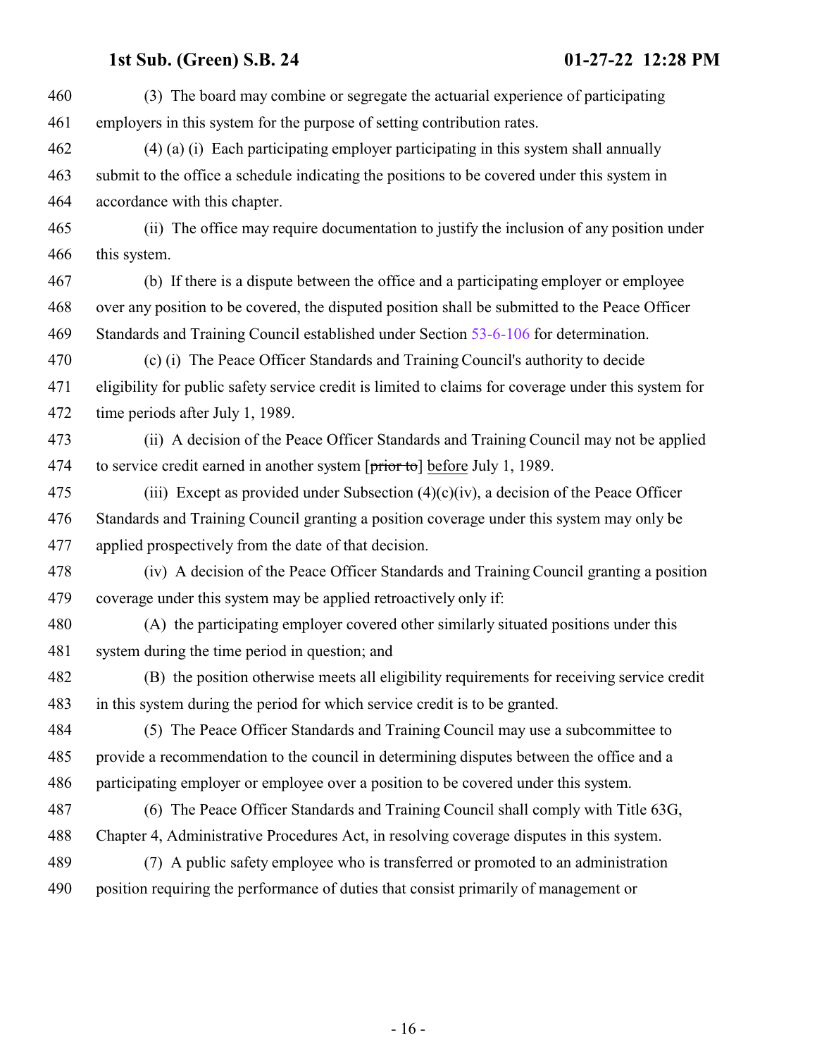(3) The board may combine or segregate the actuarial experience of participating employers in this system for the purpose of setting contribution rates.

(4) (a) (i) Each participating employer participating in this system shall annually submit to the office a schedule indicating the positions to be covered under this system in accordance with this chapter.

(ii) The office may require documentation to justify the inclusion of any position under this system.

(b) If there is a dispute between the office and a participating employer or employee over any position to be covered, the disputed position shall be submitted to the Peace Officer Standards and Training Council established under Section 53-6-106 for determination.

(c) (i) The Peace Officer Standards and Training Council's authority to decide eligibility for public safety service credit is limited to claims for coverage under this system for time periods after July 1, 1989.

(ii) A decision of the Peace Officer Standards and Training Council may not be applied to service credit earned in another system [~~prior to~~] before July 1, 1989.

(iii) Except as provided under Subsection (4)(c)(iv), a decision of the Peace Officer Standards and Training Council granting a position coverage under this system may only be applied prospectively from the date of that decision.

(iv) A decision of the Peace Officer Standards and Training Council granting a position coverage under this system may be applied retroactively only if:

(A) the participating employer covered other similarly situated positions under this system during the time period in question; and

(B) the position otherwise meets all eligibility requirements for receiving service credit in this system during the period for which service credit is to be granted.

(5) The Peace Officer Standards and Training Council may use a subcommittee to provide a recommendation to the council in determining disputes between the office and a participating employer or employee over a position to be covered under this system.

(6) The Peace Officer Standards and Training Council shall comply with Title 63G, Chapter 4, Administrative Procedures Act, in resolving coverage disputes in this system.

(7) A public safety employee who is transferred or promoted to an administration position requiring the performance of duties that consist primarily of management or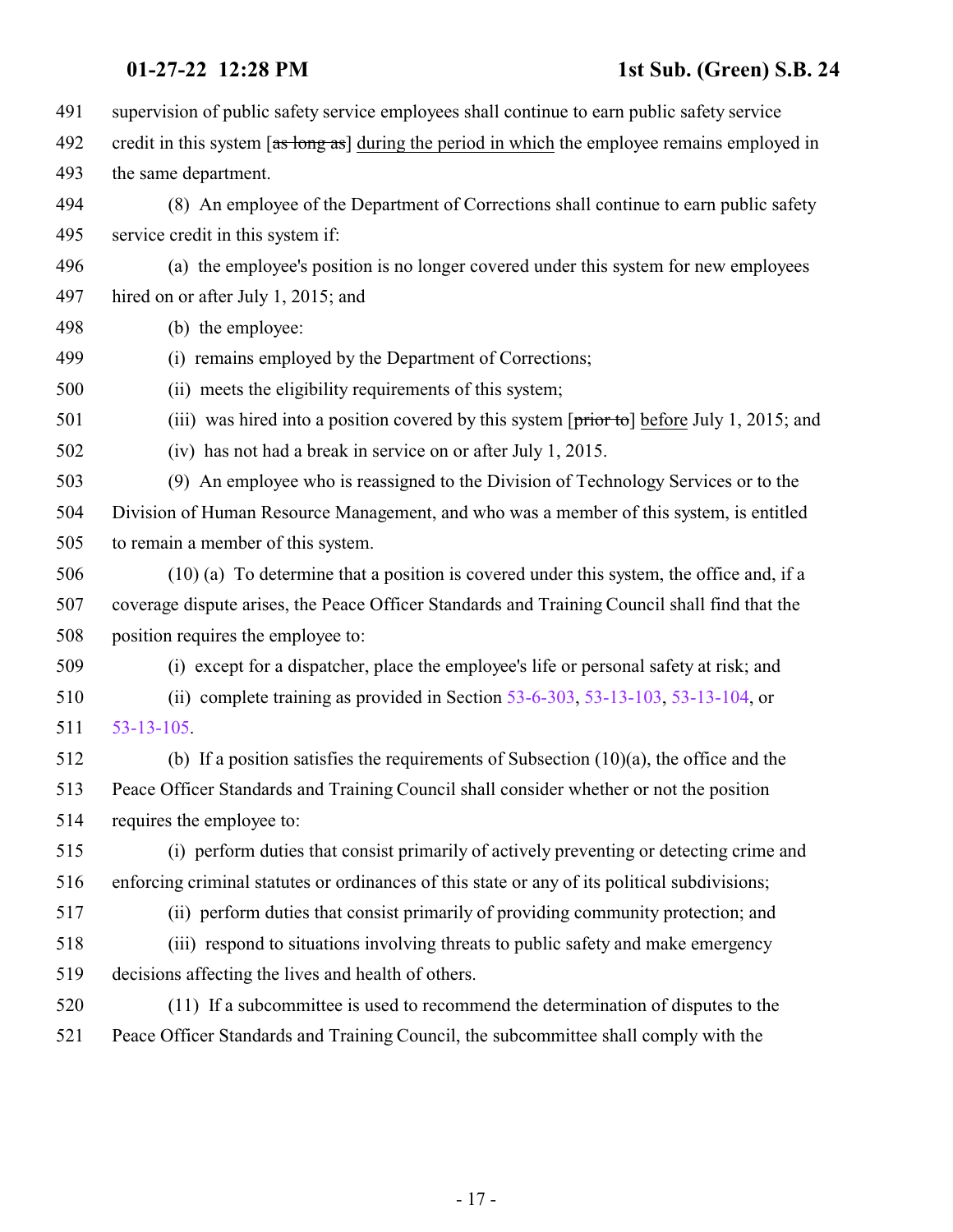491 supervision of public safety service employees shall continue to earn public safety service
492 credit in this system [~~as long as~~] <u>during the period in which</u> the employee remains employed in
493 the same department.

494 (8) An employee of the Department of Corrections shall continue to earn public safety
495 service credit in this system if:

496 (a) the employee's position is no longer covered under this system for new employees
497 hired on or after July 1, 2015; and

498 (b) the employee:

499 (i) remains employed by the Department of Corrections;

500 (ii) meets the eligibility requirements of this system;

501 (iii) was hired into a position covered by this system [~~prior to~~] <u>before</u> July 1, 2015; and

502 (iv) has not had a break in service on or after July 1, 2015.

503 (9) An employee who is reassigned to the Division of Technology Services or to the
504 Division of Human Resource Management, and who was a member of this system, is entitled
505 to remain a member of this system.

506 (10) (a) To determine that a position is covered under this system, the office and, if a
507 coverage dispute arises, the Peace Officer Standards and Training Council shall find that the
508 position requires the employee to:

509 (i) except for a dispatcher, place the employee's life or personal safety at risk; and

510 (ii) complete training as provided in Section 53-6-303, 53-13-103, 53-13-104, or
511 53-13-105.

512 (b) If a position satisfies the requirements of Subsection (10)(a), the office and the
513 Peace Officer Standards and Training Council shall consider whether or not the position
514 requires the employee to:

515 (i) perform duties that consist primarily of actively preventing or detecting crime and
516 enforcing criminal statutes or ordinances of this state or any of its political subdivisions;

517 (ii) perform duties that consist primarily of providing community protection; and

518 (iii) respond to situations involving threats to public safety and make emergency
519 decisions affecting the lives and health of others.

520 (11) If a subcommittee is used to recommend the determination of disputes to the
521 Peace Officer Standards and Training Council, the subcommittee shall comply with the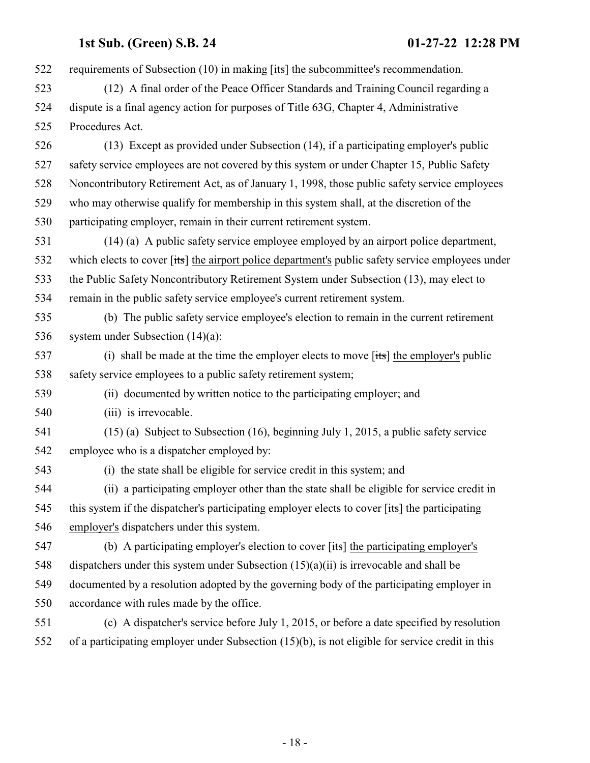requirements of Subsection (10) in making [~~its~~] the subcommittee's recommendation.

(12) A final order of the Peace Officer Standards and Training Council regarding a dispute is a final agency action for purposes of Title 63G, Chapter 4, Administrative Procedures Act.

(13) Except as provided under Subsection (14), if a participating employer's public safety service employees are not covered by this system or under Chapter 15, Public Safety Noncontributory Retirement Act, as of January 1, 1998, those public safety service employees who may otherwise qualify for membership in this system shall, at the discretion of the participating employer, remain in their current retirement system.

(14) (a) A public safety service employee employed by an airport police department, which elects to cover [~~its~~] the airport police department's public safety service employees under the Public Safety Noncontributory Retirement System under Subsection (13), may elect to remain in the public safety service employee's current retirement system.

(b) The public safety service employee's election to remain in the current retirement system under Subsection (14)(a):

(i) shall be made at the time the employer elects to move [~~its~~] the employer's public safety service employees to a public safety retirement system;

(ii) documented by written notice to the participating employer; and

(iii) is irrevocable.

(15) (a) Subject to Subsection (16), beginning July 1, 2015, a public safety service employee who is a dispatcher employed by:

(i) the state shall be eligible for service credit in this system; and

(ii) a participating employer other than the state shall be eligible for service credit in this system if the dispatcher's participating employer elects to cover [~~its~~] the participating employer's dispatchers under this system.

(b) A participating employer's election to cover [~~its~~] the participating employer's dispatchers under this system under Subsection (15)(a)(ii) is irrevocable and shall be documented by a resolution adopted by the governing body of the participating employer in accordance with rules made by the office.

(c) A dispatcher's service before July 1, 2015, or before a date specified by resolution of a participating employer under Subsection (15)(b), is not eligible for service credit in this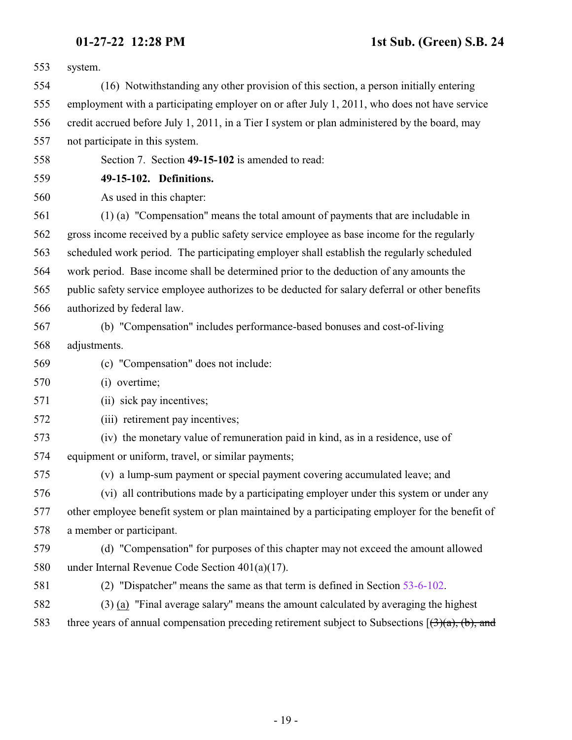system.

(16) Notwithstanding any other provision of this section, a person initially entering employment with a participating employer on or after July 1, 2011, who does not have service credit accrued before July 1, 2011, in a Tier I system or plan administered by the board, may not participate in this system.

Section 7. Section **49-15-102** is amended to read:

**49-15-102. Definitions.**

As used in this chapter:

(1) (a) "Compensation" means the total amount of payments that are includable in gross income received by a public safety service employee as base income for the regularly scheduled work period. The participating employer shall establish the regularly scheduled work period. Base income shall be determined prior to the deduction of any amounts the public safety service employee authorizes to be deducted for salary deferral or other benefits authorized by federal law.

(b) "Compensation" includes performance-based bonuses and cost-of-living adjustments.

(c) "Compensation" does not include:

(i) overtime;

(ii) sick pay incentives;

(iii) retirement pay incentives;

(iv) the monetary value of remuneration paid in kind, as in a residence, use of equipment or uniform, travel, or similar payments;

(v) a lump-sum payment or special payment covering accumulated leave; and

(vi) all contributions made by a participating employer under this system or under any other employee benefit system or plan maintained by a participating employer for the benefit of a member or participant.

(d) "Compensation" for purposes of this chapter may not exceed the amount allowed under Internal Revenue Code Section 401(a)(17).

(2) "Dispatcher" means the same as that term is defined in Section 53-6-102.

(3) (a) "Final average salary" means the amount calculated by averaging the highest three years of annual compensation preceding retirement subject to Subsections [~~(3)(a), (b), and~~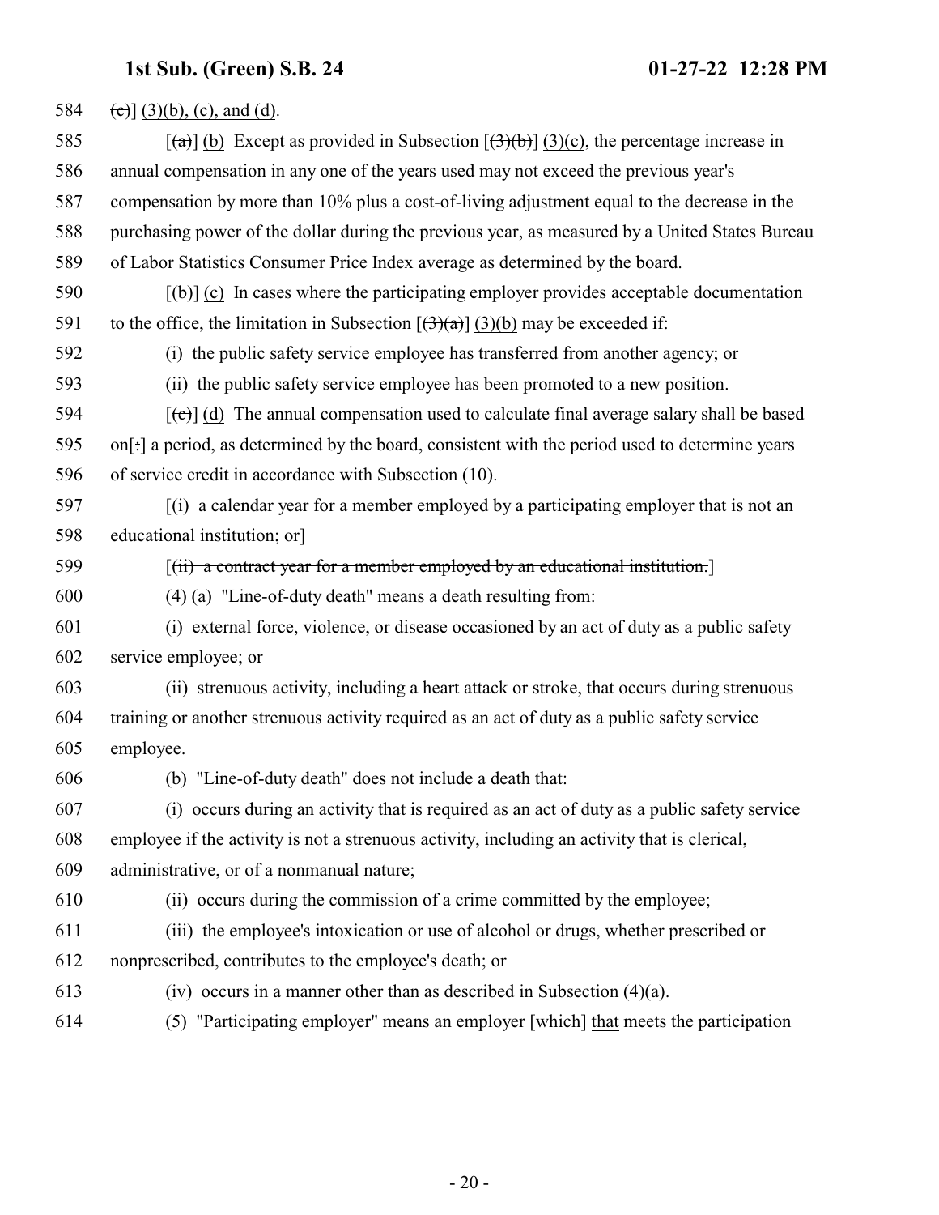584 ~~(c)~~] (3)(b), (c), and (d).

585 [~~(a)~~] (b) Except as provided in Subsection [~~(3)(b)~~] (3)(c), the percentage increase in

586 annual compensation in any one of the years used may not exceed the previous year's

587 compensation by more than 10% plus a cost-of-living adjustment equal to the decrease in the

588 purchasing power of the dollar during the previous year, as measured by a United States Bureau

589 of Labor Statistics Consumer Price Index average as determined by the board.

590 [~~(b)~~] (c) In cases where the participating employer provides acceptable documentation

591 to the office, the limitation in Subsection [~~(3)(a)~~] (3)(b) may be exceeded if:

592 (i) the public safety service employee has transferred from another agency; or

593 (ii) the public safety service employee has been promoted to a new position.

594 [~~(c)~~] (d) The annual compensation used to calculate final average salary shall be based

595 on[~~:~~] a period, as determined by the board, consistent with the period used to determine years

596 of service credit in accordance with Subsection (10).

597 [~~(i) a calendar year for a member employed by a participating employer that is not an~~

598 ~~educational institution; or~~]

599 [~~(ii) a contract year for a member employed by an educational institution.~~]

600 (4) (a) "Line-of-duty death" means a death resulting from:

601 (i) external force, violence, or disease occasioned by an act of duty as a public safety

602 service employee; or

603 (ii) strenuous activity, including a heart attack or stroke, that occurs during strenuous

604 training or another strenuous activity required as an act of duty as a public safety service

605 employee.

606 (b) "Line-of-duty death" does not include a death that:

607 (i) occurs during an activity that is required as an act of duty as a public safety service

608 employee if the activity is not a strenuous activity, including an activity that is clerical,

609 administrative, or of a nonmanual nature;

610 (ii) occurs during the commission of a crime committed by the employee;

611 (iii) the employee's intoxication or use of alcohol or drugs, whether prescribed or

612 nonprescribed, contributes to the employee's death; or

613 (iv) occurs in a manner other than as described in Subsection (4)(a).

614 (5) "Participating employer" means an employer [~~which~~] that meets the participation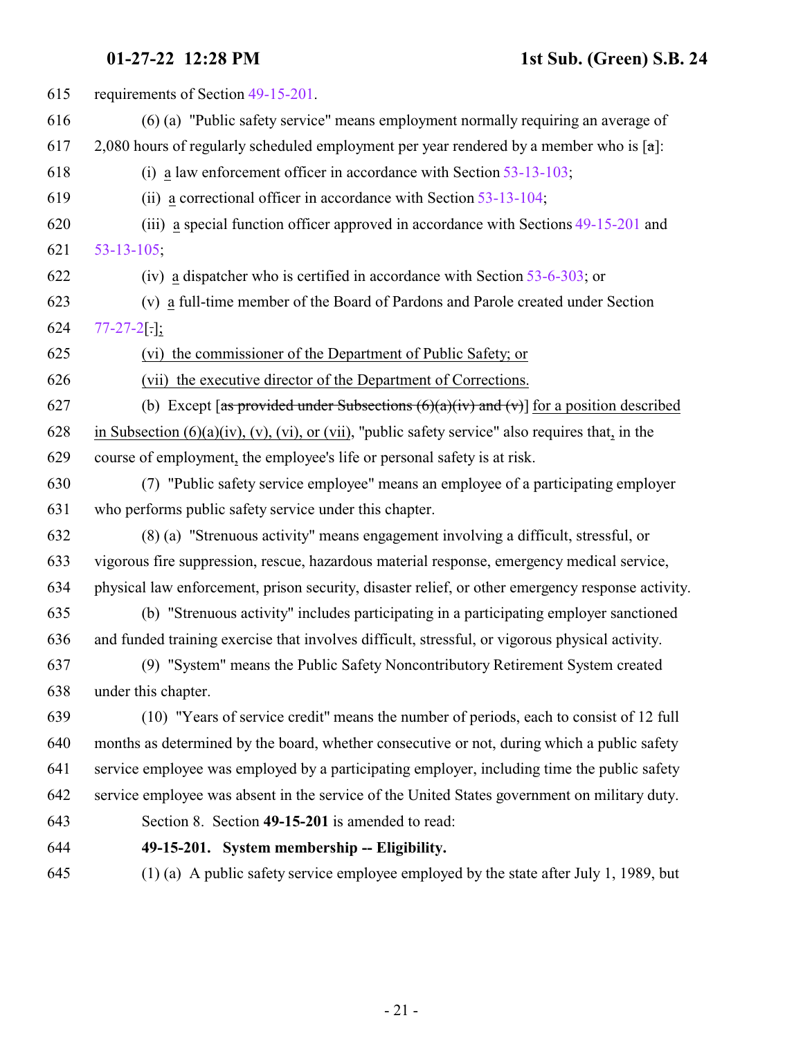615 requirements of Section 49-15-201.

616 (6) (a) "Public safety service" means employment normally requiring an average of
617 2,080 hours of regularly scheduled employment per year rendered by a member who is [a]:

618 (i) a law enforcement officer in accordance with Section 53-13-103;

619 (ii) a correctional officer in accordance with Section 53-13-104;

620 (iii) a special function officer approved in accordance with Sections 49-15-201 and
621 53-13-105;

622 (iv) a dispatcher who is certified in accordance with Section 53-6-303; or

623 (v) a full-time member of the Board of Pardons and Parole created under Section
624 77-27-2[.];

625 (vi) the commissioner of the Department of Public Safety; or

626 (vii) the executive director of the Department of Corrections.

627 (b) Except [~~as provided under Subsections (6)(a)(iv) and (v)~~] for a position described
628 in Subsection (6)(a)(iv), (v), (vi), or (vii), "public safety service" also requires that, in the
629 course of employment, the employee's life or personal safety is at risk.

630 (7) "Public safety service employee" means an employee of a participating employer
631 who performs public safety service under this chapter.

632 (8) (a) "Strenuous activity" means engagement involving a difficult, stressful, or
633 vigorous fire suppression, rescue, hazardous material response, emergency medical service,
634 physical law enforcement, prison security, disaster relief, or other emergency response activity.

635 (b) "Strenuous activity" includes participating in a participating employer sanctioned
636 and funded training exercise that involves difficult, stressful, or vigorous physical activity.

637 (9) "System" means the Public Safety Noncontributory Retirement System created
638 under this chapter.

639 (10) "Years of service credit" means the number of periods, each to consist of 12 full
640 months as determined by the board, whether consecutive or not, during which a public safety
641 service employee was employed by a participating employer, including time the public safety
642 service employee was absent in the service of the United States government on military duty.

643 Section 8. Section **49-15-201** is amended to read:

644 **49-15-201. System membership -- Eligibility.**

645 (1) (a) A public safety service employee employed by the state after July 1, 1989, but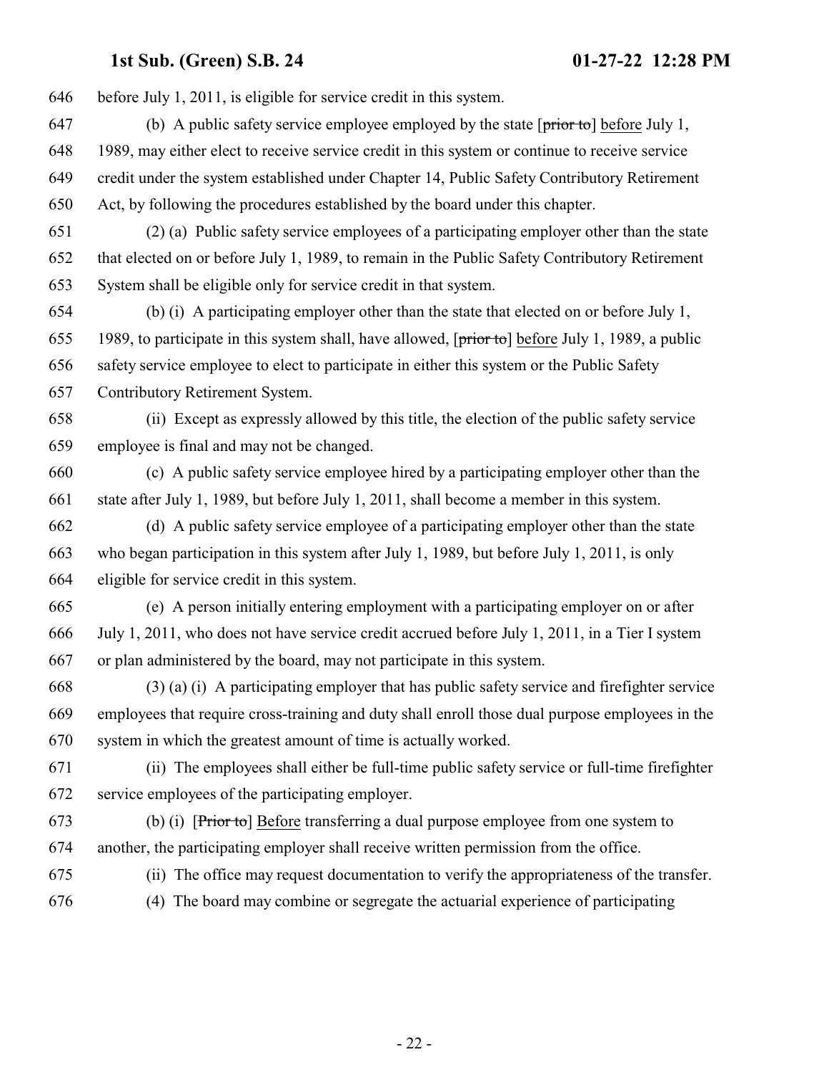646 before July 1, 2011, is eligible for service credit in this system.

647 (b) A public safety service employee employed by the state [~~prior to~~] before July 1,
648 1989, may either elect to receive service credit in this system or continue to receive service
649 credit under the system established under Chapter 14, Public Safety Contributory Retirement
650 Act, by following the procedures established by the board under this chapter.

651 (2) (a) Public safety service employees of a participating employer other than the state
652 that elected on or before July 1, 1989, to remain in the Public Safety Contributory Retirement
653 System shall be eligible only for service credit in that system.

654 (b) (i) A participating employer other than the state that elected on or before July 1,
655 1989, to participate in this system shall, have allowed, [~~prior to~~] before July 1, 1989, a public
656 safety service employee to elect to participate in either this system or the Public Safety
657 Contributory Retirement System.

658 (ii) Except as expressly allowed by this title, the election of the public safety service
659 employee is final and may not be changed.

660 (c) A public safety service employee hired by a participating employer other than the
661 state after July 1, 1989, but before July 1, 2011, shall become a member in this system.

662 (d) A public safety service employee of a participating employer other than the state
663 who began participation in this system after July 1, 1989, but before July 1, 2011, is only
664 eligible for service credit in this system.

665 (e) A person initially entering employment with a participating employer on or after
666 July 1, 2011, who does not have service credit accrued before July 1, 2011, in a Tier I system
667 or plan administered by the board, may not participate in this system.

668 (3) (a) (i) A participating employer that has public safety service and firefighter service
669 employees that require cross-training and duty shall enroll those dual purpose employees in the
670 system in which the greatest amount of time is actually worked.

671 (ii) The employees shall either be full-time public safety service or full-time firefighter
672 service employees of the participating employer.

673 (b) (i) [~~Prior to~~] Before transferring a dual purpose employee from one system to
674 another, the participating employer shall receive written permission from the office.

675 (ii) The office may request documentation to verify the appropriateness of the transfer.

676 (4) The board may combine or segregate the actuarial experience of participating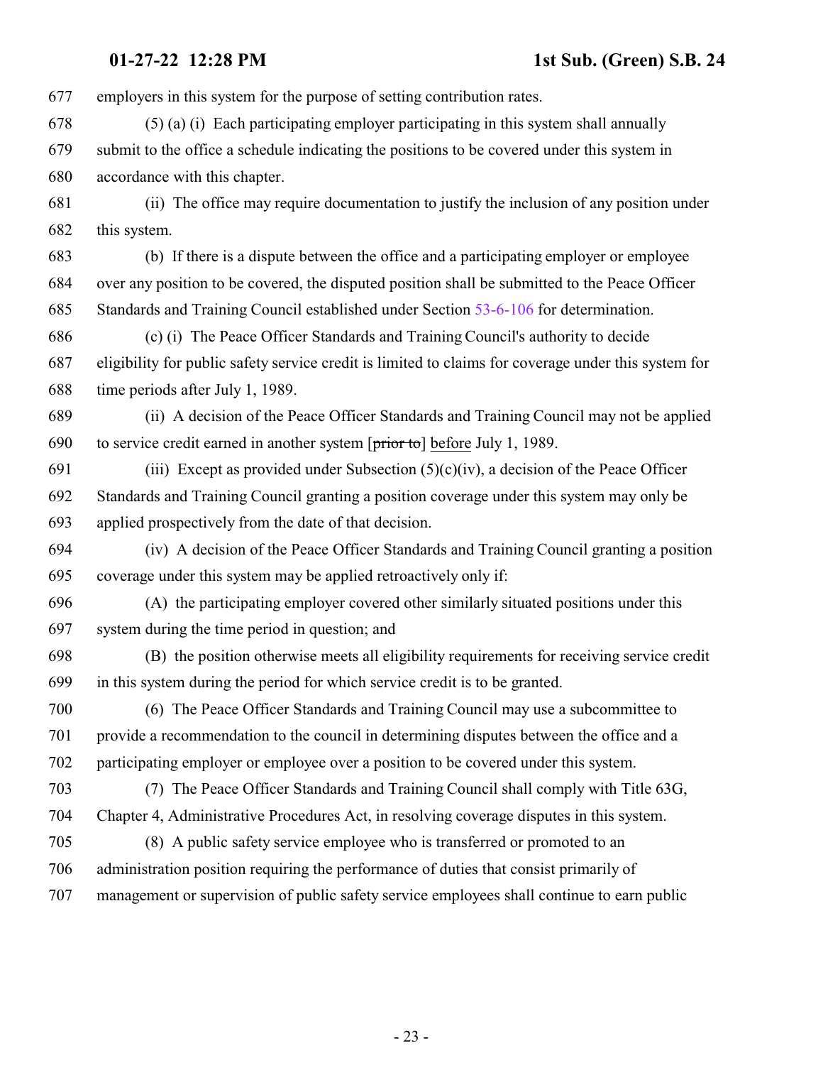employers in this system for the purpose of setting contribution rates.

(5) (a) (i) Each participating employer participating in this system shall annually submit to the office a schedule indicating the positions to be covered under this system in accordance with this chapter.

(ii) The office may require documentation to justify the inclusion of any position under this system.

(b) If there is a dispute between the office and a participating employer or employee over any position to be covered, the disputed position shall be submitted to the Peace Officer Standards and Training Council established under Section 53-6-106 for determination.

(c) (i) The Peace Officer Standards and Training Council's authority to decide eligibility for public safety service credit is limited to claims for coverage under this system for time periods after July 1, 1989.

(ii) A decision of the Peace Officer Standards and Training Council may not be applied to service credit earned in another system [~~prior to~~] before July 1, 1989.

(iii) Except as provided under Subsection (5)(c)(iv), a decision of the Peace Officer Standards and Training Council granting a position coverage under this system may only be applied prospectively from the date of that decision.

(iv) A decision of the Peace Officer Standards and Training Council granting a position coverage under this system may be applied retroactively only if:

(A) the participating employer covered other similarly situated positions under this system during the time period in question; and

(B) the position otherwise meets all eligibility requirements for receiving service credit in this system during the period for which service credit is to be granted.

(6) The Peace Officer Standards and Training Council may use a subcommittee to provide a recommendation to the council in determining disputes between the office and a participating employer or employee over a position to be covered under this system.

(7) The Peace Officer Standards and Training Council shall comply with Title 63G, Chapter 4, Administrative Procedures Act, in resolving coverage disputes in this system.

(8) A public safety service employee who is transferred or promoted to an administration position requiring the performance of duties that consist primarily of management or supervision of public safety service employees shall continue to earn public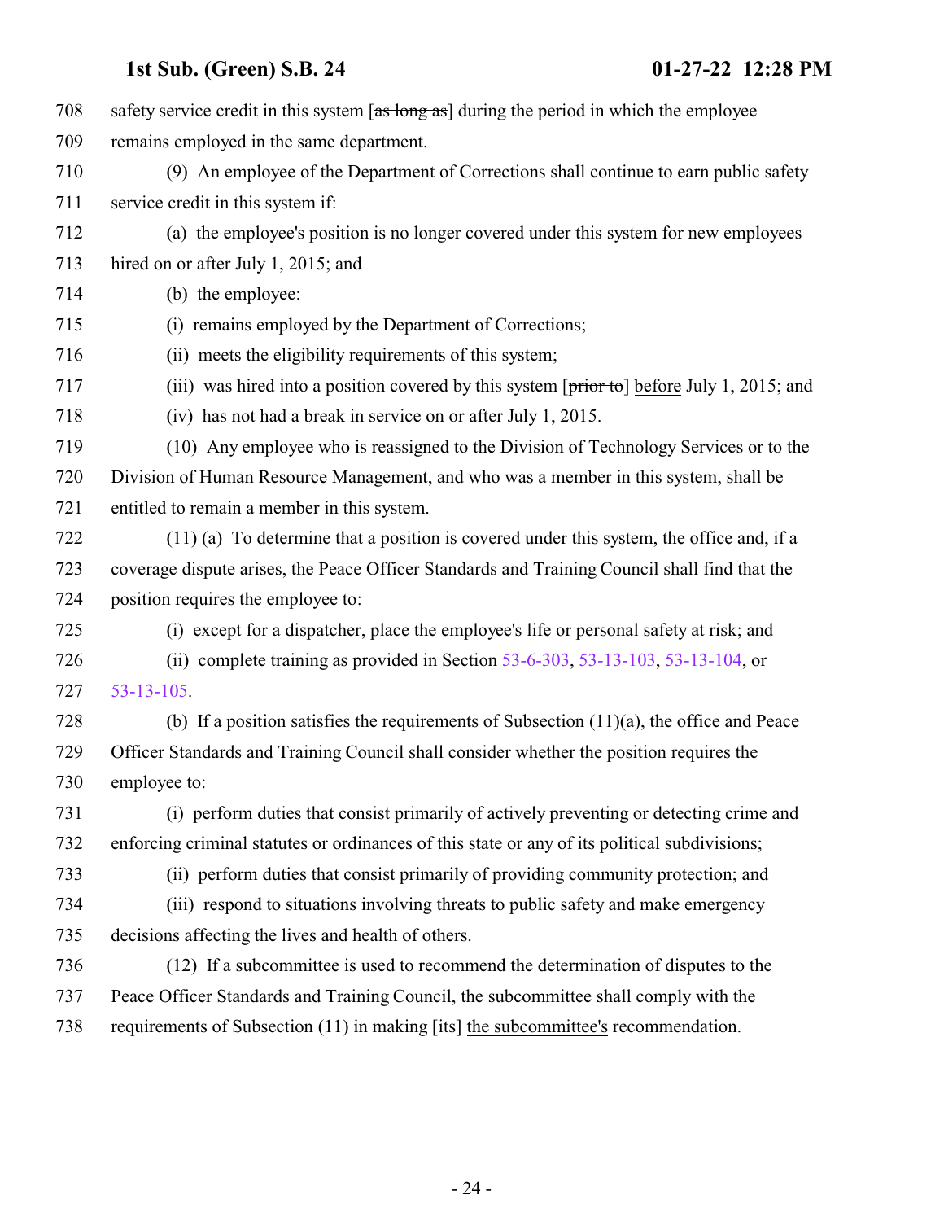safety service credit in this system [~~as long as~~] during the period in which the employee remains employed in the same department.

(9) An employee of the Department of Corrections shall continue to earn public safety service credit in this system if:

(a) the employee's position is no longer covered under this system for new employees hired on or after July 1, 2015; and

(b) the employee:

(i) remains employed by the Department of Corrections;

(ii) meets the eligibility requirements of this system;

(iii) was hired into a position covered by this system [~~prior to~~] before July 1, 2015; and

(iv) has not had a break in service on or after July 1, 2015.

(10) Any employee who is reassigned to the Division of Technology Services or to the Division of Human Resource Management, and who was a member in this system, shall be entitled to remain a member in this system.

(11) (a) To determine that a position is covered under this system, the office and, if a coverage dispute arises, the Peace Officer Standards and Training Council shall find that the position requires the employee to:

(i) except for a dispatcher, place the employee's life or personal safety at risk; and

(ii) complete training as provided in Section 53-6-303, 53-13-103, 53-13-104, or 53-13-105.

(b) If a position satisfies the requirements of Subsection (11)(a), the office and Peace Officer Standards and Training Council shall consider whether the position requires the employee to:

(i) perform duties that consist primarily of actively preventing or detecting crime and enforcing criminal statutes or ordinances of this state or any of its political subdivisions;

(ii) perform duties that consist primarily of providing community protection; and

(iii) respond to situations involving threats to public safety and make emergency decisions affecting the lives and health of others.

(12) If a subcommittee is used to recommend the determination of disputes to the Peace Officer Standards and Training Council, the subcommittee shall comply with the requirements of Subsection (11) in making [~~its~~] the subcommittee's recommendation.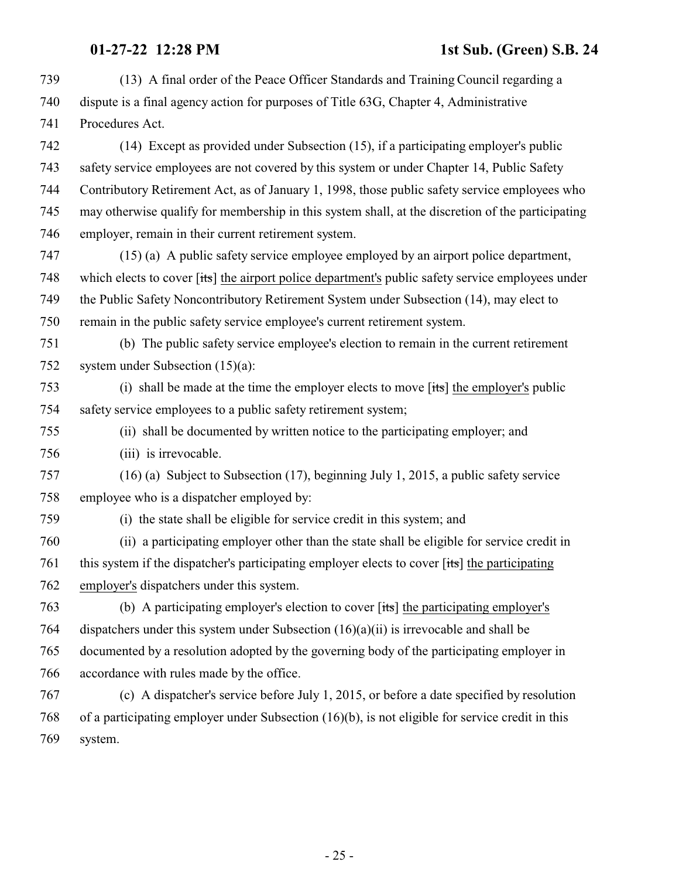(13) A final order of the Peace Officer Standards and Training Council regarding a dispute is a final agency action for purposes of Title 63G, Chapter 4, Administrative Procedures Act.

(14) Except as provided under Subsection (15), if a participating employer's public safety service employees are not covered by this system or under Chapter 14, Public Safety Contributory Retirement Act, as of January 1, 1998, those public safety service employees who may otherwise qualify for membership in this system shall, at the discretion of the participating employer, remain in their current retirement system.

(15) (a) A public safety service employee employed by an airport police department, which elects to cover [~~its~~] the airport police department's public safety service employees under the Public Safety Noncontributory Retirement System under Subsection (14), may elect to remain in the public safety service employee's current retirement system.

(b) The public safety service employee's election to remain in the current retirement system under Subsection (15)(a):

(i) shall be made at the time the employer elects to move [~~its~~] the employer's public safety service employees to a public safety retirement system;

(ii) shall be documented by written notice to the participating employer; and

(iii) is irrevocable.

(16) (a) Subject to Subsection (17), beginning July 1, 2015, a public safety service employee who is a dispatcher employed by:

(i) the state shall be eligible for service credit in this system; and

(ii) a participating employer other than the state shall be eligible for service credit in this system if the dispatcher's participating employer elects to cover [~~its~~] the participating employer's dispatchers under this system.

(b) A participating employer's election to cover [~~its~~] the participating employer's dispatchers under this system under Subsection (16)(a)(ii) is irrevocable and shall be documented by a resolution adopted by the governing body of the participating employer in accordance with rules made by the office.

(c) A dispatcher's service before July 1, 2015, or before a date specified by resolution of a participating employer under Subsection (16)(b), is not eligible for service credit in this system.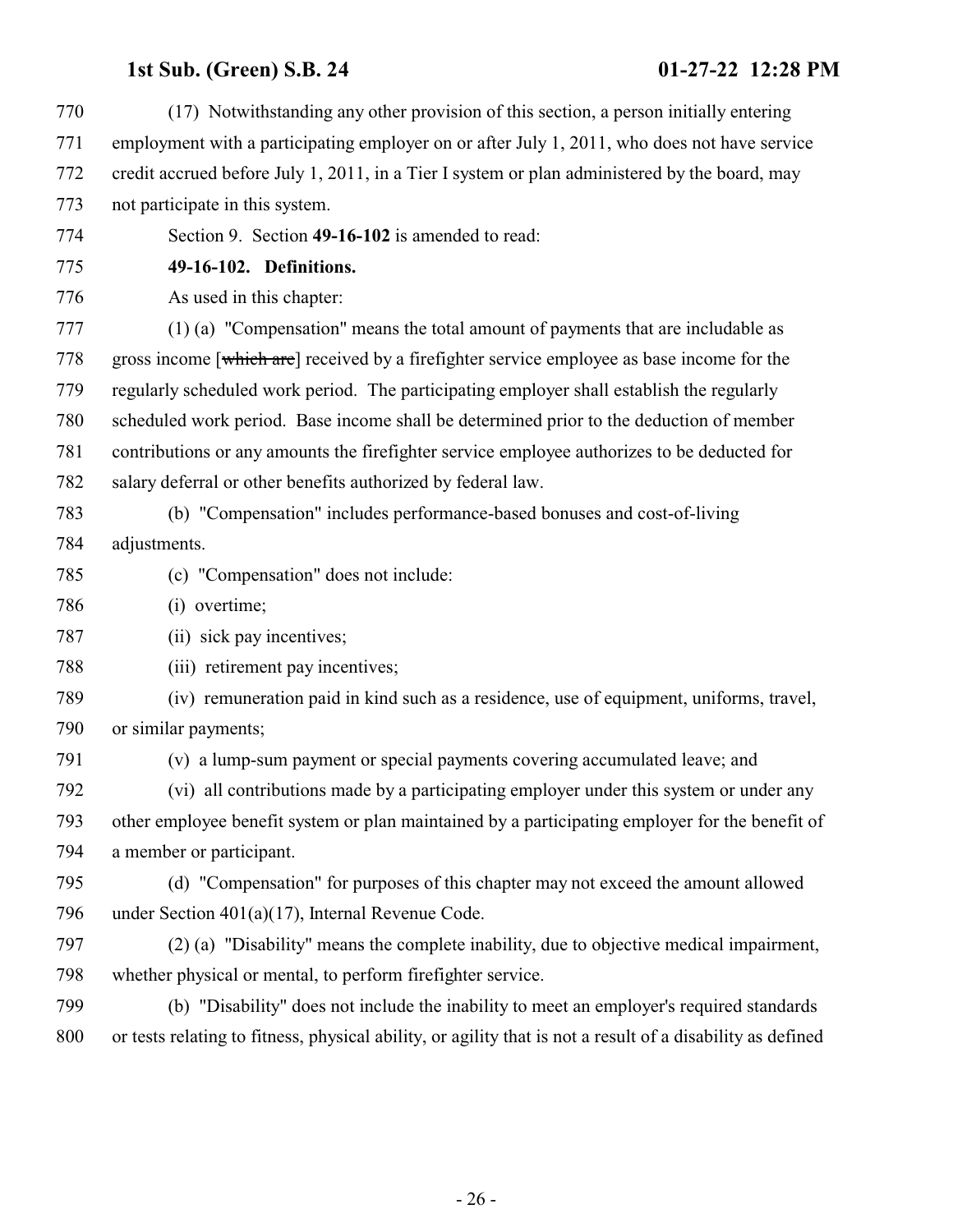(17) Notwithstanding any other provision of this section, a person initially entering employment with a participating employer on or after July 1, 2011, who does not have service credit accrued before July 1, 2011, in a Tier I system or plan administered by the board, may not participate in this system.

Section 9. Section **49-16-102** is amended to read:

**49-16-102. Definitions.**

As used in this chapter:

(1) (a) "Compensation" means the total amount of payments that are includable as gross income [~~which are~~] received by a firefighter service employee as base income for the regularly scheduled work period. The participating employer shall establish the regularly scheduled work period. Base income shall be determined prior to the deduction of member contributions or any amounts the firefighter service employee authorizes to be deducted for salary deferral or other benefits authorized by federal law.

(b) "Compensation" includes performance-based bonuses and cost-of-living adjustments.

(c) "Compensation" does not include:

(i) overtime;

(ii) sick pay incentives;

(iii) retirement pay incentives;

(iv) remuneration paid in kind such as a residence, use of equipment, uniforms, travel, or similar payments;

(v) a lump-sum payment or special payments covering accumulated leave; and

(vi) all contributions made by a participating employer under this system or under any other employee benefit system or plan maintained by a participating employer for the benefit of a member or participant.

(d) "Compensation" for purposes of this chapter may not exceed the amount allowed under Section 401(a)(17), Internal Revenue Code.

(2) (a) "Disability" means the complete inability, due to objective medical impairment, whether physical or mental, to perform firefighter service.

(b) "Disability" does not include the inability to meet an employer's required standards or tests relating to fitness, physical ability, or agility that is not a result of a disability as defined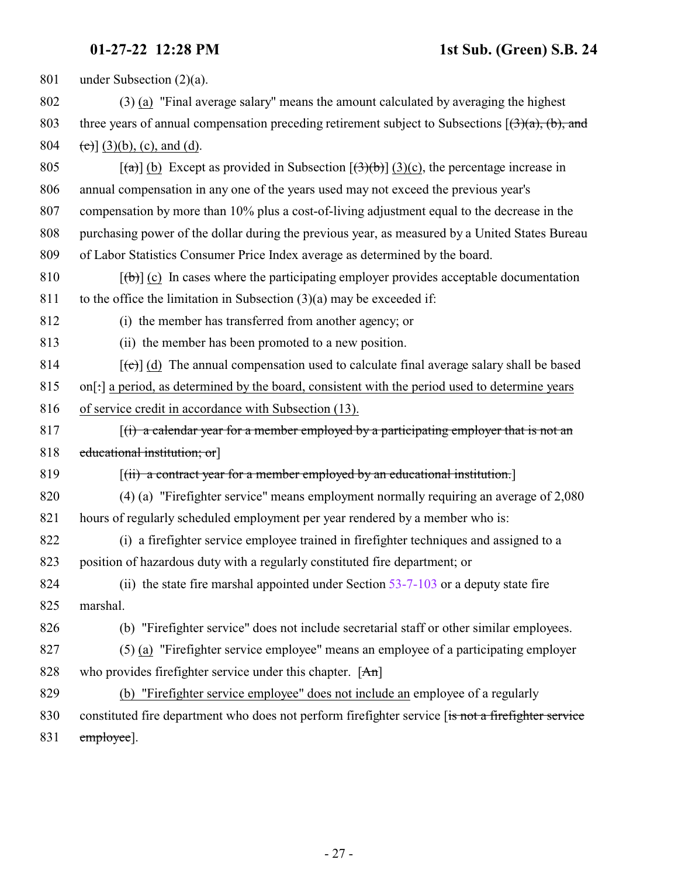under Subsection (2)(a).

(3) <u>(a)</u> "Final average salary" means the amount calculated by averaging the highest three years of annual compensation preceding retirement subject to Subsections [~~(3)(a), (b), and (c)~~] <u>(3)(b), (c), and (d)</u>.

[~~(a)~~] <u>(b)</u> Except as provided in Subsection [~~(3)(b)~~] <u>(3)(c)</u>, the percentage increase in annual compensation in any one of the years used may not exceed the previous year's compensation by more than 10% plus a cost-of-living adjustment equal to the decrease in the purchasing power of the dollar during the previous year, as measured by a United States Bureau of Labor Statistics Consumer Price Index average as determined by the board.

[~~(b)~~] <u>(c)</u> In cases where the participating employer provides acceptable documentation to the office the limitation in Subsection (3)(a) may be exceeded if:

(i) the member has transferred from another agency; or

(ii) the member has been promoted to a new position.

[~~(c)~~] <u>(d)</u> The annual compensation used to calculate final average salary shall be based on[~~:~~] <u>a period, as determined by the board, consistent with the period used to determine years of service credit in accordance with Subsection (13).</u>

[~~(i) a calendar year for a member employed by a participating employer that is not an educational institution; or~~]

[~~(ii) a contract year for a member employed by an educational institution.~~]

(4) (a) "Firefighter service" means employment normally requiring an average of 2,080 hours of regularly scheduled employment per year rendered by a member who is:

(i) a firefighter service employee trained in firefighter techniques and assigned to a position of hazardous duty with a regularly constituted fire department; or

(ii) the state fire marshal appointed under Section 53-7-103 or a deputy state fire marshal.

(b) "Firefighter service" does not include secretarial staff or other similar employees.

(5) <u>(a)</u> "Firefighter service employee" means an employee of a participating employer who provides firefighter service under this chapter. [~~An~~]

<u>(b) "Firefighter service employee" does not include an</u> employee of a regularly constituted fire department who does not perform firefighter service [~~is not a firefighter service employee~~].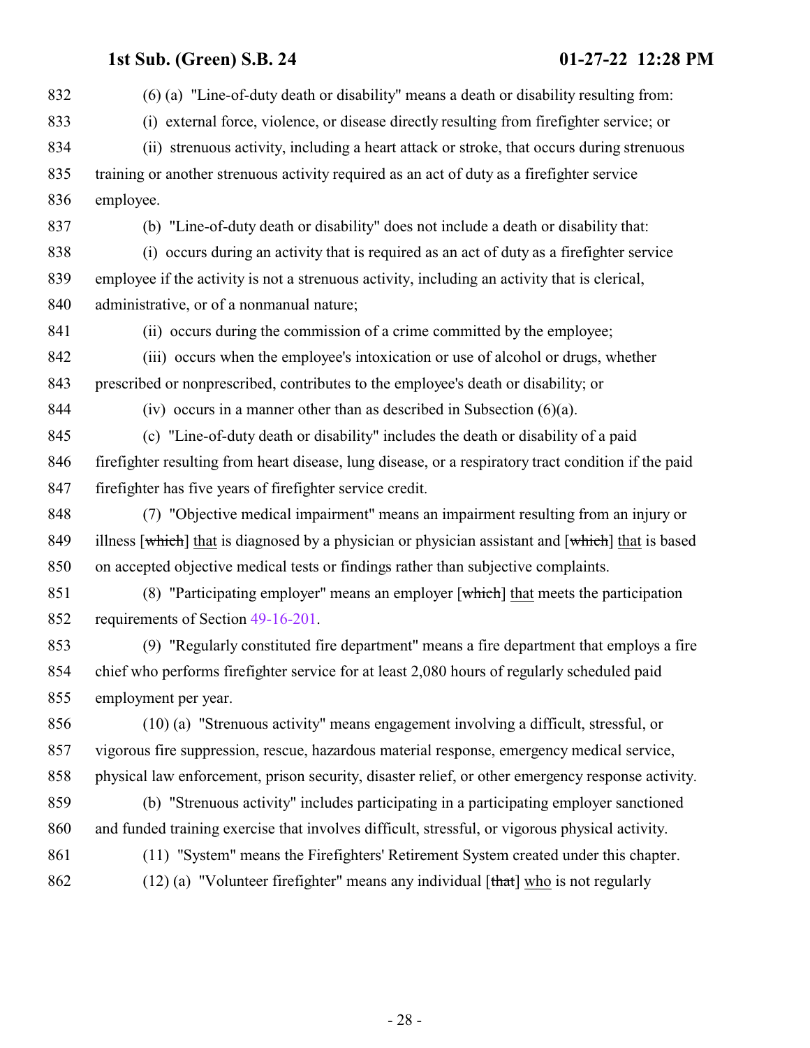(6) (a) "Line-of-duty death or disability" means a death or disability resulting from:

(i) external force, violence, or disease directly resulting from firefighter service; or

(ii) strenuous activity, including a heart attack or stroke, that occurs during strenuous training or another strenuous activity required as an act of duty as a firefighter service employee.

(b) "Line-of-duty death or disability" does not include a death or disability that:

(i) occurs during an activity that is required as an act of duty as a firefighter service employee if the activity is not a strenuous activity, including an activity that is clerical, administrative, or of a nonmanual nature;

(ii) occurs during the commission of a crime committed by the employee;

(iii) occurs when the employee's intoxication or use of alcohol or drugs, whether prescribed or nonprescribed, contributes to the employee's death or disability; or

(iv) occurs in a manner other than as described in Subsection (6)(a).

(c) "Line-of-duty death or disability" includes the death or disability of a paid firefighter resulting from heart disease, lung disease, or a respiratory tract condition if the paid firefighter has five years of firefighter service credit.

(7) "Objective medical impairment" means an impairment resulting from an injury or illness [~~which~~] that is diagnosed by a physician or physician assistant and [~~which~~] that is based on accepted objective medical tests or findings rather than subjective complaints.

(8) "Participating employer" means an employer [~~which~~] that meets the participation requirements of Section 49-16-201.

(9) "Regularly constituted fire department" means a fire department that employs a fire chief who performs firefighter service for at least 2,080 hours of regularly scheduled paid employment per year.

(10) (a) "Strenuous activity" means engagement involving a difficult, stressful, or vigorous fire suppression, rescue, hazardous material response, emergency medical service, physical law enforcement, prison security, disaster relief, or other emergency response activity.

(b) "Strenuous activity" includes participating in a participating employer sanctioned and funded training exercise that involves difficult, stressful, or vigorous physical activity.

(11) "System" means the Firefighters' Retirement System created under this chapter.

(12) (a) "Volunteer firefighter" means any individual [~~that~~] who is not regularly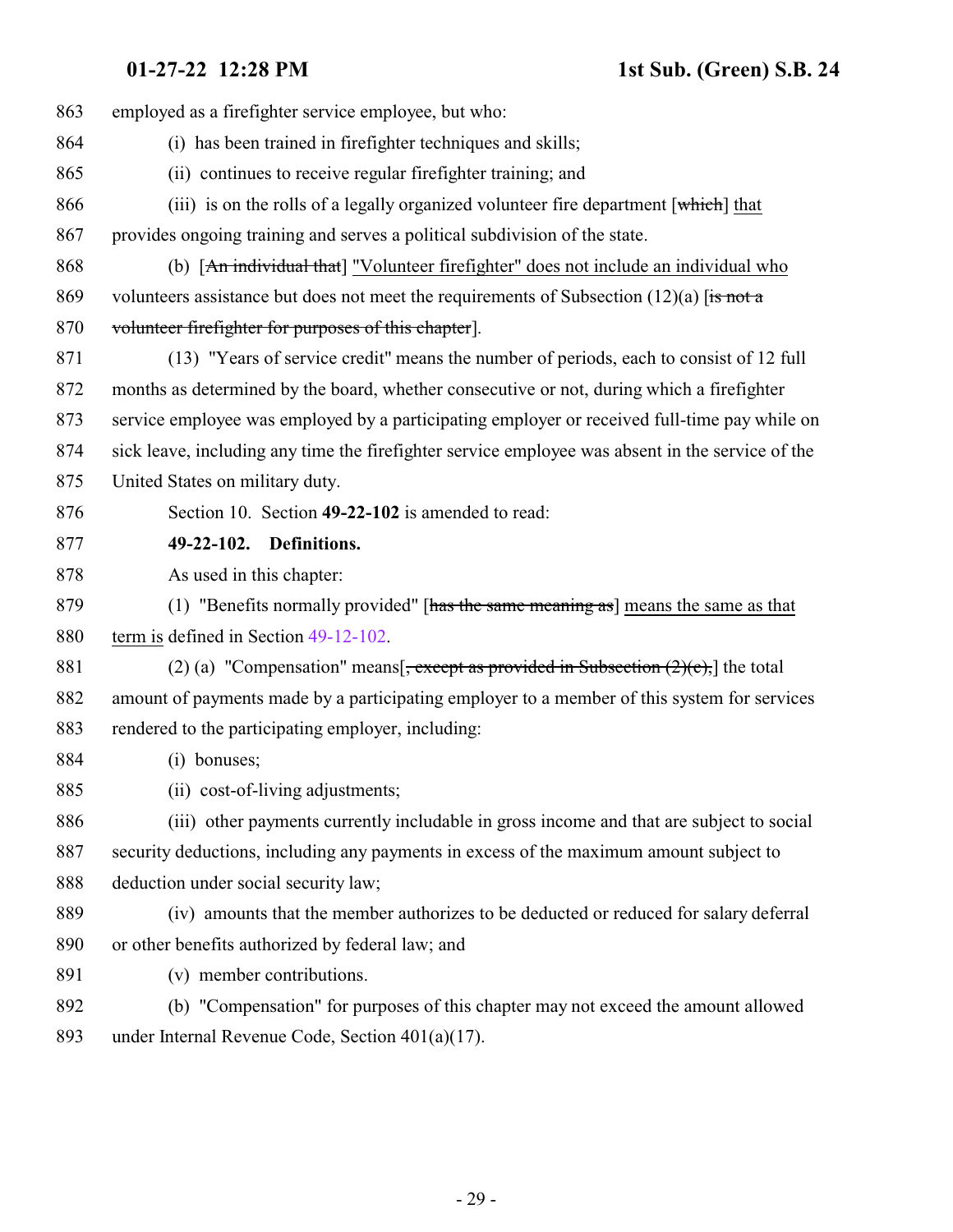863 employed as a firefighter service employee, but who:

864 (i) has been trained in firefighter techniques and skills;

865 (ii) continues to receive regular firefighter training; and

866 (iii) is on the rolls of a legally organized volunteer fire department [~~which~~] that

867 provides ongoing training and serves a political subdivision of the state.

868 (b) [~~An individual that~~] "Volunteer firefighter" does not include an individual who

869 volunteers assistance but does not meet the requirements of Subsection (12)(a) [~~is not a~~

870 ~~volunteer firefighter for purposes of this chapter~~].

871 (13) "Years of service credit" means the number of periods, each to consist of 12 full

872 months as determined by the board, whether consecutive or not, during which a firefighter

873 service employee was employed by a participating employer or received full-time pay while on

874 sick leave, including any time the firefighter service employee was absent in the service of the

875 United States on military duty.

876 Section 10. Section **49-22-102** is amended to read:

877 **49-22-102. Definitions.**

878 As used in this chapter:

879 (1) "Benefits normally provided" [~~has the same meaning as~~] means the same as that

880 term is defined in Section 49-12-102.

881 (2) (a) "Compensation" means[~~, except as provided in Subsection (2)(c),~~] the total

882 amount of payments made by a participating employer to a member of this system for services

883 rendered to the participating employer, including:

884 (i) bonuses;

885 (ii) cost-of-living adjustments;

886 (iii) other payments currently includable in gross income and that are subject to social

887 security deductions, including any payments in excess of the maximum amount subject to

888 deduction under social security law;

889 (iv) amounts that the member authorizes to be deducted or reduced for salary deferral

890 or other benefits authorized by federal law; and

891 (v) member contributions.

892 (b) "Compensation" for purposes of this chapter may not exceed the amount allowed

893 under Internal Revenue Code, Section 401(a)(17).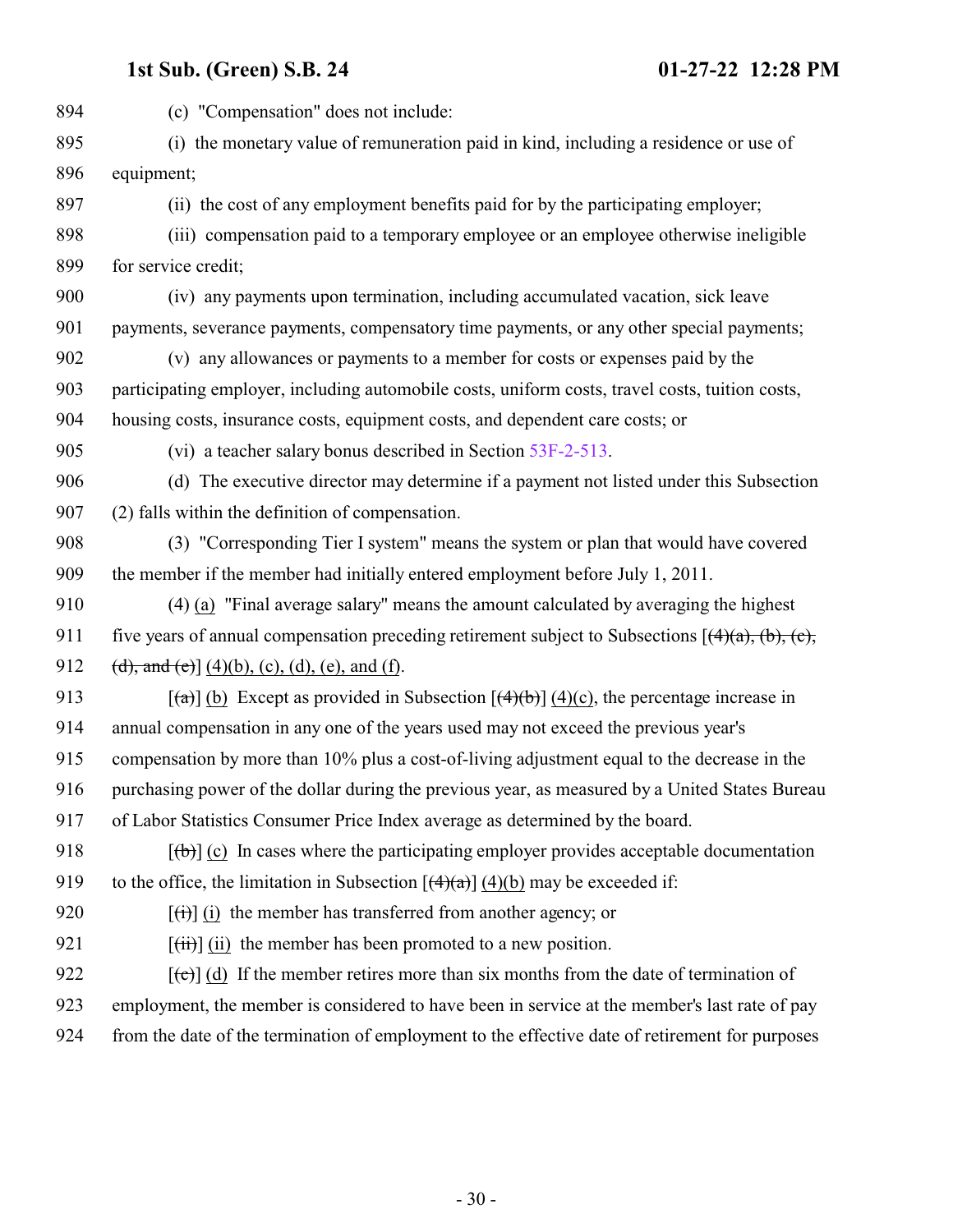(c) "Compensation" does not include:

(i) the monetary value of remuneration paid in kind, including a residence or use of equipment;

(ii) the cost of any employment benefits paid for by the participating employer;

(iii) compensation paid to a temporary employee or an employee otherwise ineligible for service credit;

(iv) any payments upon termination, including accumulated vacation, sick leave payments, severance payments, compensatory time payments, or any other special payments;

(v) any allowances or payments to a member for costs or expenses paid by the participating employer, including automobile costs, uniform costs, travel costs, tuition costs, housing costs, insurance costs, equipment costs, and dependent care costs; or

(vi) a teacher salary bonus described in Section 53F-2-513.

(d) The executive director may determine if a payment not listed under this Subsection (2) falls within the definition of compensation.

(3) "Corresponding Tier I system" means the system or plan that would have covered the member if the member had initially entered employment before July 1, 2011.

(4) (a) "Final average salary" means the amount calculated by averaging the highest five years of annual compensation preceding retirement subject to Subsections [~~(4)(a), (b), (c), (d), and (e)~~] (4)(b), (c), (d), (e), and (f).

[~~(a)~~] (b) Except as provided in Subsection [~~(4)(b)~~] (4)(c), the percentage increase in annual compensation in any one of the years used may not exceed the previous year's compensation by more than 10% plus a cost-of-living adjustment equal to the decrease in the purchasing power of the dollar during the previous year, as measured by a United States Bureau of Labor Statistics Consumer Price Index average as determined by the board.

[~~(b)~~] (c) In cases where the participating employer provides acceptable documentation to the office, the limitation in Subsection [~~(4)(a)~~] (4)(b) may be exceeded if:

[~~(i)~~] (i) the member has transferred from another agency; or

[~~(ii)~~] (ii) the member has been promoted to a new position.

[~~(c)~~] (d) If the member retires more than six months from the date of termination of employment, the member is considered to have been in service at the member's last rate of pay from the date of the termination of employment to the effective date of retirement for purposes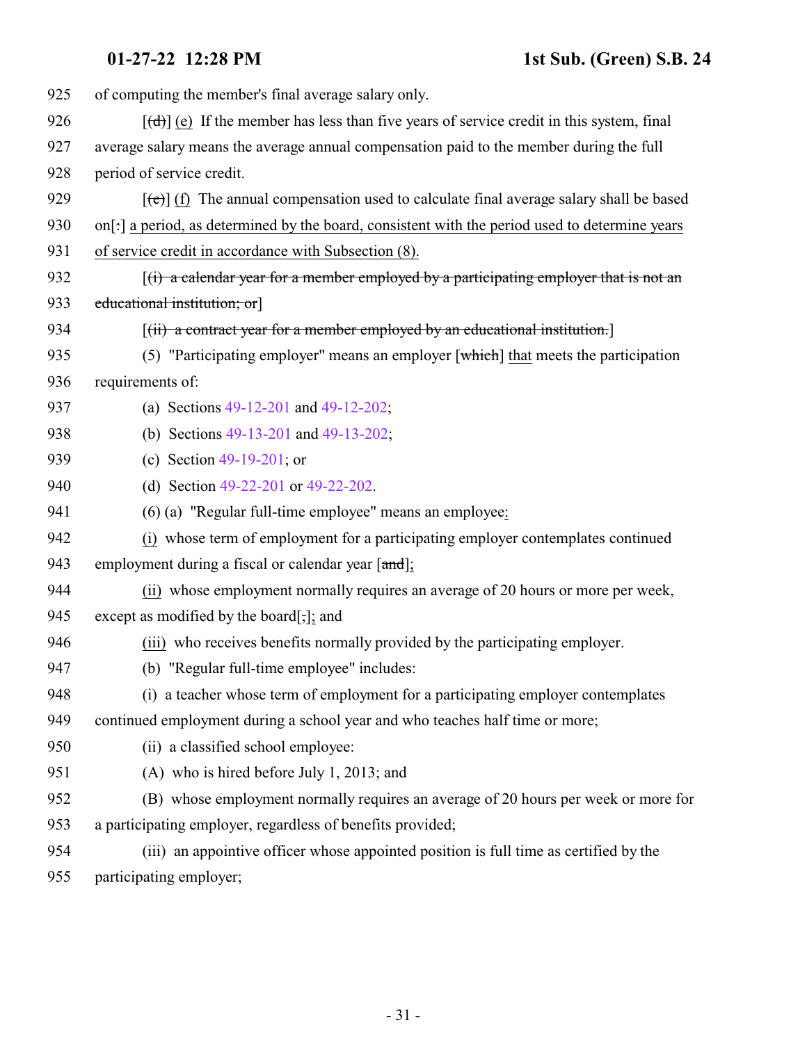925 of computing the member's final average salary only.

926 [~~(d)~~] <u>(e)</u> If the member has less than five years of service credit in this system, final

927 average salary means the average annual compensation paid to the member during the full

928 period of service credit.

929 [~~(e)~~] <u>(f)</u> The annual compensation used to calculate final average salary shall be based

930 on[~~:~~] <u>a period, as determined by the board, consistent with the period used to determine years</u>

931 <u>of service credit in accordance with Subsection (8).</u>

932 [~~(i) a calendar year for a member employed by a participating employer that is not an~~

933 ~~educational institution; or~~]

934 [~~(ii) a contract year for a member employed by an educational institution.~~]

935 (5) "Participating employer" means an employer [~~which~~] <u>that</u> meets the participation

936 requirements of:

937 (a) Sections 49-12-201 and 49-12-202;

938 (b) Sections 49-13-201 and 49-13-202;

939 (c) Section 49-19-201; or

940 (d) Section 49-22-201 or 49-22-202.

941 (6) (a) "Regular full-time employee" means an employee<u>:</u>

942 <u>(i)</u> whose term of employment for a participating employer contemplates continued

943 employment during a fiscal or calendar year [~~and~~]<u>;</u>

944 <u>(ii)</u> whose employment normally requires an average of 20 hours or more per week,

945 except as modified by the board[~~,~~]<u>;</u> and

946 <u>(iii)</u> who receives benefits normally provided by the participating employer.

947 (b) "Regular full-time employee" includes:

948 (i) a teacher whose term of employment for a participating employer contemplates

949 continued employment during a school year and who teaches half time or more;

950 (ii) a classified school employee:

951 (A) who is hired before July 1, 2013; and

952 (B) whose employment normally requires an average of 20 hours per week or more for

953 a participating employer, regardless of benefits provided;

954 (iii) an appointive officer whose appointed position is full time as certified by the

955 participating employer;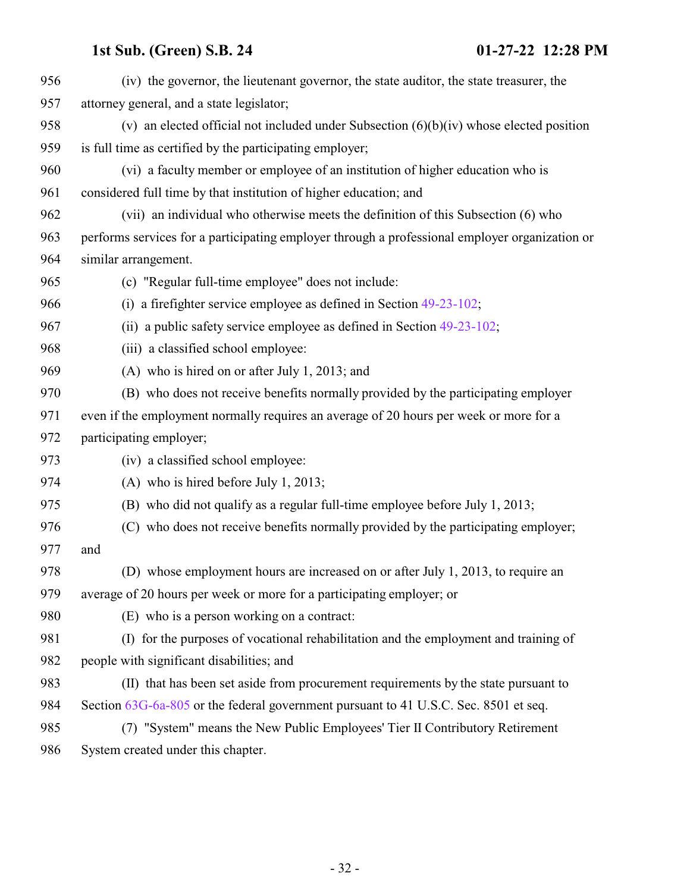(iv) the governor, the lieutenant governor, the state auditor, the state treasurer, the attorney general, and a state legislator;

(v) an elected official not included under Subsection (6)(b)(iv) whose elected position is full time as certified by the participating employer;

(vi) a faculty member or employee of an institution of higher education who is considered full time by that institution of higher education; and

(vii) an individual who otherwise meets the definition of this Subsection (6) who performs services for a participating employer through a professional employer organization or similar arrangement.

(c) "Regular full-time employee" does not include:

(i) a firefighter service employee as defined in Section 49-23-102;

(ii) a public safety service employee as defined in Section 49-23-102;

(iii) a classified school employee:

(A) who is hired on or after July 1, 2013; and

(B) who does not receive benefits normally provided by the participating employer even if the employment normally requires an average of 20 hours per week or more for a participating employer;

(iv) a classified school employee:

(A) who is hired before July 1, 2013;

(B) who did not qualify as a regular full-time employee before July 1, 2013;

(C) who does not receive benefits normally provided by the participating employer; and

(D) whose employment hours are increased on or after July 1, 2013, to require an average of 20 hours per week or more for a participating employer; or

(E) who is a person working on a contract:

(I) for the purposes of vocational rehabilitation and the employment and training of people with significant disabilities; and

(II) that has been set aside from procurement requirements by the state pursuant to Section 63G-6a-805 or the federal government pursuant to 41 U.S.C. Sec. 8501 et seq.

(7) "System" means the New Public Employees' Tier II Contributory Retirement System created under this chapter.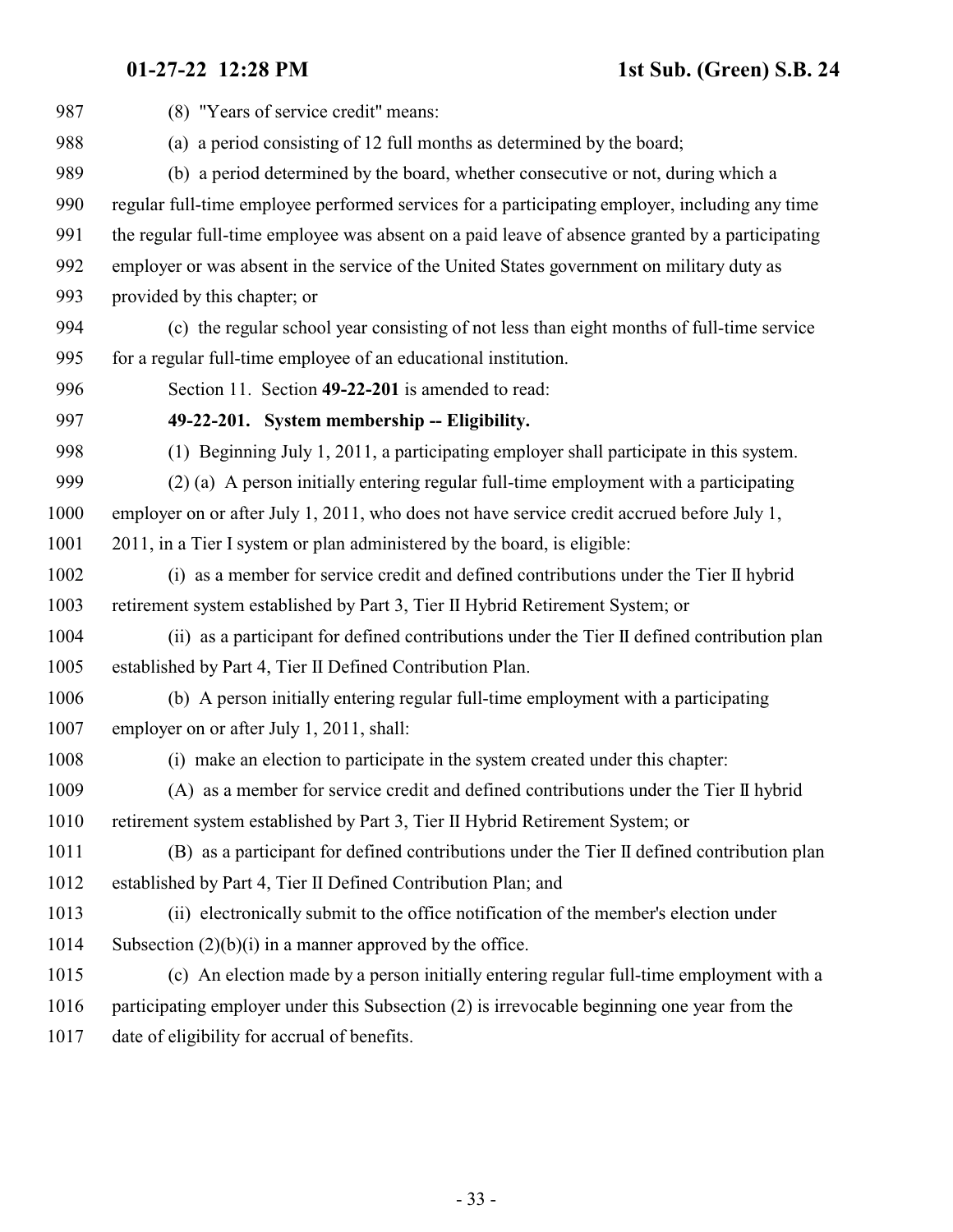(8) "Years of service credit" means:

(a) a period consisting of 12 full months as determined by the board;

(b) a period determined by the board, whether consecutive or not, during which a regular full-time employee performed services for a participating employer, including any time the regular full-time employee was absent on a paid leave of absence granted by a participating employer or was absent in the service of the United States government on military duty as provided by this chapter; or

(c) the regular school year consisting of not less than eight months of full-time service for a regular full-time employee of an educational institution.

Section 11. Section **49-22-201** is amended to read:

**49-22-201. System membership -- Eligibility.**

(1) Beginning July 1, 2011, a participating employer shall participate in this system.

(2) (a) A person initially entering regular full-time employment with a participating employer on or after July 1, 2011, who does not have service credit accrued before July 1, 2011, in a Tier I system or plan administered by the board, is eligible:

(i) as a member for service credit and defined contributions under the Tier II hybrid retirement system established by Part 3, Tier II Hybrid Retirement System; or

(ii) as a participant for defined contributions under the Tier II defined contribution plan established by Part 4, Tier II Defined Contribution Plan.

(b) A person initially entering regular full-time employment with a participating employer on or after July 1, 2011, shall:

(i) make an election to participate in the system created under this chapter:

(A) as a member for service credit and defined contributions under the Tier II hybrid retirement system established by Part 3, Tier II Hybrid Retirement System; or

(B) as a participant for defined contributions under the Tier II defined contribution plan established by Part 4, Tier II Defined Contribution Plan; and

(ii) electronically submit to the office notification of the member's election under Subsection (2)(b)(i) in a manner approved by the office.

(c) An election made by a person initially entering regular full-time employment with a participating employer under this Subsection (2) is irrevocable beginning one year from the date of eligibility for accrual of benefits.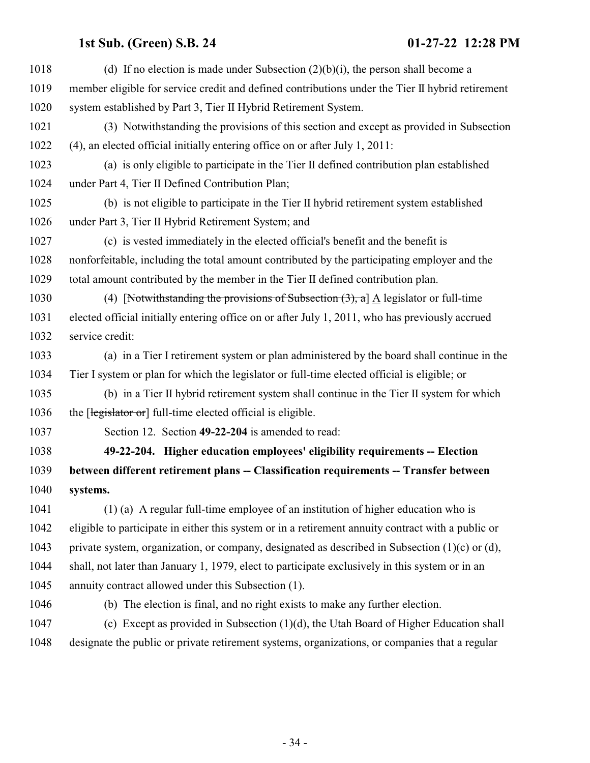(d) If no election is made under Subsection (2)(b)(i), the person shall become a member eligible for service credit and defined contributions under the Tier II hybrid retirement system established by Part 3, Tier II Hybrid Retirement System.

(3) Notwithstanding the provisions of this section and except as provided in Subsection (4), an elected official initially entering office on or after July 1, 2011:

(a) is only eligible to participate in the Tier II defined contribution plan established under Part 4, Tier II Defined Contribution Plan;

(b) is not eligible to participate in the Tier II hybrid retirement system established under Part 3, Tier II Hybrid Retirement System; and

(c) is vested immediately in the elected official's benefit and the benefit is nonforfeitable, including the total amount contributed by the participating employer and the total amount contributed by the member in the Tier II defined contribution plan.

(4) [~~Notwithstanding the provisions of Subsection (3), a~~] A legislator or full-time elected official initially entering office on or after July 1, 2011, who has previously accrued service credit:

(a) in a Tier I retirement system or plan administered by the board shall continue in the Tier I system or plan for which the legislator or full-time elected official is eligible; or

(b) in a Tier II hybrid retirement system shall continue in the Tier II system for which the [~~legislator or~~] full-time elected official is eligible.

Section 12. Section **49-22-204** is amended to read:

**49-22-204. Higher education employees' eligibility requirements -- Election between different retirement plans -- Classification requirements -- Transfer between systems.**

(1) (a) A regular full-time employee of an institution of higher education who is eligible to participate in either this system or in a retirement annuity contract with a public or private system, organization, or company, designated as described in Subsection (1)(c) or (d), shall, not later than January 1, 1979, elect to participate exclusively in this system or in an annuity contract allowed under this Subsection (1).

(b) The election is final, and no right exists to make any further election.

(c) Except as provided in Subsection (1)(d), the Utah Board of Higher Education shall designate the public or private retirement systems, organizations, or companies that a regular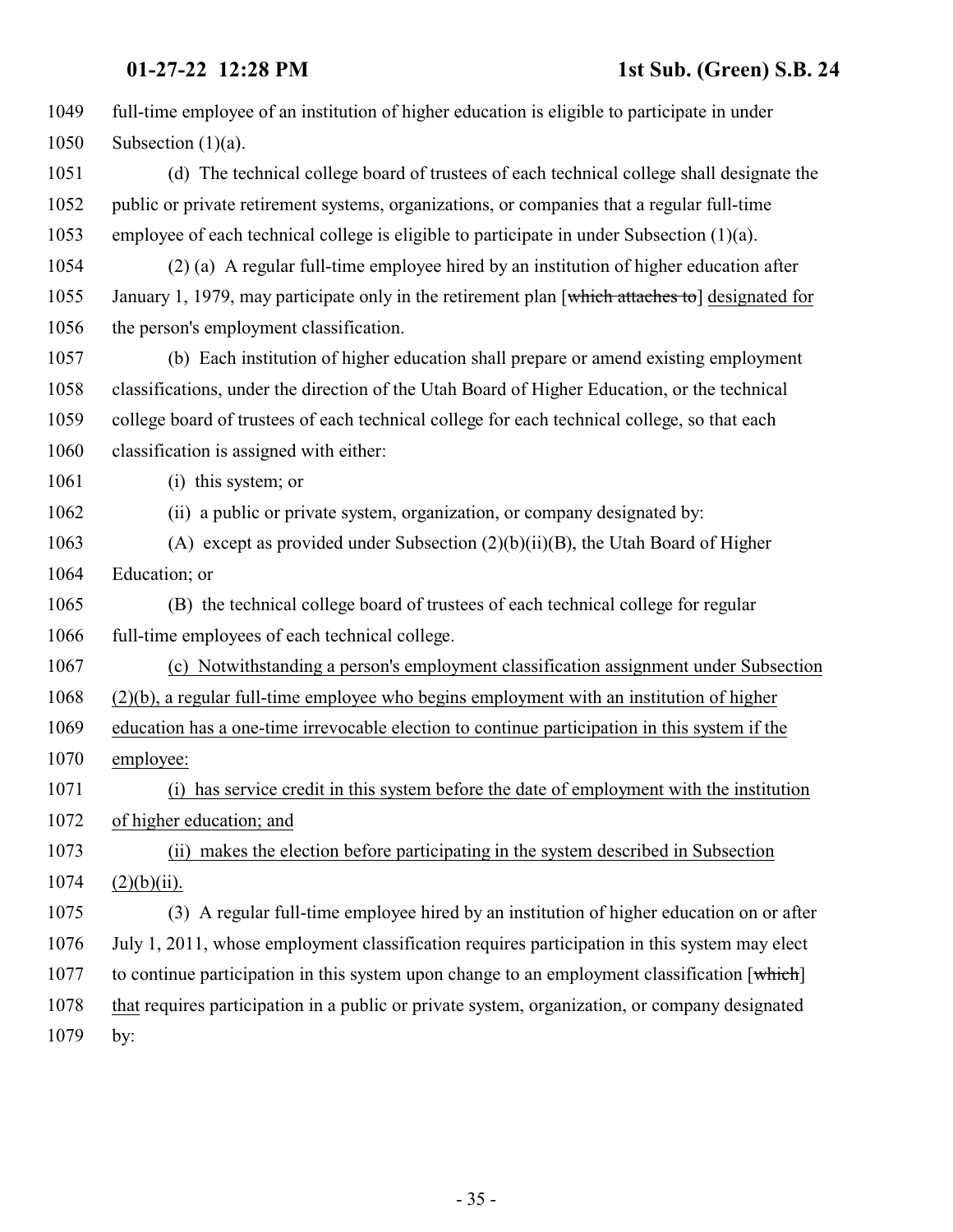full-time employee of an institution of higher education is eligible to participate in under Subsection (1)(a).

(d) The technical college board of trustees of each technical college shall designate the public or private retirement systems, organizations, or companies that a regular full-time employee of each technical college is eligible to participate in under Subsection (1)(a).

(2) (a) A regular full-time employee hired by an institution of higher education after January 1, 1979, may participate only in the retirement plan [~~which attaches to~~] <u>designated for</u> the person's employment classification.

(b) Each institution of higher education shall prepare or amend existing employment classifications, under the direction of the Utah Board of Higher Education, or the technical college board of trustees of each technical college for each technical college, so that each classification is assigned with either:

(i) this system; or

(ii) a public or private system, organization, or company designated by:

(A) except as provided under Subsection (2)(b)(ii)(B), the Utah Board of Higher Education; or

(B) the technical college board of trustees of each technical college for regular full-time employees of each technical college.

<u>(c) Notwithstanding a person's employment classification assignment under Subsection (2)(b), a regular full-time employee who begins employment with an institution of higher education has a one-time irrevocable election to continue participation in this system if the employee:</u>

<u>(i) has service credit in this system before the date of employment with the institution of higher education; and</u>

<u>(ii) makes the election before participating in the system described in Subsection (2)(b)(ii).</u>

(3) A regular full-time employee hired by an institution of higher education on or after July 1, 2011, whose employment classification requires participation in this system may elect to continue participation in this system upon change to an employment classification [~~which~~] <u>that</u> requires participation in a public or private system, organization, or company designated by: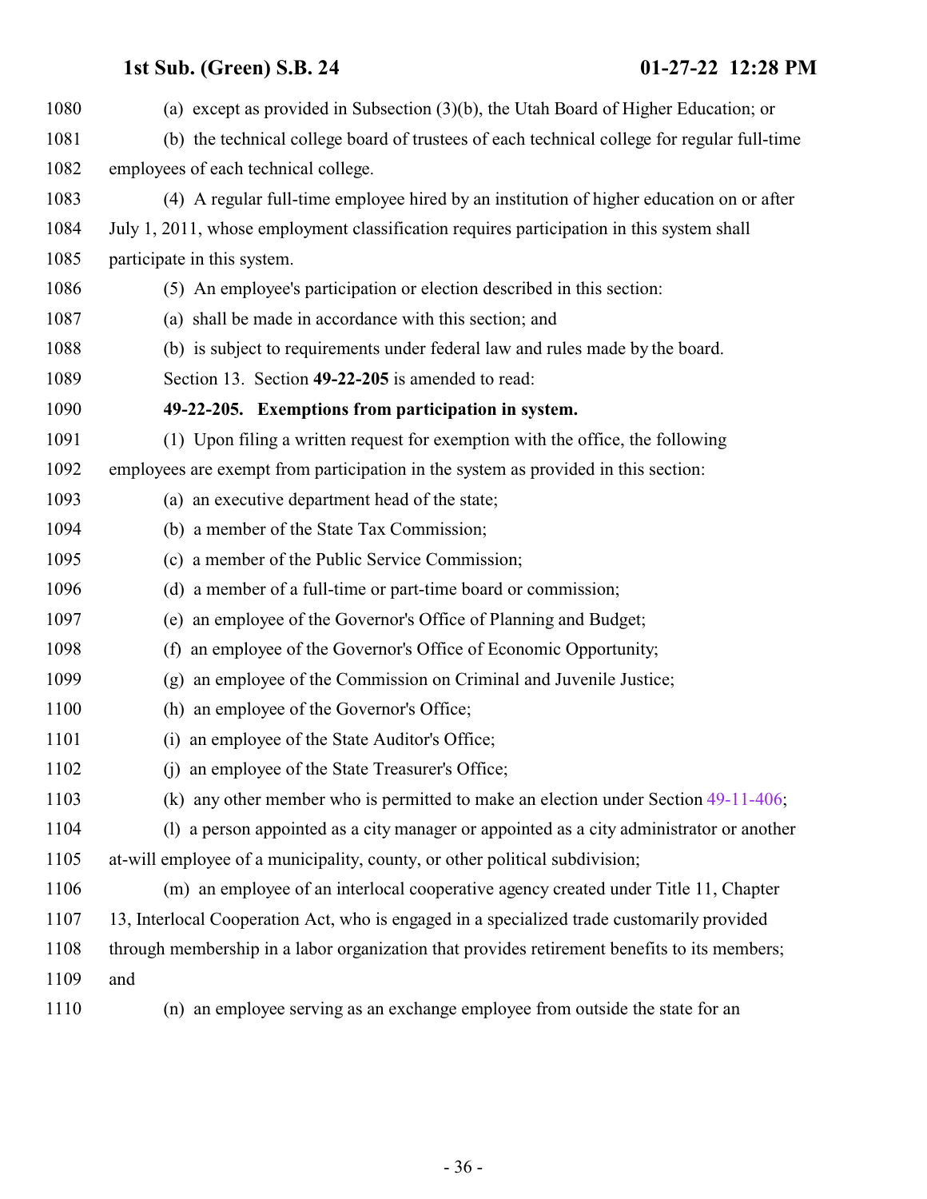(a) except as provided in Subsection (3)(b), the Utah Board of Higher Education; or

(b) the technical college board of trustees of each technical college for regular full-time employees of each technical college.

(4) A regular full-time employee hired by an institution of higher education on or after July 1, 2011, whose employment classification requires participation in this system shall participate in this system.

(5) An employee's participation or election described in this section:

(a) shall be made in accordance with this section; and

(b) is subject to requirements under federal law and rules made by the board.

Section 13. Section **49-22-205** is amended to read:

**49-22-205. Exemptions from participation in system.**

(1) Upon filing a written request for exemption with the office, the following employees are exempt from participation in the system as provided in this section:

(a) an executive department head of the state;

(b) a member of the State Tax Commission;

(c) a member of the Public Service Commission;

(d) a member of a full-time or part-time board or commission;

(e) an employee of the Governor's Office of Planning and Budget;

(f) an employee of the Governor's Office of Economic Opportunity;

(g) an employee of the Commission on Criminal and Juvenile Justice;

(h) an employee of the Governor's Office;

(i) an employee of the State Auditor's Office;

(j) an employee of the State Treasurer's Office;

(k) any other member who is permitted to make an election under Section 49-11-406;

(l) a person appointed as a city manager or appointed as a city administrator or another at-will employee of a municipality, county, or other political subdivision;

(m) an employee of an interlocal cooperative agency created under Title 11, Chapter 13, Interlocal Cooperation Act, who is engaged in a specialized trade customarily provided through membership in a labor organization that provides retirement benefits to its members; and

(n) an employee serving as an exchange employee from outside the state for an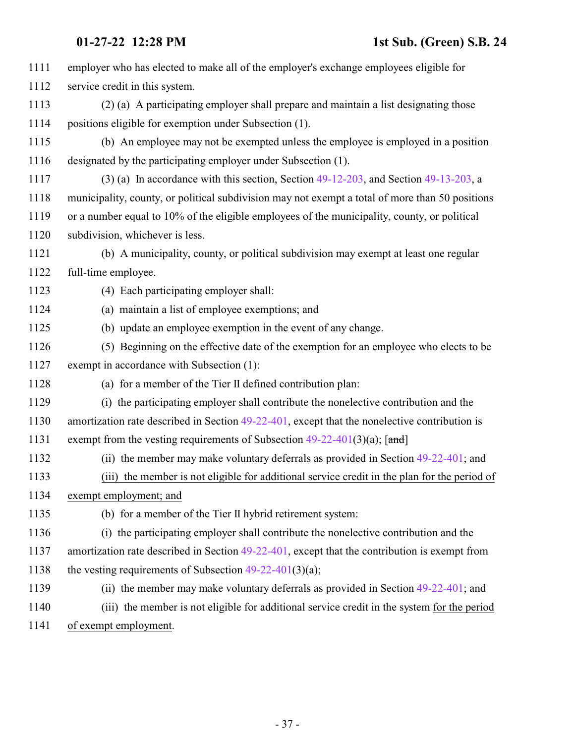employer who has elected to make all of the employer's exchange employees eligible for service credit in this system.

(2) (a) A participating employer shall prepare and maintain a list designating those positions eligible for exemption under Subsection (1).

(b) An employee may not be exempted unless the employee is employed in a position designated by the participating employer under Subsection (1).

(3) (a) In accordance with this section, Section 49-12-203, and Section 49-13-203, a municipality, county, or political subdivision may not exempt a total of more than 50 positions or a number equal to 10% of the eligible employees of the municipality, county, or political subdivision, whichever is less.

(b) A municipality, county, or political subdivision may exempt at least one regular full-time employee.

(4) Each participating employer shall:

(a) maintain a list of employee exemptions; and

(b) update an employee exemption in the event of any change.

(5) Beginning on the effective date of the exemption for an employee who elects to be exempt in accordance with Subsection (1):

(a) for a member of the Tier II defined contribution plan:

(i) the participating employer shall contribute the nonelective contribution and the amortization rate described in Section 49-22-401, except that the nonelective contribution is exempt from the vesting requirements of Subsection 49-22-401(3)(a); [~~and~~]

(ii) the member may make voluntary deferrals as provided in Section 49-22-401; and

<u>(iii) the member is not eligible for additional service credit in the plan for the period of exempt employment; and</u>

(b) for a member of the Tier II hybrid retirement system:

(i) the participating employer shall contribute the nonelective contribution and the amortization rate described in Section 49-22-401, except that the contribution is exempt from the vesting requirements of Subsection 49-22-401(3)(a);

(ii) the member may make voluntary deferrals as provided in Section 49-22-401; and

(iii) the member is not eligible for additional service credit in the system <u>for the period of exempt employment</u>.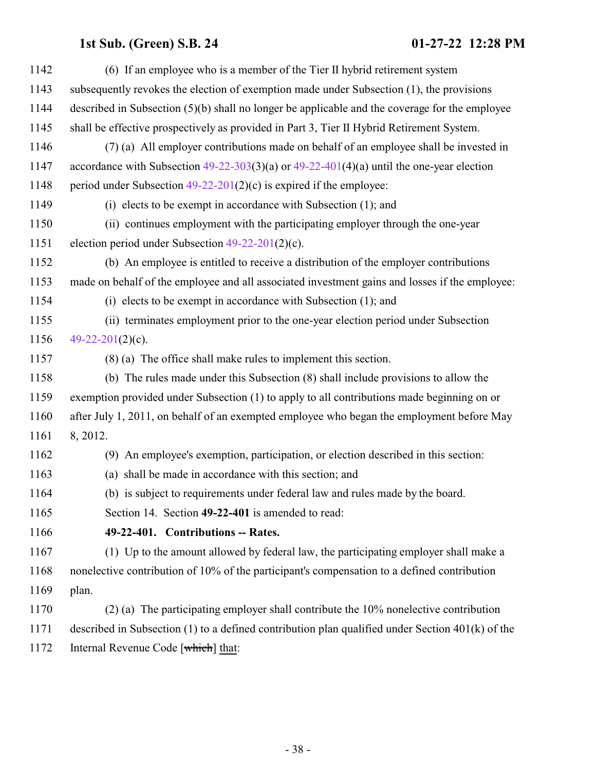(6) If an employee who is a member of the Tier II hybrid retirement system subsequently revokes the election of exemption made under Subsection (1), the provisions described in Subsection (5)(b) shall no longer be applicable and the coverage for the employee shall be effective prospectively as provided in Part 3, Tier II Hybrid Retirement System.

(7) (a) All employer contributions made on behalf of an employee shall be invested in accordance with Subsection 49-22-303(3)(a) or 49-22-401(4)(a) until the one-year election period under Subsection 49-22-201(2)(c) is expired if the employee:

(i) elects to be exempt in accordance with Subsection (1); and

(ii) continues employment with the participating employer through the one-year election period under Subsection 49-22-201(2)(c).

(b) An employee is entitled to receive a distribution of the employer contributions made on behalf of the employee and all associated investment gains and losses if the employee:

(i) elects to be exempt in accordance with Subsection (1); and

(ii) terminates employment prior to the one-year election period under Subsection 49-22-201(2)(c).

(8) (a) The office shall make rules to implement this section.

(b) The rules made under this Subsection (8) shall include provisions to allow the exemption provided under Subsection (1) to apply to all contributions made beginning on or after July 1, 2011, on behalf of an exempted employee who began the employment before May 8, 2012.

(9) An employee's exemption, participation, or election described in this section:

(a) shall be made in accordance with this section; and

(b) is subject to requirements under federal law and rules made by the board.

Section 14. Section **49-22-401** is amended to read:

**49-22-401. Contributions -- Rates.**

(1) Up to the amount allowed by federal law, the participating employer shall make a nonelective contribution of 10% of the participant's compensation to a defined contribution plan.

(2) (a) The participating employer shall contribute the 10% nonelective contribution described in Subsection (1) to a defined contribution plan qualified under Section 401(k) of the Internal Revenue Code [~~which~~] that: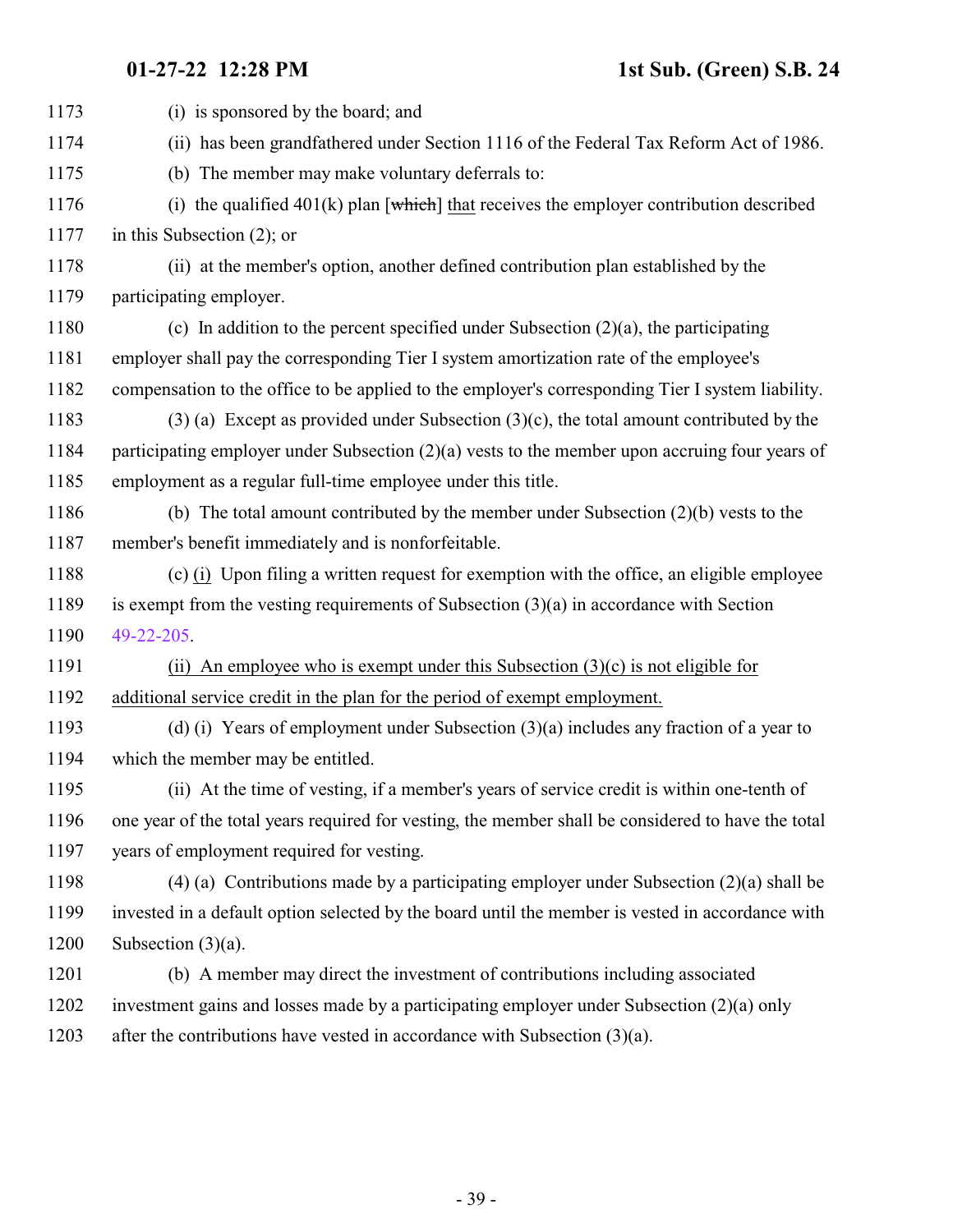1173 (i) is sponsored by the board; and

1174 (ii) has been grandfathered under Section 1116 of the Federal Tax Reform Act of 1986.

1175 (b) The member may make voluntary deferrals to:

1176 (i) the qualified 401(k) plan [~~which~~] <u>that</u> receives the employer contribution described

1177 in this Subsection (2); or

1178 (ii) at the member's option, another defined contribution plan established by the

1179 participating employer.

1180 (c) In addition to the percent specified under Subsection (2)(a), the participating

1181 employer shall pay the corresponding Tier I system amortization rate of the employee's

1182 compensation to the office to be applied to the employer's corresponding Tier I system liability.

1183 (3) (a) Except as provided under Subsection (3)(c), the total amount contributed by the

1184 participating employer under Subsection (2)(a) vests to the member upon accruing four years of

1185 employment as a regular full-time employee under this title.

1186 (b) The total amount contributed by the member under Subsection (2)(b) vests to the

1187 member's benefit immediately and is nonforfeitable.

1188 (c) <u>(i)</u> Upon filing a written request for exemption with the office, an eligible employee

1189 is exempt from the vesting requirements of Subsection (3)(a) in accordance with Section

1190 49-22-205.

1191 <u>(ii) An employee who is exempt under this Subsection (3)(c) is not eligible for</u>

1192 <u>additional service credit in the plan for the period of exempt employment.</u>

1193 (d) (i) Years of employment under Subsection (3)(a) includes any fraction of a year to

1194 which the member may be entitled.

1195 (ii) At the time of vesting, if a member's years of service credit is within one-tenth of

1196 one year of the total years required for vesting, the member shall be considered to have the total

1197 years of employment required for vesting.

1198 (4) (a) Contributions made by a participating employer under Subsection (2)(a) shall be

1199 invested in a default option selected by the board until the member is vested in accordance with

1200 Subsection (3)(a).

1201 (b) A member may direct the investment of contributions including associated

1202 investment gains and losses made by a participating employer under Subsection (2)(a) only

1203 after the contributions have vested in accordance with Subsection (3)(a).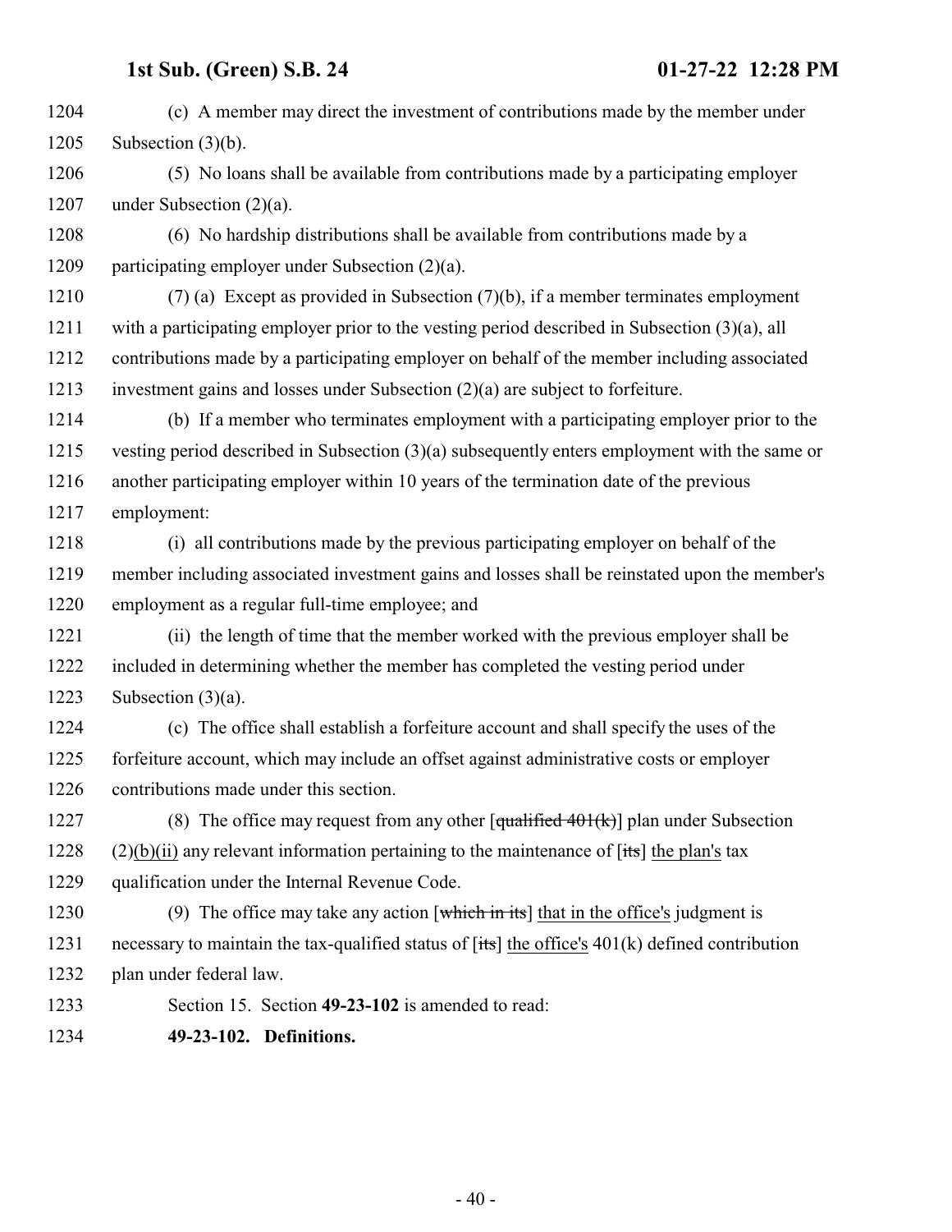(c) A member may direct the investment of contributions made by the member under Subsection (3)(b).

(5) No loans shall be available from contributions made by a participating employer under Subsection (2)(a).

(6) No hardship distributions shall be available from contributions made by a participating employer under Subsection (2)(a).

(7) (a) Except as provided in Subsection (7)(b), if a member terminates employment with a participating employer prior to the vesting period described in Subsection (3)(a), all contributions made by a participating employer on behalf of the member including associated investment gains and losses under Subsection (2)(a) are subject to forfeiture.

(b) If a member who terminates employment with a participating employer prior to the vesting period described in Subsection (3)(a) subsequently enters employment with the same or another participating employer within 10 years of the termination date of the previous employment:

(i) all contributions made by the previous participating employer on behalf of the member including associated investment gains and losses shall be reinstated upon the member's employment as a regular full-time employee; and

(ii) the length of time that the member worked with the previous employer shall be included in determining whether the member has completed the vesting period under Subsection (3)(a).

(c) The office shall establish a forfeiture account and shall specify the uses of the forfeiture account, which may include an offset against administrative costs or employer contributions made under this section.

(8) The office may request from any other [~~qualified 401(k)~~] plan under Subsection (2)(b)(ii) any relevant information pertaining to the maintenance of [~~its~~] the plan's tax qualification under the Internal Revenue Code.

(9) The office may take any action [~~which in its~~] that in the office's judgment is necessary to maintain the tax-qualified status of [~~its~~] the office's 401(k) defined contribution plan under federal law.

Section 15. Section **49-23-102** is amended to read:

**49-23-102. Definitions.**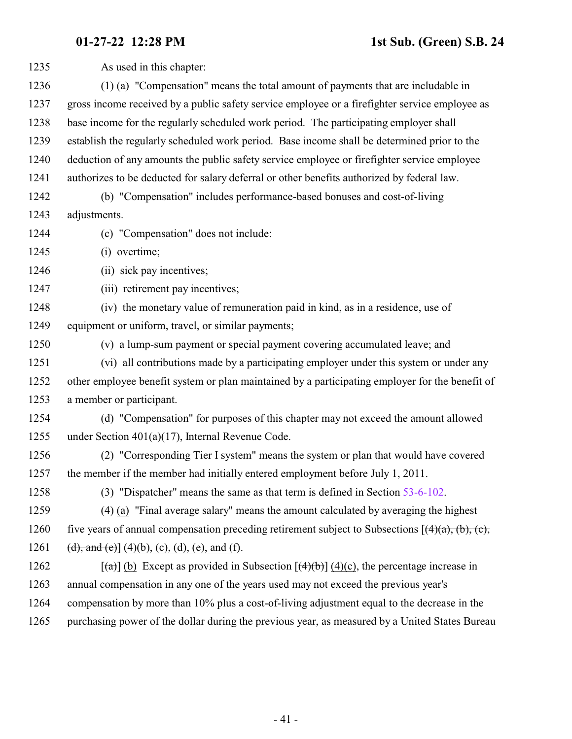As used in this chapter:

(1) (a) "Compensation" means the total amount of payments that are includable in gross income received by a public safety service employee or a firefighter service employee as base income for the regularly scheduled work period. The participating employer shall establish the regularly scheduled work period. Base income shall be determined prior to the deduction of any amounts the public safety service employee or firefighter service employee authorizes to be deducted for salary deferral or other benefits authorized by federal law.

(b) "Compensation" includes performance-based bonuses and cost-of-living adjustments.

(c) "Compensation" does not include:

(i) overtime;

(ii) sick pay incentives;

(iii) retirement pay incentives;

(iv) the monetary value of remuneration paid in kind, as in a residence, use of equipment or uniform, travel, or similar payments;

(v) a lump-sum payment or special payment covering accumulated leave; and

(vi) all contributions made by a participating employer under this system or under any other employee benefit system or plan maintained by a participating employer for the benefit of a member or participant.

(d) "Compensation" for purposes of this chapter may not exceed the amount allowed under Section 401(a)(17), Internal Revenue Code.

(2) "Corresponding Tier I system" means the system or plan that would have covered the member if the member had initially entered employment before July 1, 2011.

(3) "Dispatcher" means the same as that term is defined in Section 53-6-102.

(4) (a) "Final average salary" means the amount calculated by averaging the highest five years of annual compensation preceding retirement subject to Subsections [~~(4)(a), (b), (c), (d), and (e)~~] (4)(b), (c), (d), (e), and (f).

[~~(a)~~] (b) Except as provided in Subsection [~~(4)(b)~~] (4)(c), the percentage increase in annual compensation in any one of the years used may not exceed the previous year's compensation by more than 10% plus a cost-of-living adjustment equal to the decrease in the purchasing power of the dollar during the previous year, as measured by a United States Bureau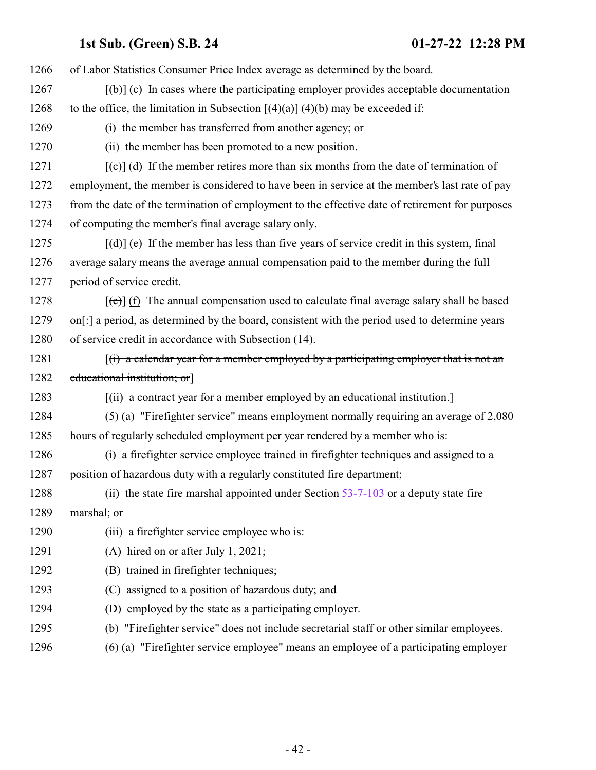1266 of Labor Statistics Consumer Price Index average as determined by the board.

1267 [(b)] (c) In cases where the participating employer provides acceptable documentation

1268 to the office, the limitation in Subsection [(4)(a)] (4)(b) may be exceeded if:

1269 (i) the member has transferred from another agency; or

1270 (ii) the member has been promoted to a new position.

1271 [(c)] (d) If the member retires more than six months from the date of termination of

1272 employment, the member is considered to have been in service at the member's last rate of pay

1273 from the date of the termination of employment to the effective date of retirement for purposes

1274 of computing the member's final average salary only.

1275 [(d)] (e) If the member has less than five years of service credit in this system, final

1276 average salary means the average annual compensation paid to the member during the full

1277 period of service credit.

1278 [(e)] (f) The annual compensation used to calculate final average salary shall be based

1279 on[:] a period, as determined by the board, consistent with the period used to determine years

1280 of service credit in accordance with Subsection (14).

1281 [(i) a calendar year for a member employed by a participating employer that is not an

1282 educational institution; or]

1283 [(ii) a contract year for a member employed by an educational institution.]

1284 (5) (a) "Firefighter service" means employment normally requiring an average of 2,080

1285 hours of regularly scheduled employment per year rendered by a member who is:

1286 (i) a firefighter service employee trained in firefighter techniques and assigned to a

1287 position of hazardous duty with a regularly constituted fire department;

1288 (ii) the state fire marshal appointed under Section 53-7-103 or a deputy state fire

1289 marshal; or

1290 (iii) a firefighter service employee who is:

1291 (A) hired on or after July 1, 2021;

1292 (B) trained in firefighter techniques;

1293 (C) assigned to a position of hazardous duty; and

1294 (D) employed by the state as a participating employer.

1295 (b) "Firefighter service" does not include secretarial staff or other similar employees.

1296 (6) (a) "Firefighter service employee" means an employee of a participating employer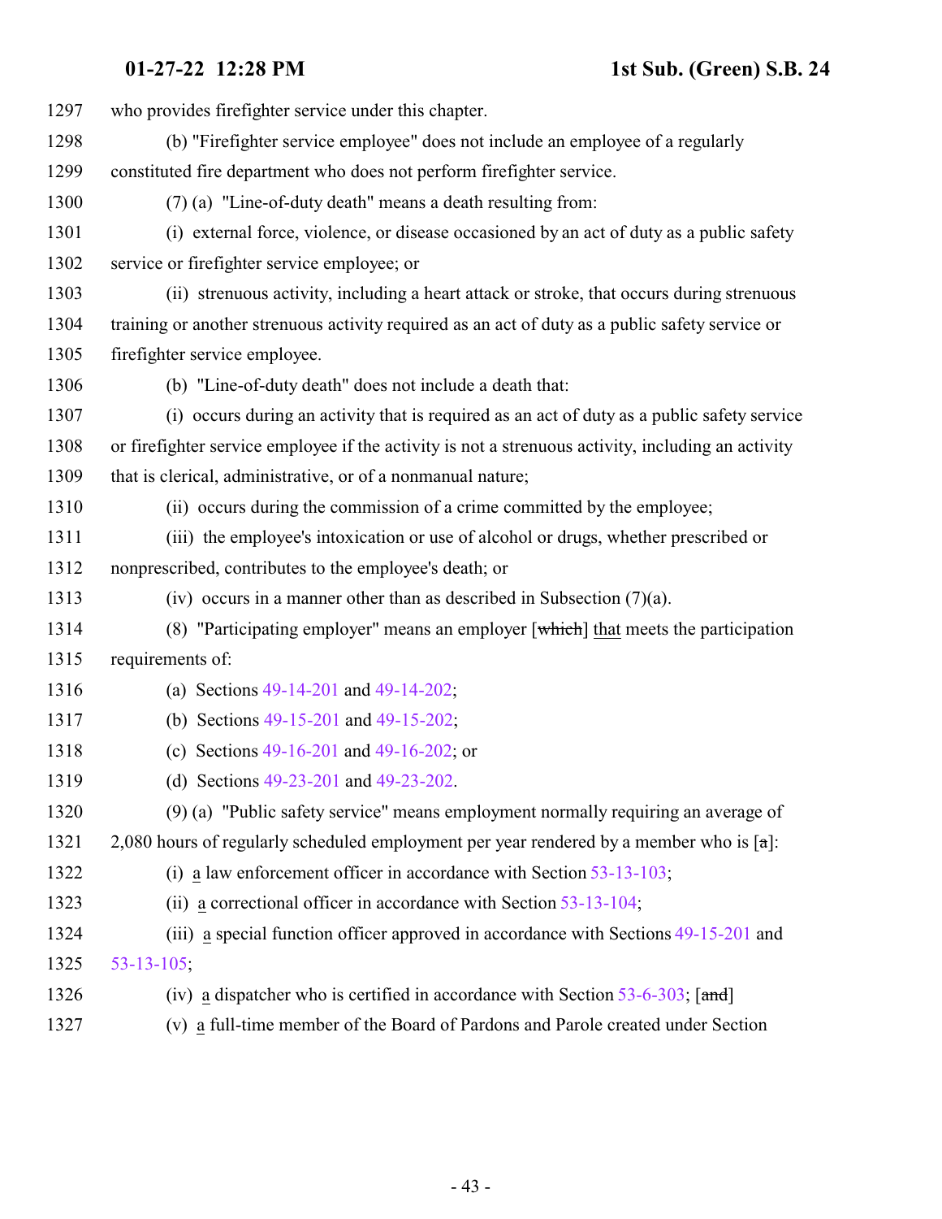1297 who provides firefighter service under this chapter.

1298 (b) "Firefighter service employee" does not include an employee of a regularly

1299 constituted fire department who does not perform firefighter service.

1300 (7) (a) "Line-of-duty death" means a death resulting from:

1301 (i) external force, violence, or disease occasioned by an act of duty as a public safety

1302 service or firefighter service employee; or

1303 (ii) strenuous activity, including a heart attack or stroke, that occurs during strenuous

1304 training or another strenuous activity required as an act of duty as a public safety service or

1305 firefighter service employee.

1306 (b) "Line-of-duty death" does not include a death that:

1307 (i) occurs during an activity that is required as an act of duty as a public safety service

1308 or firefighter service employee if the activity is not a strenuous activity, including an activity

1309 that is clerical, administrative, or of a nonmanual nature;

1310 (ii) occurs during the commission of a crime committed by the employee;

1311 (iii) the employee's intoxication or use of alcohol or drugs, whether prescribed or

1312 nonprescribed, contributes to the employee's death; or

1313 (iv) occurs in a manner other than as described in Subsection (7)(a).

1314 (8) "Participating employer" means an employer [~~which~~] that meets the participation

1315 requirements of:

1316 (a) Sections 49-14-201 and 49-14-202;

1317 (b) Sections 49-15-201 and 49-15-202;

1318 (c) Sections 49-16-201 and 49-16-202; or

1319 (d) Sections 49-23-201 and 49-23-202.

1320 (9) (a) "Public safety service" means employment normally requiring an average of

1321 2,080 hours of regularly scheduled employment per year rendered by a member who is [~~a~~]:

1322 (i) a law enforcement officer in accordance with Section 53-13-103;

1323 (ii) a correctional officer in accordance with Section 53-13-104;

1324 (iii) a special function officer approved in accordance with Sections 49-15-201 and

1325 53-13-105;

1326 (iv) a dispatcher who is certified in accordance with Section 53-6-303; [~~and~~]

1327 (v) a full-time member of the Board of Pardons and Parole created under Section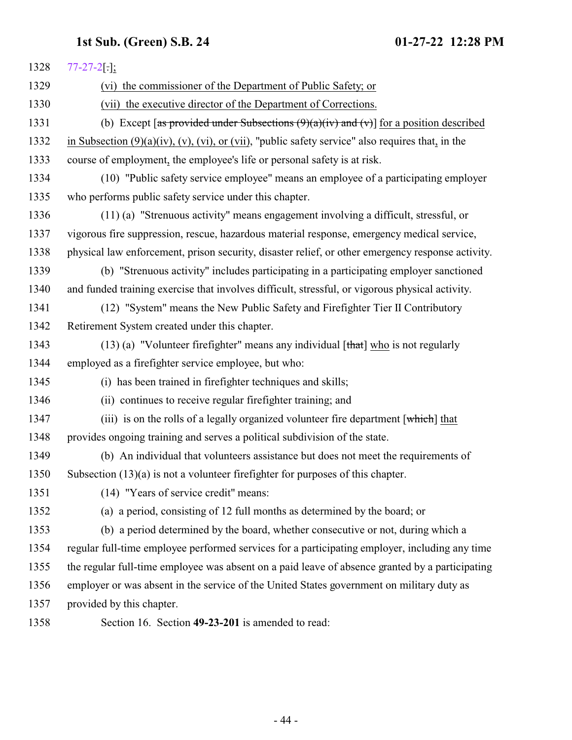1328 77-27-2[.];

1329 (vi) the commissioner of the Department of Public Safety; or

1330 (vii) the executive director of the Department of Corrections.

1331 (b) Except [as provided under Subsections (9)(a)(iv) and (v)] for a position described

1332 in Subsection (9)(a)(iv), (v), (vi), or (vii), "public safety service" also requires that, in the

1333 course of employment, the employee's life or personal safety is at risk.

1334 (10) "Public safety service employee" means an employee of a participating employer

1335 who performs public safety service under this chapter.

1336 (11) (a) "Strenuous activity" means engagement involving a difficult, stressful, or

1337 vigorous fire suppression, rescue, hazardous material response, emergency medical service,

1338 physical law enforcement, prison security, disaster relief, or other emergency response activity.

1339 (b) "Strenuous activity" includes participating in a participating employer sanctioned

1340 and funded training exercise that involves difficult, stressful, or vigorous physical activity.

1341 (12) "System" means the New Public Safety and Firefighter Tier II Contributory

1342 Retirement System created under this chapter.

1343 (13) (a) "Volunteer firefighter" means any individual [that] who is not regularly

1344 employed as a firefighter service employee, but who:

1345 (i) has been trained in firefighter techniques and skills;

1346 (ii) continues to receive regular firefighter training; and

1347 (iii) is on the rolls of a legally organized volunteer fire department [which] that

1348 provides ongoing training and serves a political subdivision of the state.

1349 (b) An individual that volunteers assistance but does not meet the requirements of

1350 Subsection (13)(a) is not a volunteer firefighter for purposes of this chapter.

1351 (14) "Years of service credit" means:

1352 (a) a period, consisting of 12 full months as determined by the board; or

1353 (b) a period determined by the board, whether consecutive or not, during which a

1354 regular full-time employee performed services for a participating employer, including any time

1355 the regular full-time employee was absent on a paid leave of absence granted by a participating

1356 employer or was absent in the service of the United States government on military duty as

1357 provided by this chapter.

1358 Section 16. Section **49-23-201** is amended to read: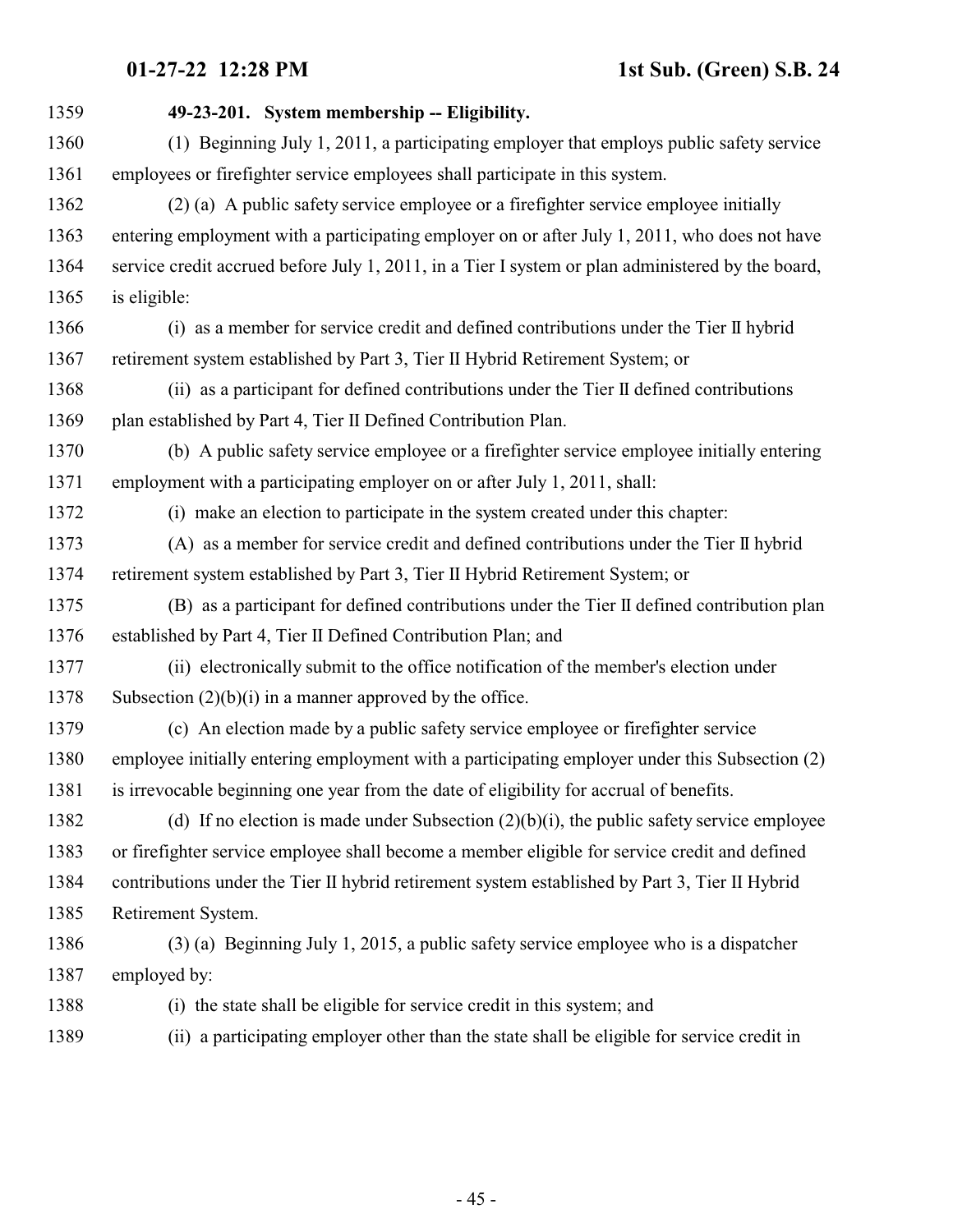**49-23-201. System membership -- Eligibility.**

(1) Beginning July 1, 2011, a participating employer that employs public safety service employees or firefighter service employees shall participate in this system.

(2) (a) A public safety service employee or a firefighter service employee initially entering employment with a participating employer on or after July 1, 2011, who does not have service credit accrued before July 1, 2011, in a Tier I system or plan administered by the board, is eligible:

(i) as a member for service credit and defined contributions under the Tier II hybrid retirement system established by Part 3, Tier II Hybrid Retirement System; or

(ii) as a participant for defined contributions under the Tier II defined contributions plan established by Part 4, Tier II Defined Contribution Plan.

(b) A public safety service employee or a firefighter service employee initially entering employment with a participating employer on or after July 1, 2011, shall:

(i) make an election to participate in the system created under this chapter:

(A) as a member for service credit and defined contributions under the Tier II hybrid retirement system established by Part 3, Tier II Hybrid Retirement System; or

(B) as a participant for defined contributions under the Tier II defined contribution plan established by Part 4, Tier II Defined Contribution Plan; and

(ii) electronically submit to the office notification of the member's election under Subsection (2)(b)(i) in a manner approved by the office.

(c) An election made by a public safety service employee or firefighter service employee initially entering employment with a participating employer under this Subsection (2) is irrevocable beginning one year from the date of eligibility for accrual of benefits.

(d) If no election is made under Subsection (2)(b)(i), the public safety service employee or firefighter service employee shall become a member eligible for service credit and defined contributions under the Tier II hybrid retirement system established by Part 3, Tier II Hybrid Retirement System.

(3) (a) Beginning July 1, 2015, a public safety service employee who is a dispatcher employed by:

(i) the state shall be eligible for service credit in this system; and

(ii) a participating employer other than the state shall be eligible for service credit in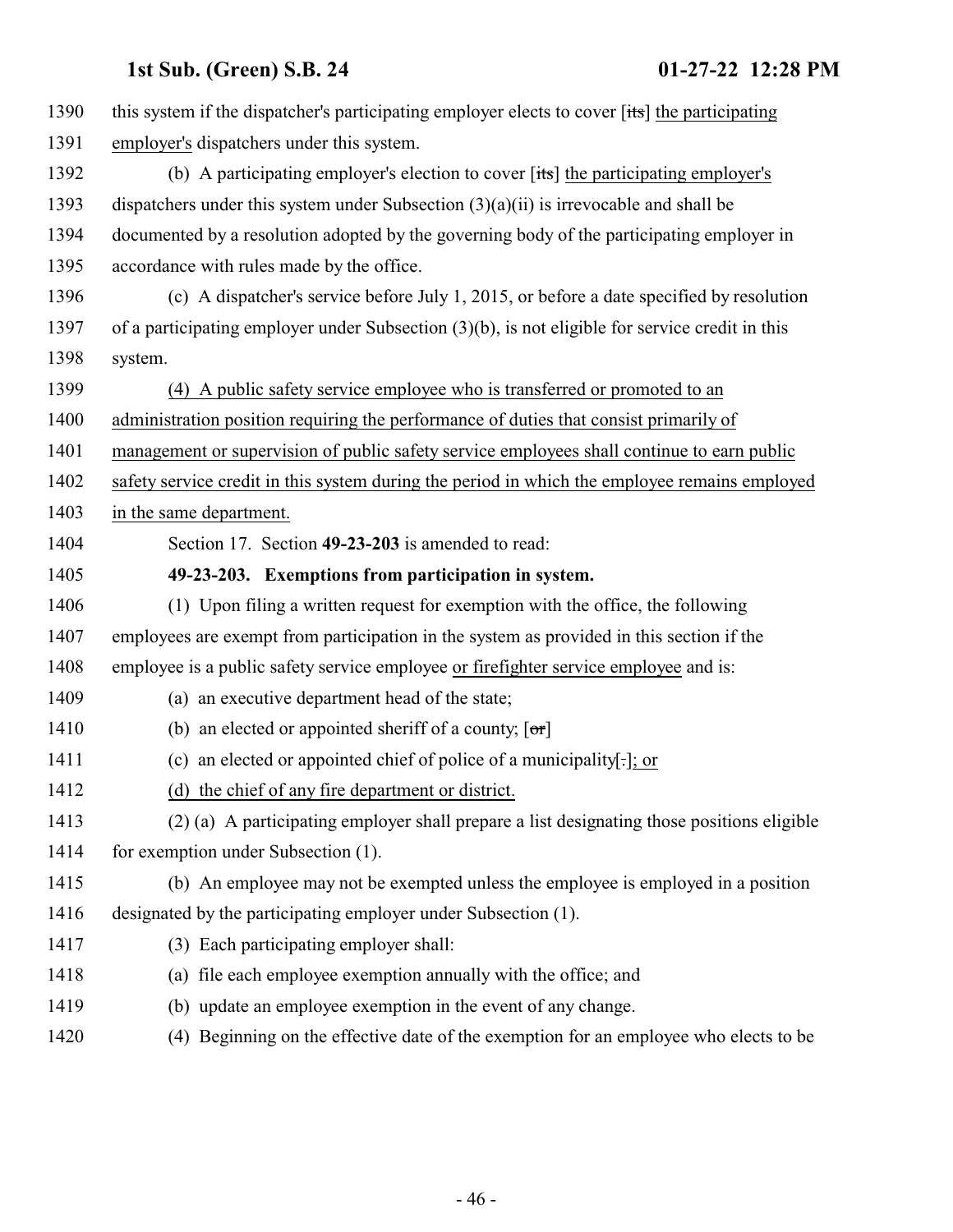this system if the dispatcher's participating employer elects to cover [its] the participating employer's dispatchers under this system.

(b) A participating employer's election to cover [its] the participating employer's dispatchers under this system under Subsection (3)(a)(ii) is irrevocable and shall be documented by a resolution adopted by the governing body of the participating employer in accordance with rules made by the office.

(c) A dispatcher's service before July 1, 2015, or before a date specified by resolution of a participating employer under Subsection (3)(b), is not eligible for service credit in this system.

(4) A public safety service employee who is transferred or promoted to an administration position requiring the performance of duties that consist primarily of management or supervision of public safety service employees shall continue to earn public safety service credit in this system during the period in which the employee remains employed in the same department.

Section 17. Section **49-23-203** is amended to read:

**49-23-203. Exemptions from participation in system.**

(1) Upon filing a written request for exemption with the office, the following employees are exempt from participation in the system as provided in this section if the employee is a public safety service employee or firefighter service employee and is:

(a) an executive department head of the state;

(b) an elected or appointed sheriff of a county; [or]

(c) an elected or appointed chief of police of a municipality[.]; or

(d) the chief of any fire department or district.

(2) (a) A participating employer shall prepare a list designating those positions eligible for exemption under Subsection (1).

(b) An employee may not be exempted unless the employee is employed in a position designated by the participating employer under Subsection (1).

(3) Each participating employer shall:

(a) file each employee exemption annually with the office; and

(b) update an employee exemption in the event of any change.

(4) Beginning on the effective date of the exemption for an employee who elects to be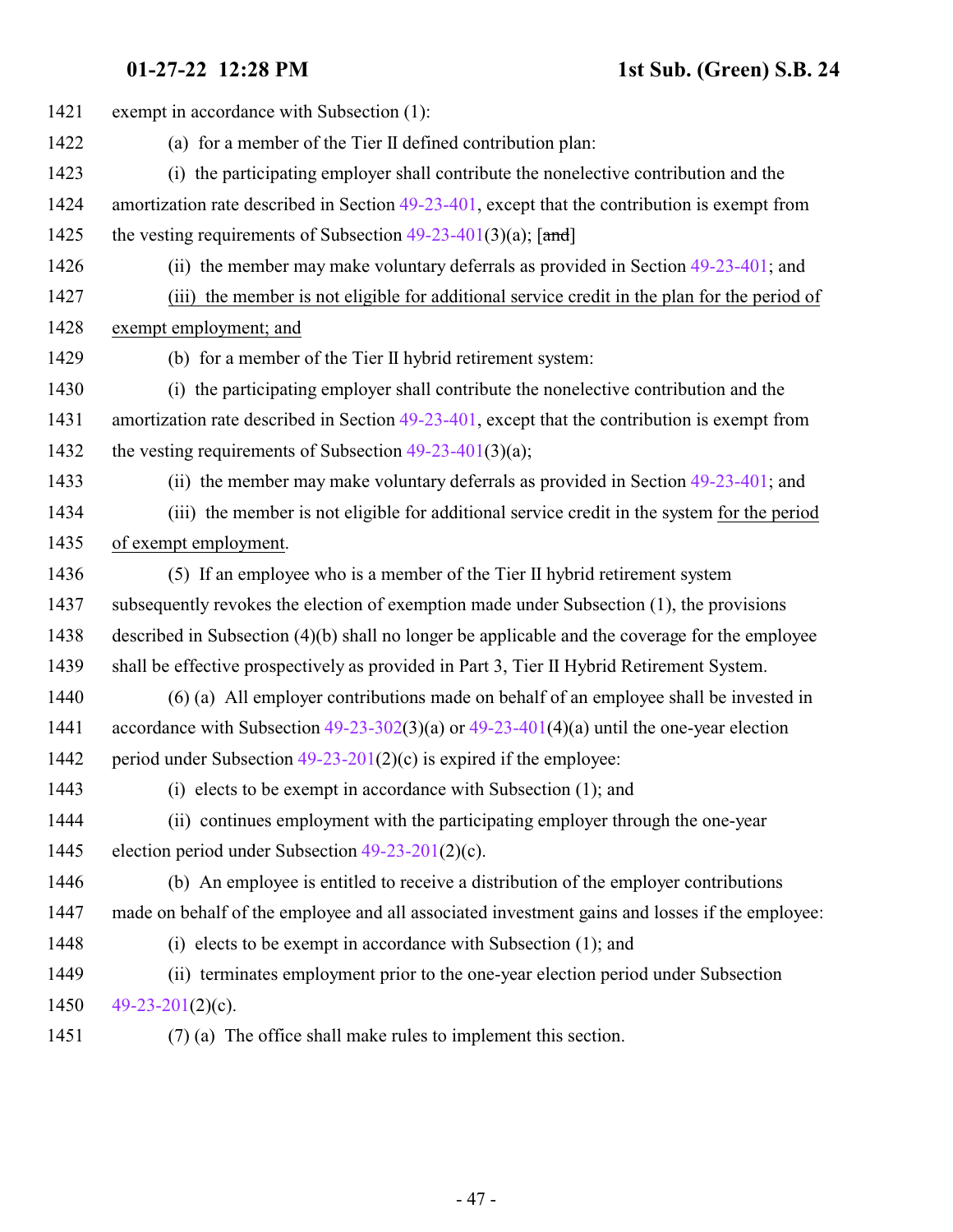exempt in accordance with Subsection (1):

(a) for a member of the Tier II defined contribution plan:

(i) the participating employer shall contribute the nonelective contribution and the amortization rate described in Section 49-23-401, except that the contribution is exempt from the vesting requirements of Subsection 49-23-401(3)(a); [~~and~~]

(ii) the member may make voluntary deferrals as provided in Section 49-23-401; and

<u>(iii) the member is not eligible for additional service credit in the plan for the period of exempt employment; and</u>

(b) for a member of the Tier II hybrid retirement system:

(i) the participating employer shall contribute the nonelective contribution and the amortization rate described in Section 49-23-401, except that the contribution is exempt from the vesting requirements of Subsection 49-23-401(3)(a);

(ii) the member may make voluntary deferrals as provided in Section 49-23-401; and

(iii) the member is not eligible for additional service credit in the system <u>for the period of exempt employment</u>.

(5) If an employee who is a member of the Tier II hybrid retirement system subsequently revokes the election of exemption made under Subsection (1), the provisions described in Subsection (4)(b) shall no longer be applicable and the coverage for the employee shall be effective prospectively as provided in Part 3, Tier II Hybrid Retirement System.

(6) (a) All employer contributions made on behalf of an employee shall be invested in accordance with Subsection 49-23-302(3)(a) or 49-23-401(4)(a) until the one-year election period under Subsection 49-23-201(2)(c) is expired if the employee:

(i) elects to be exempt in accordance with Subsection (1); and

(ii) continues employment with the participating employer through the one-year election period under Subsection 49-23-201(2)(c).

(b) An employee is entitled to receive a distribution of the employer contributions made on behalf of the employee and all associated investment gains and losses if the employee:

(i) elects to be exempt in accordance with Subsection (1); and

(ii) terminates employment prior to the one-year election period under Subsection 49-23-201(2)(c).

(7) (a) The office shall make rules to implement this section.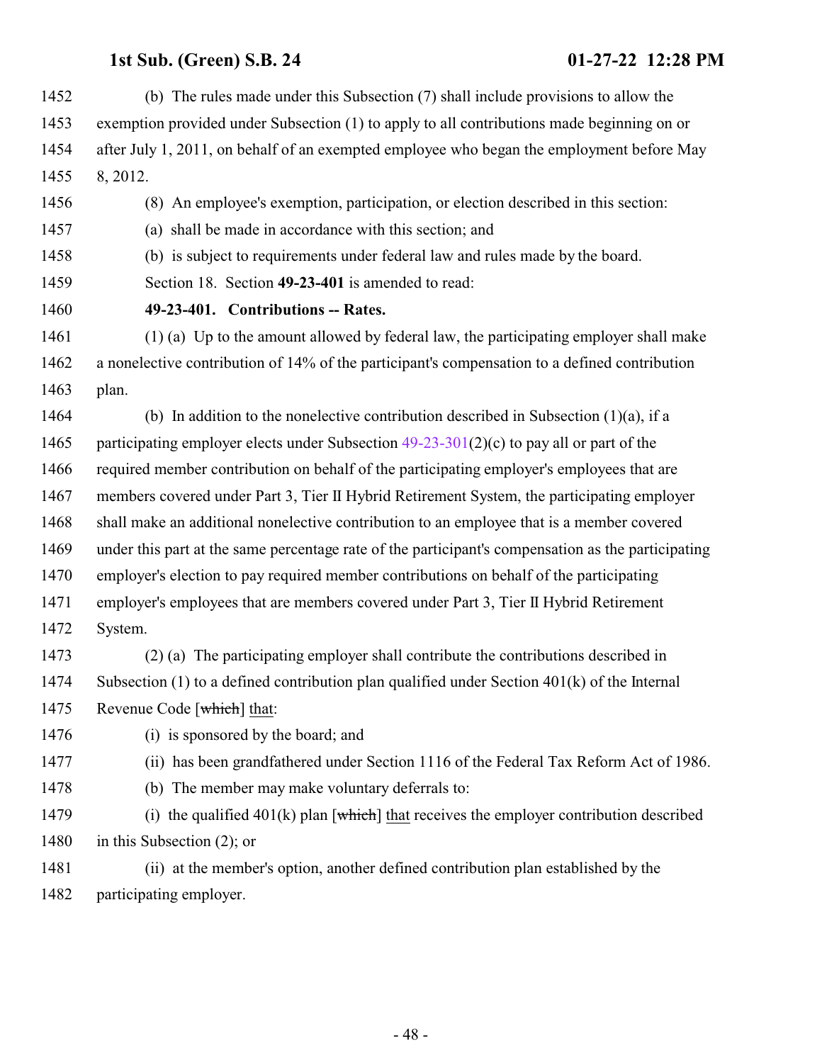(b) The rules made under this Subsection (7) shall include provisions to allow the exemption provided under Subsection (1) to apply to all contributions made beginning on or after July 1, 2011, on behalf of an exempted employee who began the employment before May 8, 2012.

(8) An employee's exemption, participation, or election described in this section:

(a) shall be made in accordance with this section; and

(b) is subject to requirements under federal law and rules made by the board.

Section 18. Section **49-23-401** is amended to read:

**49-23-401. Contributions -- Rates.**

(1) (a) Up to the amount allowed by federal law, the participating employer shall make a nonelective contribution of 14% of the participant's compensation to a defined contribution plan.

(b) In addition to the nonelective contribution described in Subsection (1)(a), if a participating employer elects under Subsection 49-23-301(2)(c) to pay all or part of the required member contribution on behalf of the participating employer's employees that are members covered under Part 3, Tier II Hybrid Retirement System, the participating employer shall make an additional nonelective contribution to an employee that is a member covered under this part at the same percentage rate of the participant's compensation as the participating employer's election to pay required member contributions on behalf of the participating employer's employees that are members covered under Part 3, Tier II Hybrid Retirement System.

(2) (a) The participating employer shall contribute the contributions described in Subsection (1) to a defined contribution plan qualified under Section 401(k) of the Internal Revenue Code [~~which~~] that:

(i) is sponsored by the board; and

(ii) has been grandfathered under Section 1116 of the Federal Tax Reform Act of 1986.

(b) The member may make voluntary deferrals to:

(i) the qualified 401(k) plan [~~which~~] that receives the employer contribution described in this Subsection (2); or

(ii) at the member's option, another defined contribution plan established by the participating employer.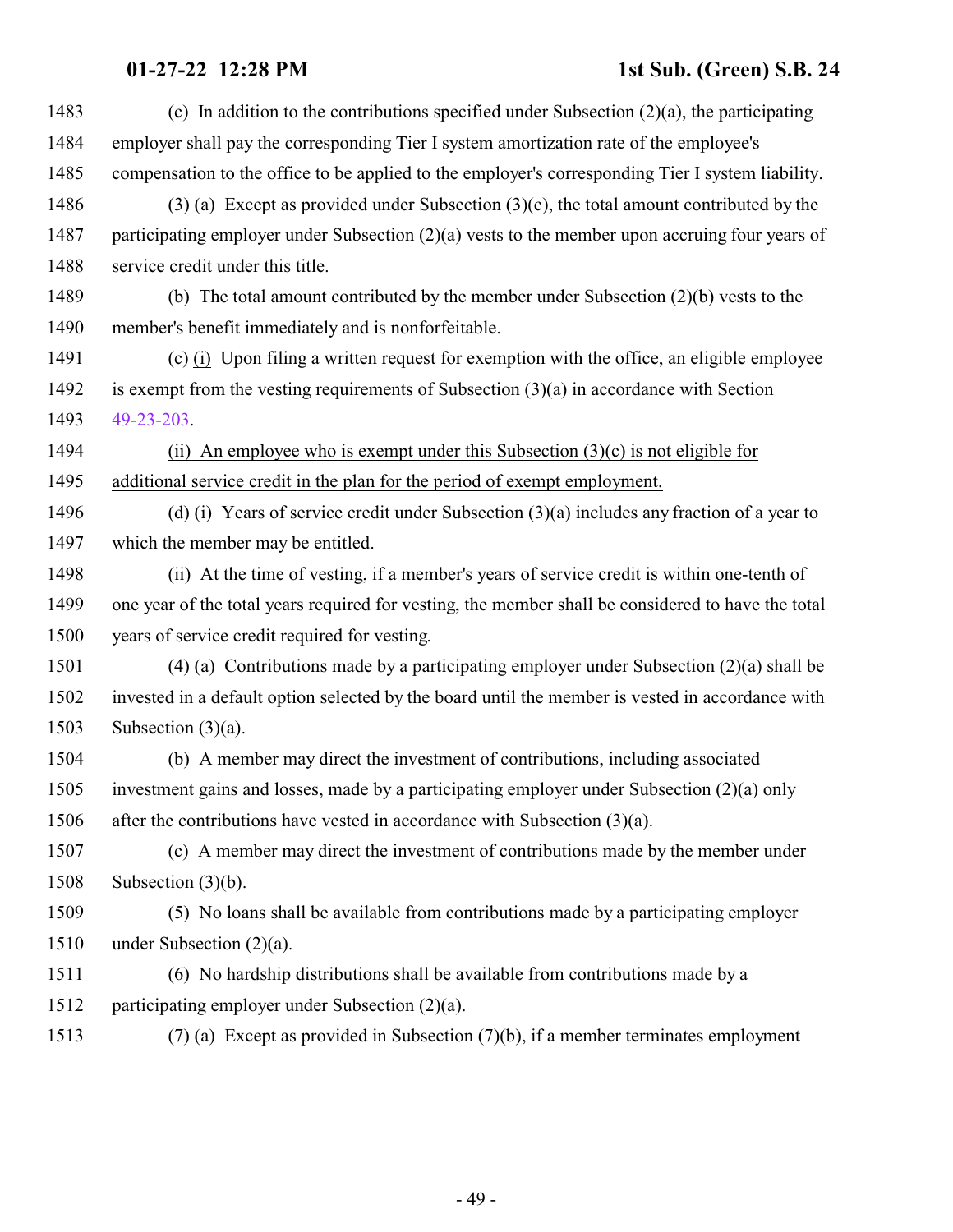(c) In addition to the contributions specified under Subsection (2)(a), the participating employer shall pay the corresponding Tier I system amortization rate of the employee's compensation to the office to be applied to the employer's corresponding Tier I system liability.

(3) (a) Except as provided under Subsection (3)(c), the total amount contributed by the participating employer under Subsection (2)(a) vests to the member upon accruing four years of service credit under this title.

(b) The total amount contributed by the member under Subsection (2)(b) vests to the member's benefit immediately and is nonforfeitable.

(c) (i) Upon filing a written request for exemption with the office, an eligible employee is exempt from the vesting requirements of Subsection (3)(a) in accordance with Section 49-23-203.

(ii) An employee who is exempt under this Subsection (3)(c) is not eligible for additional service credit in the plan for the period of exempt employment.

(d) (i) Years of service credit under Subsection (3)(a) includes any fraction of a year to which the member may be entitled.

(ii) At the time of vesting, if a member's years of service credit is within one-tenth of one year of the total years required for vesting, the member shall be considered to have the total years of service credit required for vesting.

(4) (a) Contributions made by a participating employer under Subsection (2)(a) shall be invested in a default option selected by the board until the member is vested in accordance with Subsection (3)(a).

(b) A member may direct the investment of contributions, including associated investment gains and losses, made by a participating employer under Subsection (2)(a) only after the contributions have vested in accordance with Subsection (3)(a).

(c) A member may direct the investment of contributions made by the member under Subsection (3)(b).

(5) No loans shall be available from contributions made by a participating employer under Subsection (2)(a).

(6) No hardship distributions shall be available from contributions made by a participating employer under Subsection (2)(a).

(7) (a) Except as provided in Subsection (7)(b), if a member terminates employment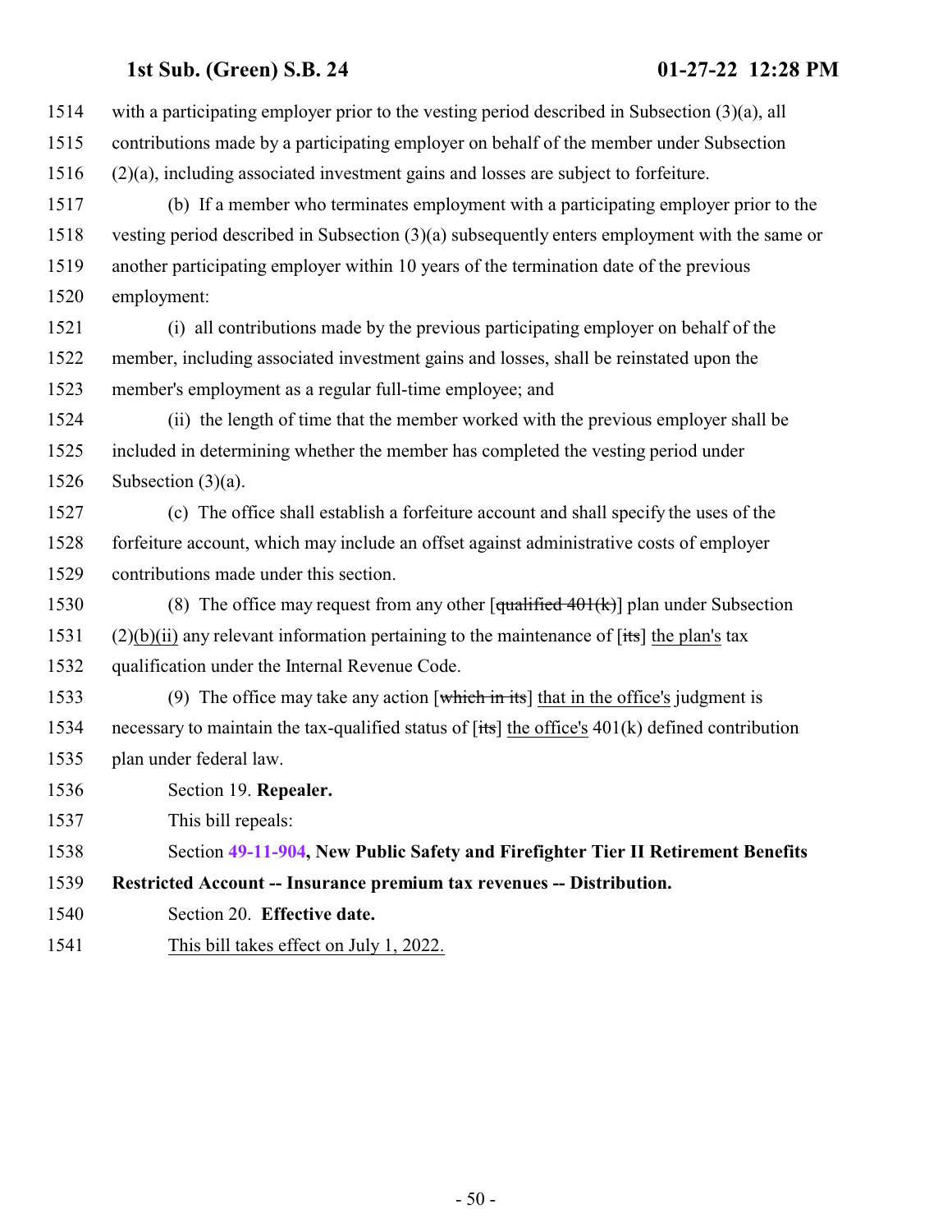1514 with a participating employer prior to the vesting period described in Subsection (3)(a), all
1515 contributions made by a participating employer on behalf of the member under Subsection
1516 (2)(a), including associated investment gains and losses are subject to forfeiture.

1517 (b) If a member who terminates employment with a participating employer prior to the
1518 vesting period described in Subsection (3)(a) subsequently enters employment with the same or
1519 another participating employer within 10 years of the termination date of the previous
1520 employment:

1521 (i) all contributions made by the previous participating employer on behalf of the
1522 member, including associated investment gains and losses, shall be reinstated upon the
1523 member's employment as a regular full-time employee; and

1524 (ii) the length of time that the member worked with the previous employer shall be
1525 included in determining whether the member has completed the vesting period under
1526 Subsection (3)(a).

1527 (c) The office shall establish a forfeiture account and shall specify the uses of the
1528 forfeiture account, which may include an offset against administrative costs of employer
1529 contributions made under this section.

1530 (8) The office may request from any other [~~qualified 401(k)~~] plan under Subsection
1531 (2)(b)(ii) any relevant information pertaining to the maintenance of [~~its~~] the plan's tax
1532 qualification under the Internal Revenue Code.

1533 (9) The office may take any action [~~which in its~~] that in the office's judgment is
1534 necessary to maintain the tax-qualified status of [~~its~~] the office's 401(k) defined contribution
1535 plan under federal law.

1536 Section 19. **Repealer.**

1537 This bill repeals:

1538 Section **49-11-904, New Public Safety and Firefighter Tier II Retirement Benefits**
1539 **Restricted Account -- Insurance premium tax revenues -- Distribution.**

1540 Section 20. **Effective date.**

1541 This bill takes effect on July 1, 2022.